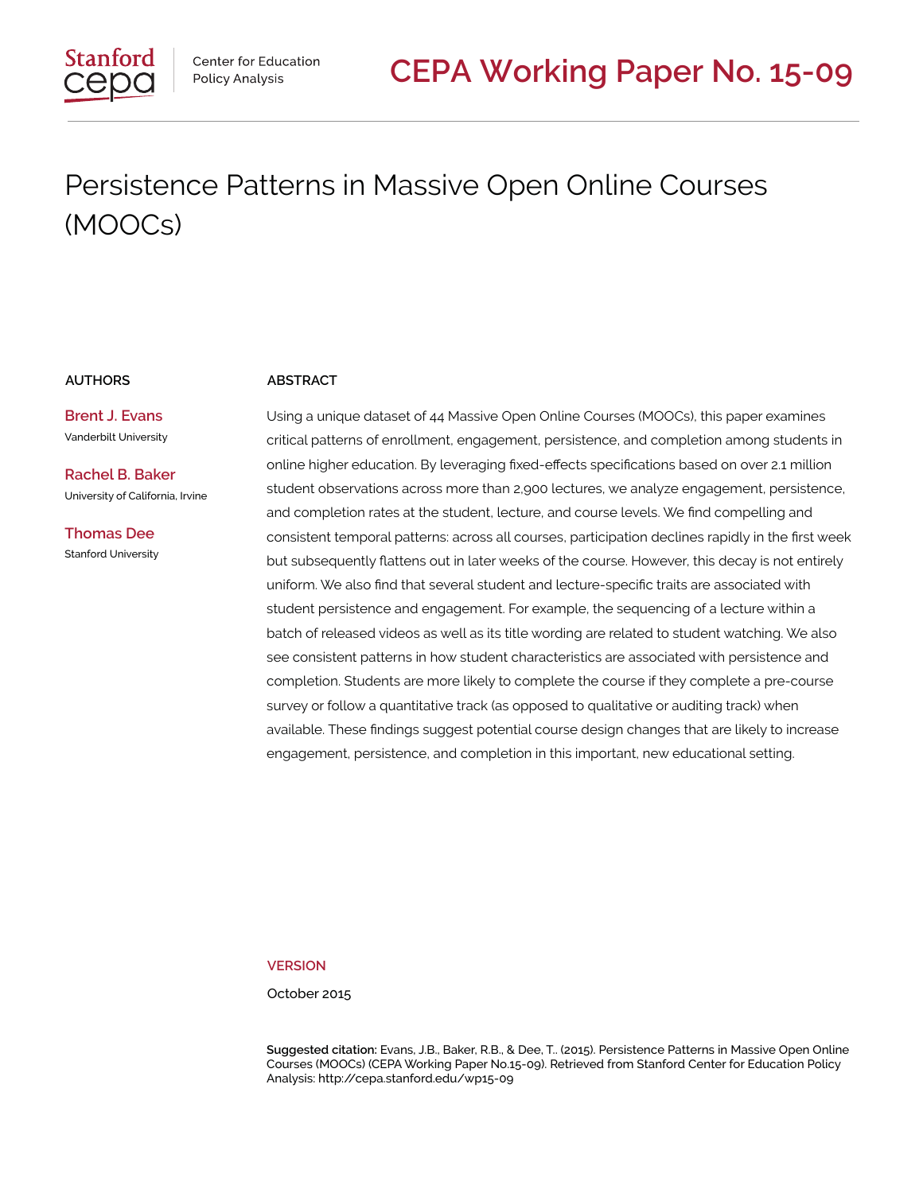Stanford cepa | Center for Education Policy Analysis

# CEPA Working Paper No. 15-09

## Persistence Patterns in Massive Open Online Courses (MOOCs)

### AUTHORS

**Brent J. Evans**
Vanderbilt University

**Rachel B. Baker**
University of California, Irvine

**Thomas Dee**
Stanford University

### ABSTRACT

Using a unique dataset of 44 Massive Open Online Courses (MOOCs), this paper examines critical patterns of enrollment, engagement, persistence, and completion among students in online higher education. By leveraging fixed-effects specifications based on over 2.1 million student observations across more than 2,900 lectures, we analyze engagement, persistence, and completion rates at the student, lecture, and course levels. We find compelling and consistent temporal patterns: across all courses, participation declines rapidly in the first week but subsequently flattens out in later weeks of the course. However, this decay is not entirely uniform. We also find that several student and lecture-specific traits are associated with student persistence and engagement. For example, the sequencing of a lecture within a batch of released videos as well as its title wording are related to student watching. We also see consistent patterns in how student characteristics are associated with persistence and completion. Students are more likely to complete the course if they complete a pre-course survey or follow a quantitative track (as opposed to qualitative or auditing track) when available. These findings suggest potential course design changes that are likely to increase engagement, persistence, and completion in this important, new educational setting.

### VERSION

October 2015

**Suggested citation:** Evans, J.B., Baker, R.B., & Dee, T.. (2015). Persistence Patterns in Massive Open Online Courses (MOOCs) (CEPA Working Paper No.15-09). Retrieved from Stanford Center for Education Policy Analysis: http://cepa.stanford.edu/wp15-09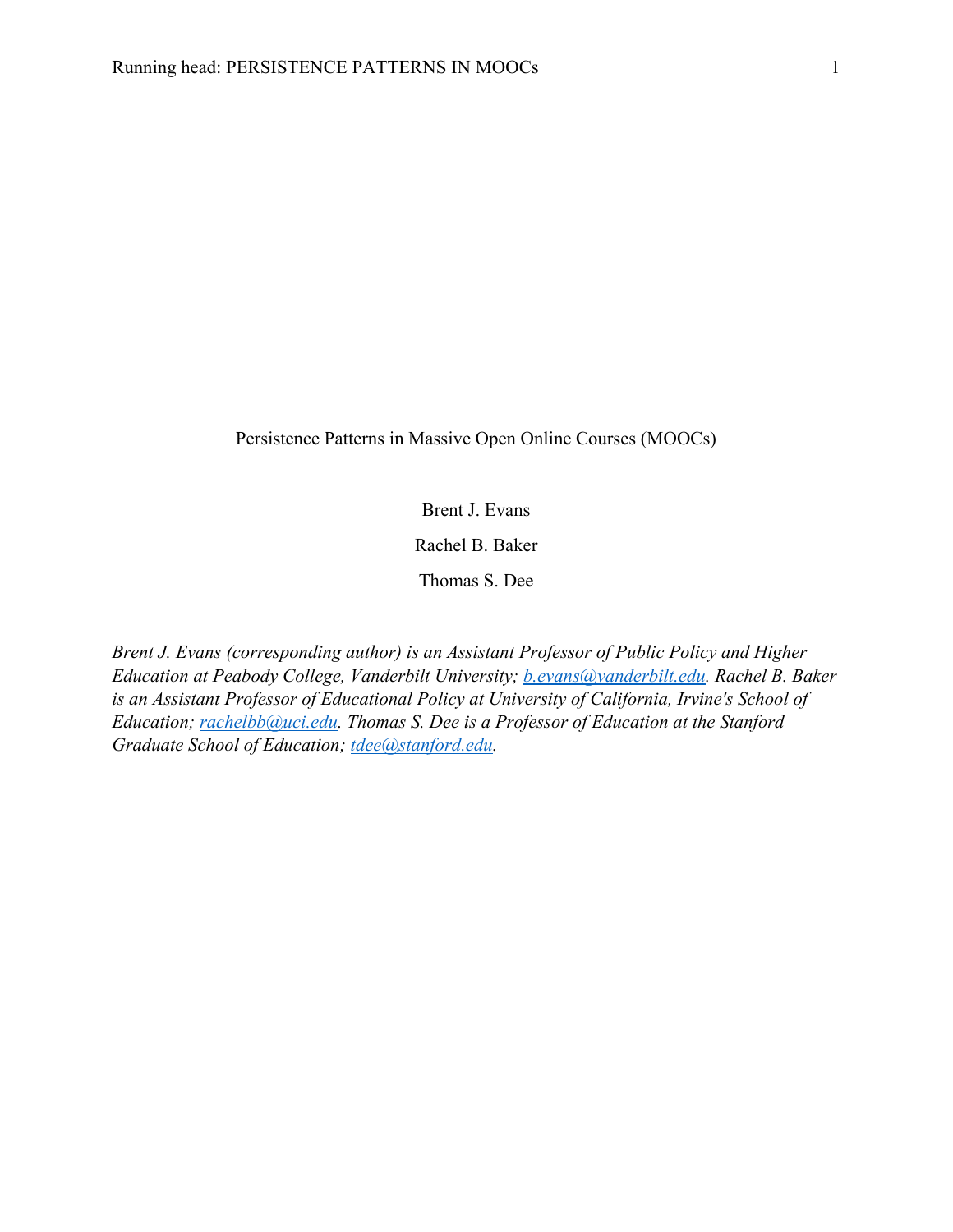# Persistence Patterns in Massive Open Online Courses (MOOCs)

Brent J. Evans

Rachel B. Baker

Thomas S. Dee

*Brent J. Evans (corresponding author) is an Assistant Professor of Public Policy and Higher Education at Peabody College, Vanderbilt University; b.evans@vanderbilt.edu. Rachel B. Baker is an Assistant Professor of Educational Policy at University of California, Irvine's School of Education; rachelbb@uci.edu. Thomas S. Dee is a Professor of Education at the Stanford Graduate School of Education; tdee@stanford.edu.*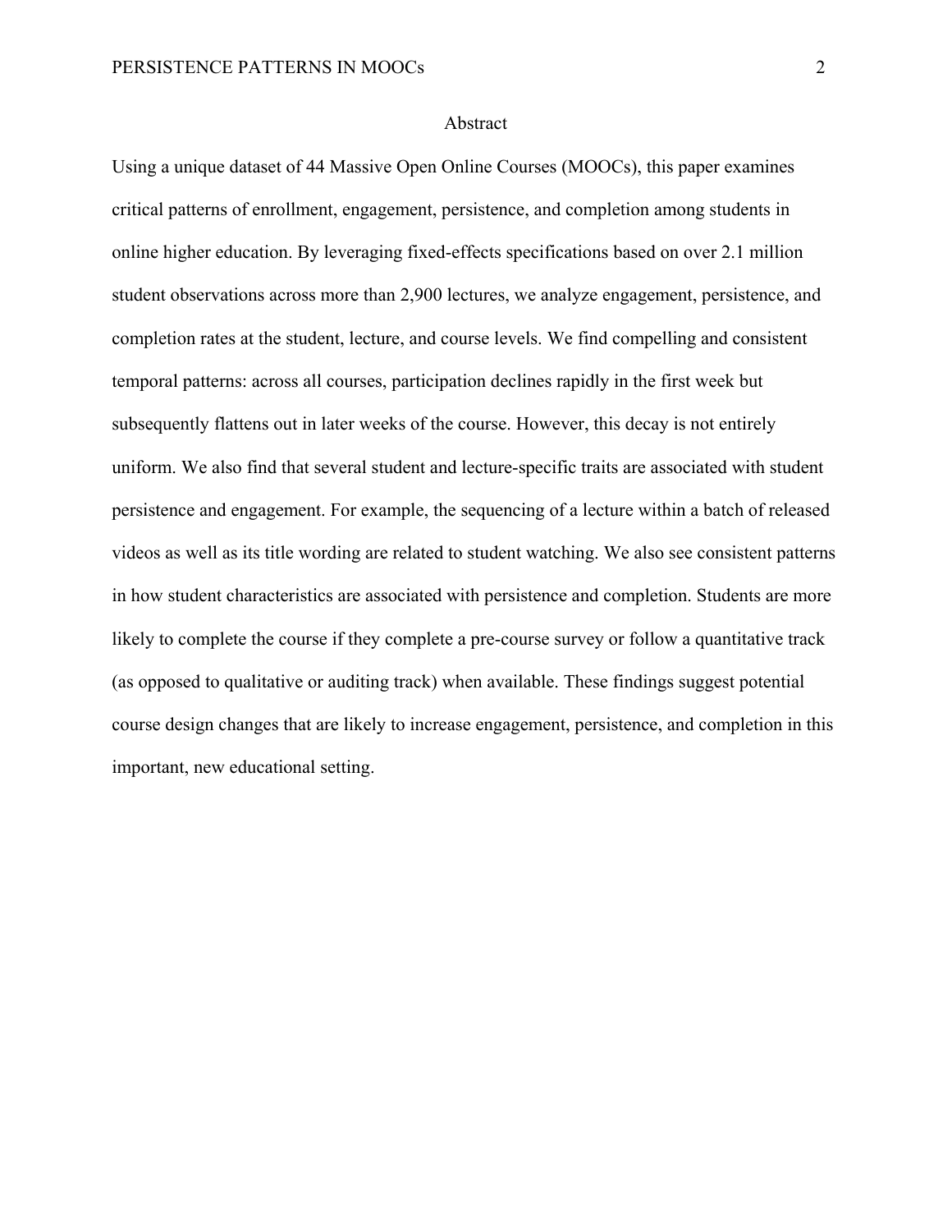# Abstract

Using a unique dataset of 44 Massive Open Online Courses (MOOCs), this paper examines critical patterns of enrollment, engagement, persistence, and completion among students in online higher education. By leveraging fixed-effects specifications based on over 2.1 million student observations across more than 2,900 lectures, we analyze engagement, persistence, and completion rates at the student, lecture, and course levels. We find compelling and consistent temporal patterns: across all courses, participation declines rapidly in the first week but subsequently flattens out in later weeks of the course. However, this decay is not entirely uniform. We also find that several student and lecture-specific traits are associated with student persistence and engagement. For example, the sequencing of a lecture within a batch of released videos as well as its title wording are related to student watching. We also see consistent patterns in how student characteristics are associated with persistence and completion. Students are more likely to complete the course if they complete a pre-course survey or follow a quantitative track (as opposed to qualitative or auditing track) when available. These findings suggest potential course design changes that are likely to increase engagement, persistence, and completion in this important, new educational setting.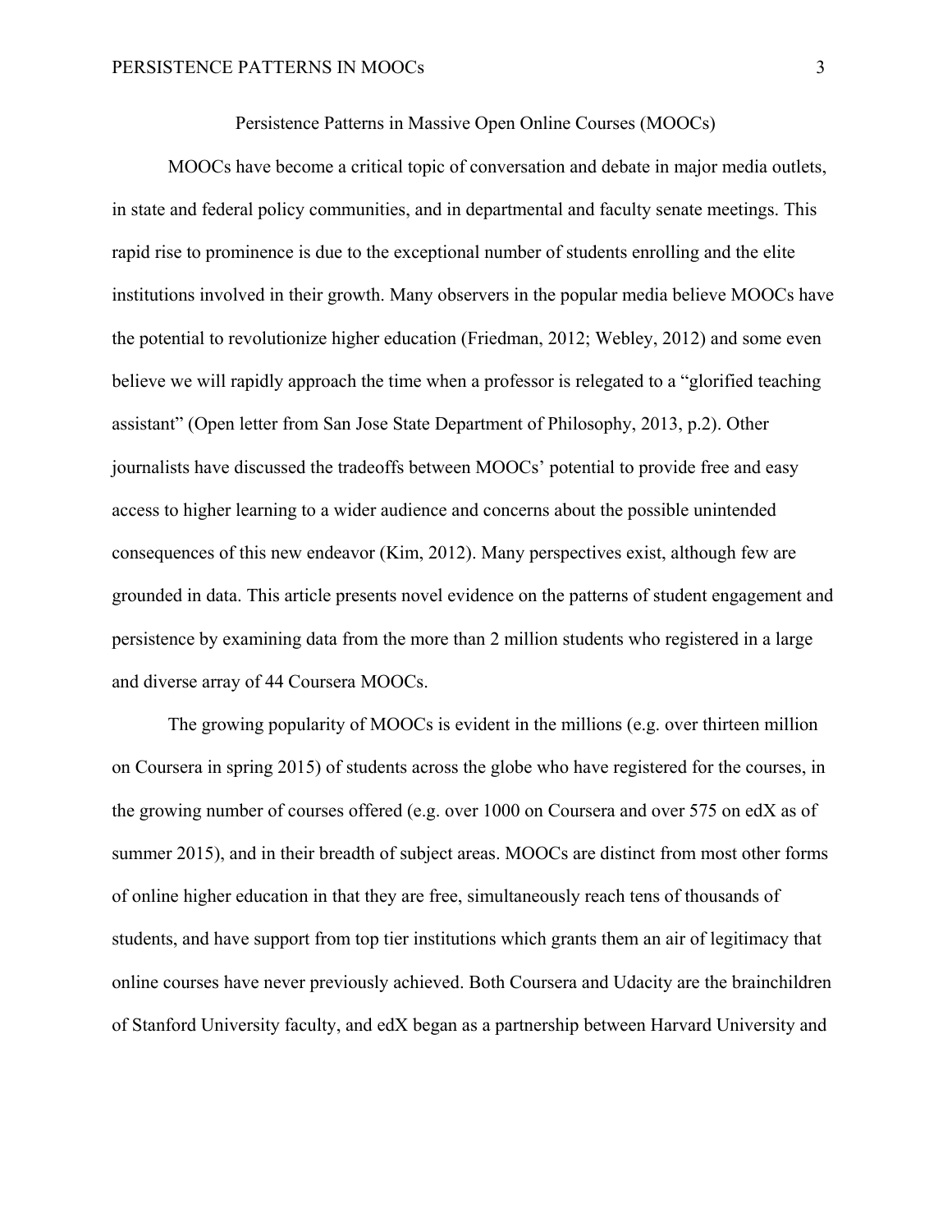# Persistence Patterns in Massive Open Online Courses (MOOCs)

MOOCs have become a critical topic of conversation and debate in major media outlets, in state and federal policy communities, and in departmental and faculty senate meetings. This rapid rise to prominence is due to the exceptional number of students enrolling and the elite institutions involved in their growth. Many observers in the popular media believe MOOCs have the potential to revolutionize higher education (Friedman, 2012; Webley, 2012) and some even believe we will rapidly approach the time when a professor is relegated to a "glorified teaching assistant" (Open letter from San Jose State Department of Philosophy, 2013, p.2). Other journalists have discussed the tradeoffs between MOOCs' potential to provide free and easy access to higher learning to a wider audience and concerns about the possible unintended consequences of this new endeavor (Kim, 2012). Many perspectives exist, although few are grounded in data. This article presents novel evidence on the patterns of student engagement and persistence by examining data from the more than 2 million students who registered in a large and diverse array of 44 Coursera MOOCs.

The growing popularity of MOOCs is evident in the millions (e.g. over thirteen million on Coursera in spring 2015) of students across the globe who have registered for the courses, in the growing number of courses offered (e.g. over 1000 on Coursera and over 575 on edX as of summer 2015), and in their breadth of subject areas. MOOCs are distinct from most other forms of online higher education in that they are free, simultaneously reach tens of thousands of students, and have support from top tier institutions which grants them an air of legitimacy that online courses have never previously achieved. Both Coursera and Udacity are the brainchildren of Stanford University faculty, and edX began as a partnership between Harvard University and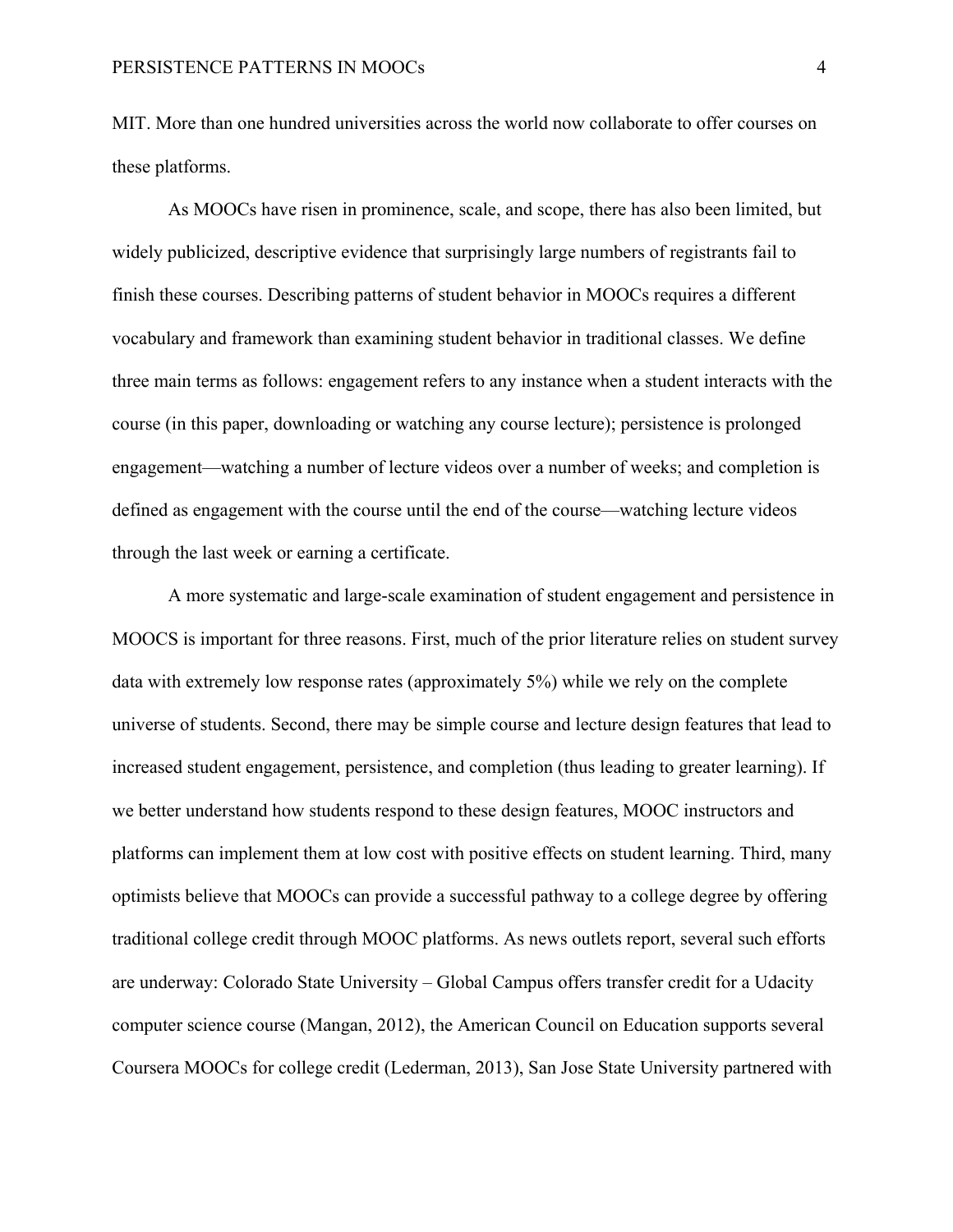MIT. More than one hundred universities across the world now collaborate to offer courses on these platforms.

As MOOCs have risen in prominence, scale, and scope, there has also been limited, but widely publicized, descriptive evidence that surprisingly large numbers of registrants fail to finish these courses. Describing patterns of student behavior in MOOCs requires a different vocabulary and framework than examining student behavior in traditional classes. We define three main terms as follows: engagement refers to any instance when a student interacts with the course (in this paper, downloading or watching any course lecture); persistence is prolonged engagement—watching a number of lecture videos over a number of weeks; and completion is defined as engagement with the course until the end of the course—watching lecture videos through the last week or earning a certificate.

A more systematic and large-scale examination of student engagement and persistence in MOOCS is important for three reasons. First, much of the prior literature relies on student survey data with extremely low response rates (approximately 5%) while we rely on the complete universe of students. Second, there may be simple course and lecture design features that lead to increased student engagement, persistence, and completion (thus leading to greater learning). If we better understand how students respond to these design features, MOOC instructors and platforms can implement them at low cost with positive effects on student learning. Third, many optimists believe that MOOCs can provide a successful pathway to a college degree by offering traditional college credit through MOOC platforms. As news outlets report, several such efforts are underway: Colorado State University – Global Campus offers transfer credit for a Udacity computer science course (Mangan, 2012), the American Council on Education supports several Coursera MOOCs for college credit (Lederman, 2013), San Jose State University partnered with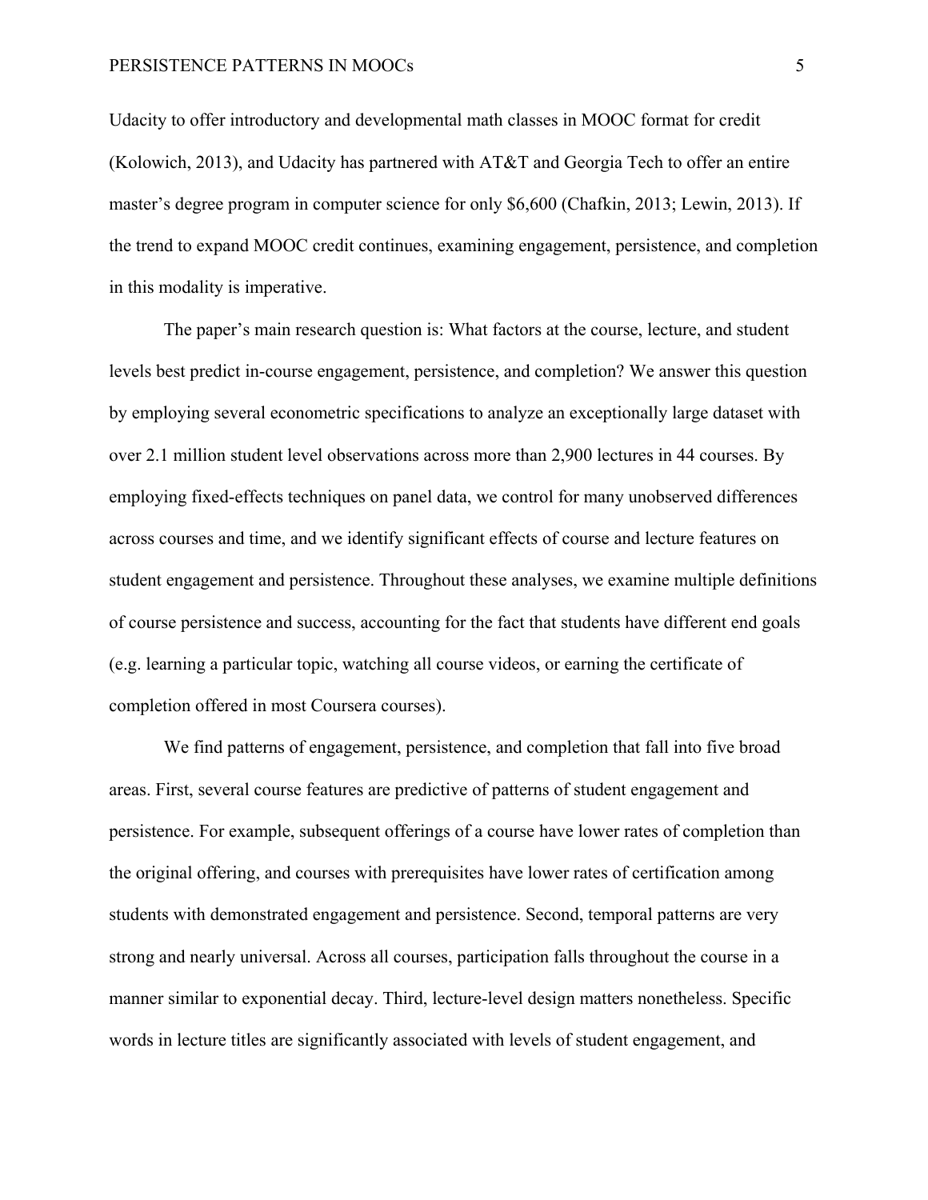Udacity to offer introductory and developmental math classes in MOOC format for credit (Kolowich, 2013), and Udacity has partnered with AT&T and Georgia Tech to offer an entire master's degree program in computer science for only $6,600 (Chafkin, 2013; Lewin, 2013). If the trend to expand MOOC credit continues, examining engagement, persistence, and completion in this modality is imperative.

The paper's main research question is: What factors at the course, lecture, and student levels best predict in-course engagement, persistence, and completion? We answer this question by employing several econometric specifications to analyze an exceptionally large dataset with over 2.1 million student level observations across more than 2,900 lectures in 44 courses. By employing fixed-effects techniques on panel data, we control for many unobserved differences across courses and time, and we identify significant effects of course and lecture features on student engagement and persistence. Throughout these analyses, we examine multiple definitions of course persistence and success, accounting for the fact that students have different end goals (e.g. learning a particular topic, watching all course videos, or earning the certificate of completion offered in most Coursera courses).

We find patterns of engagement, persistence, and completion that fall into five broad areas. First, several course features are predictive of patterns of student engagement and persistence. For example, subsequent offerings of a course have lower rates of completion than the original offering, and courses with prerequisites have lower rates of certification among students with demonstrated engagement and persistence. Second, temporal patterns are very strong and nearly universal. Across all courses, participation falls throughout the course in a manner similar to exponential decay. Third, lecture-level design matters nonetheless. Specific words in lecture titles are significantly associated with levels of student engagement, and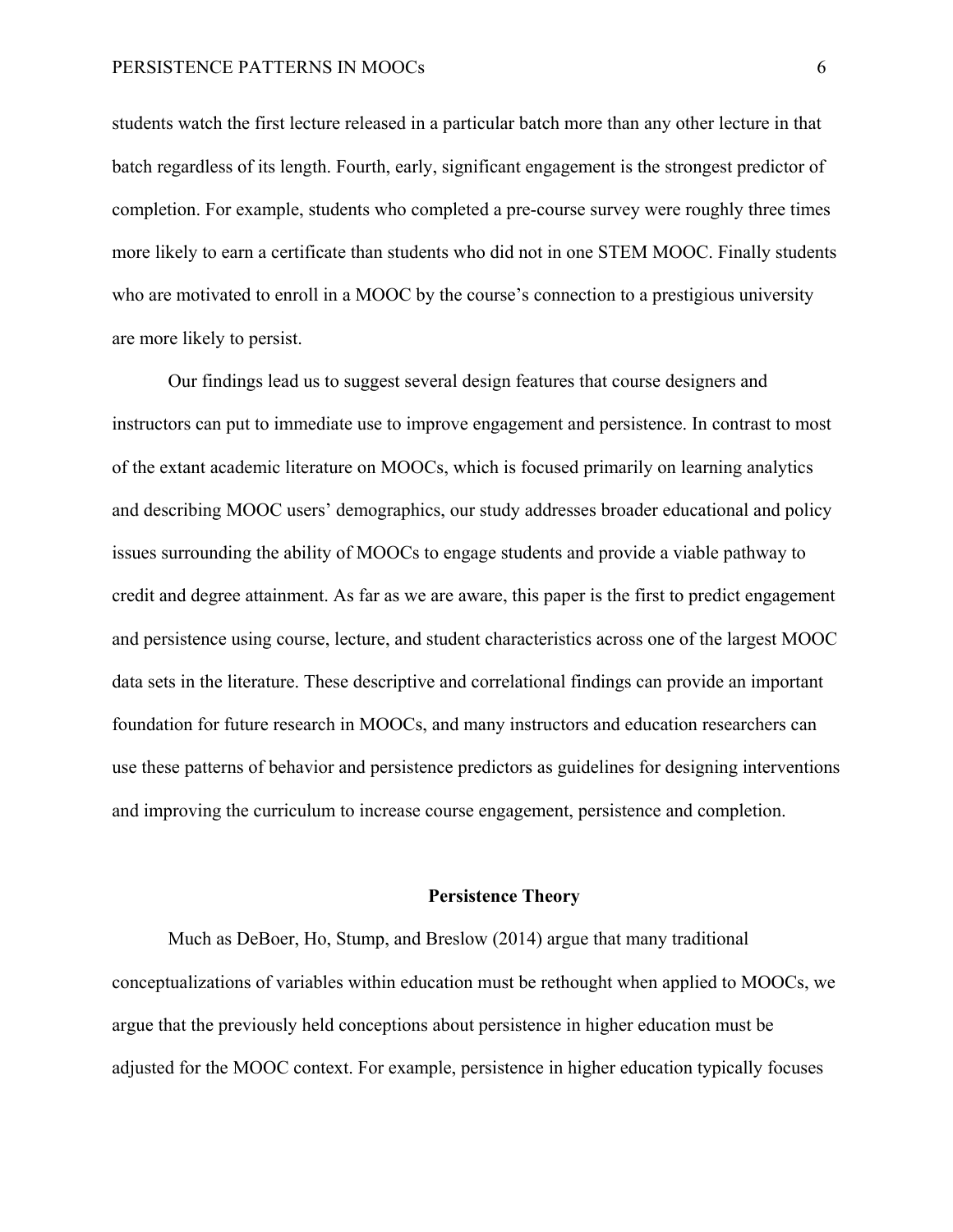students watch the first lecture released in a particular batch more than any other lecture in that batch regardless of its length. Fourth, early, significant engagement is the strongest predictor of completion. For example, students who completed a pre-course survey were roughly three times more likely to earn a certificate than students who did not in one STEM MOOC. Finally students who are motivated to enroll in a MOOC by the course's connection to a prestigious university are more likely to persist.

Our findings lead us to suggest several design features that course designers and instructors can put to immediate use to improve engagement and persistence. In contrast to most of the extant academic literature on MOOCs, which is focused primarily on learning analytics and describing MOOC users' demographics, our study addresses broader educational and policy issues surrounding the ability of MOOCs to engage students and provide a viable pathway to credit and degree attainment. As far as we are aware, this paper is the first to predict engagement and persistence using course, lecture, and student characteristics across one of the largest MOOC data sets in the literature. These descriptive and correlational findings can provide an important foundation for future research in MOOCs, and many instructors and education researchers can use these patterns of behavior and persistence predictors as guidelines for designing interventions and improving the curriculum to increase course engagement, persistence and completion.

## Persistence Theory

Much as DeBoer, Ho, Stump, and Breslow (2014) argue that many traditional conceptualizations of variables within education must be rethought when applied to MOOCs, we argue that the previously held conceptions about persistence in higher education must be adjusted for the MOOC context. For example, persistence in higher education typically focuses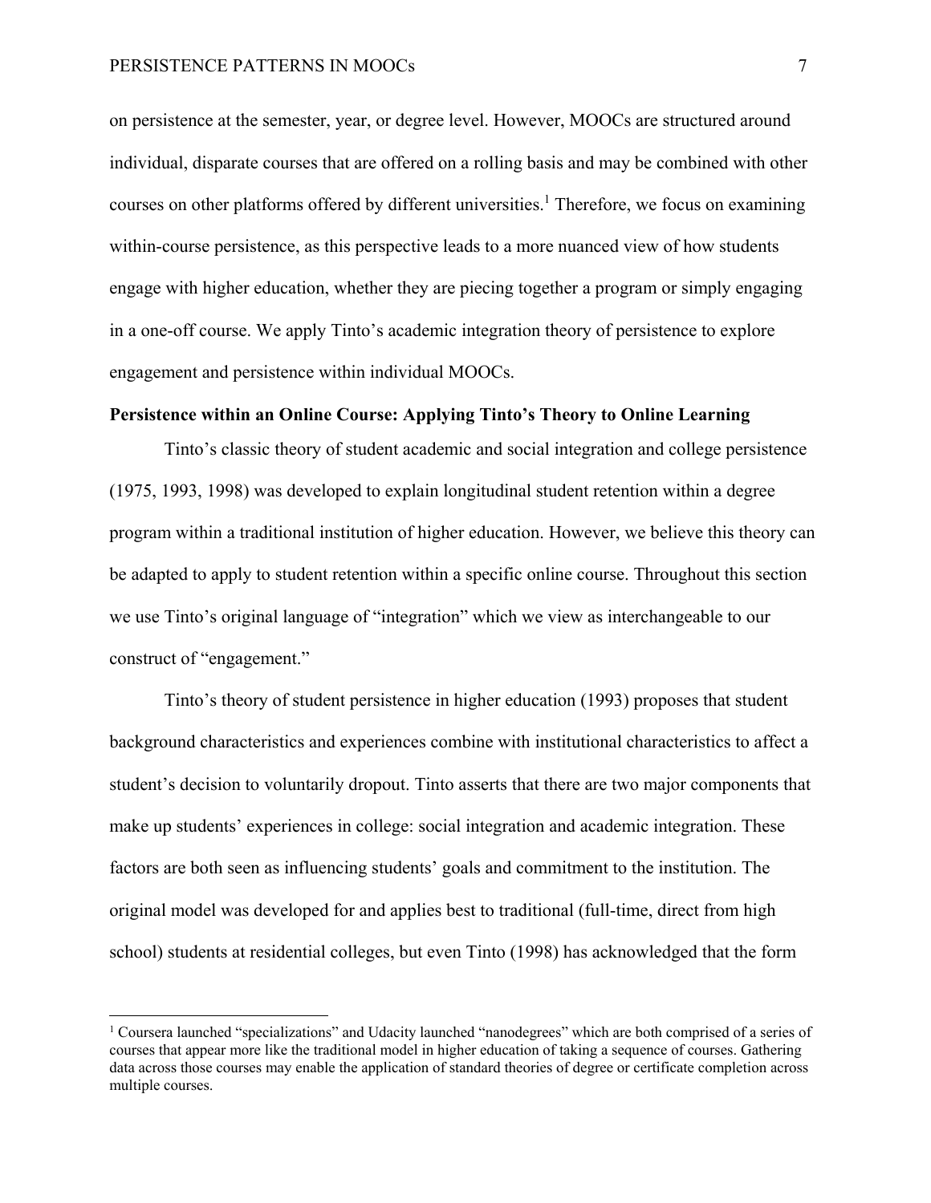on persistence at the semester, year, or degree level. However, MOOCs are structured around individual, disparate courses that are offered on a rolling basis and may be combined with other courses on other platforms offered by different universities.[1] Therefore, we focus on examining within-course persistence, as this perspective leads to a more nuanced view of how students engage with higher education, whether they are piecing together a program or simply engaging in a one-off course. We apply Tinto's academic integration theory of persistence to explore engagement and persistence within individual MOOCs.

**Persistence within an Online Course: Applying Tinto's Theory to Online Learning**

Tinto's classic theory of student academic and social integration and college persistence (1975, 1993, 1998) was developed to explain longitudinal student retention within a degree program within a traditional institution of higher education. However, we believe this theory can be adapted to apply to student retention within a specific online course. Throughout this section we use Tinto's original language of "integration" which we view as interchangeable to our construct of "engagement."

Tinto's theory of student persistence in higher education (1993) proposes that student background characteristics and experiences combine with institutional characteristics to affect a student's decision to voluntarily dropout. Tinto asserts that there are two major components that make up students' experiences in college: social integration and academic integration. These factors are both seen as influencing students' goals and commitment to the institution. The original model was developed for and applies best to traditional (full-time, direct from high school) students at residential colleges, but even Tinto (1998) has acknowledged that the form

[1] Coursera launched "specializations" and Udacity launched "nanodegrees" which are both comprised of a series of courses that appear more like the traditional model in higher education of taking a sequence of courses. Gathering data across those courses may enable the application of standard theories of degree or certificate completion across multiple courses.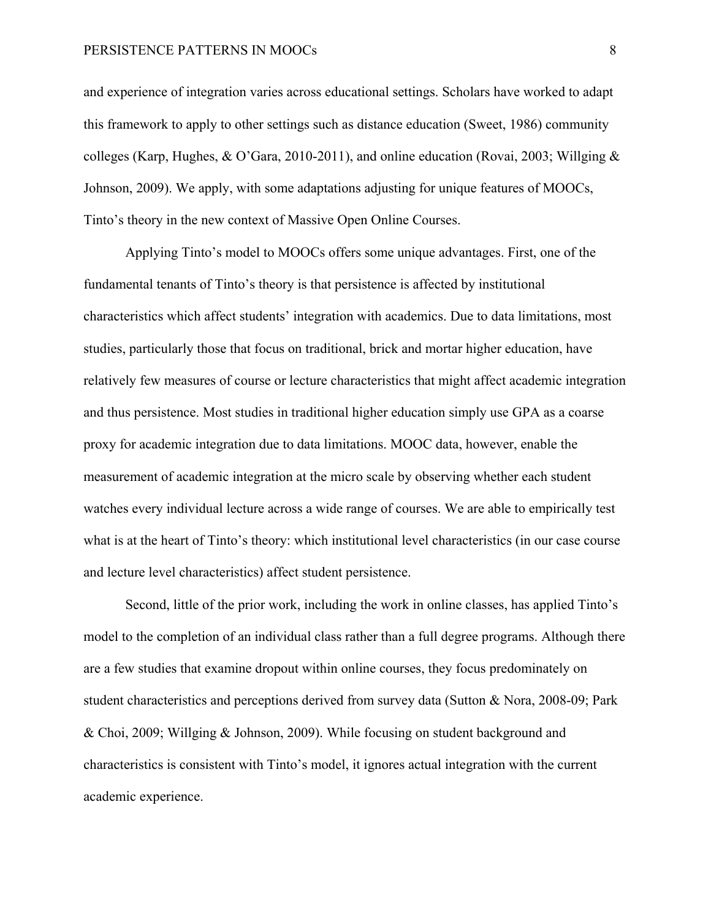and experience of integration varies across educational settings. Scholars have worked to adapt this framework to apply to other settings such as distance education (Sweet, 1986) community colleges (Karp, Hughes, & O'Gara, 2010-2011), and online education (Rovai, 2003; Willging & Johnson, 2009). We apply, with some adaptations adjusting for unique features of MOOCs, Tinto's theory in the new context of Massive Open Online Courses.

Applying Tinto's model to MOOCs offers some unique advantages. First, one of the fundamental tenants of Tinto's theory is that persistence is affected by institutional characteristics which affect students' integration with academics. Due to data limitations, most studies, particularly those that focus on traditional, brick and mortar higher education, have relatively few measures of course or lecture characteristics that might affect academic integration and thus persistence. Most studies in traditional higher education simply use GPA as a coarse proxy for academic integration due to data limitations. MOOC data, however, enable the measurement of academic integration at the micro scale by observing whether each student watches every individual lecture across a wide range of courses. We are able to empirically test what is at the heart of Tinto's theory: which institutional level characteristics (in our case course and lecture level characteristics) affect student persistence.

Second, little of the prior work, including the work in online classes, has applied Tinto's model to the completion of an individual class rather than a full degree programs. Although there are a few studies that examine dropout within online courses, they focus predominately on student characteristics and perceptions derived from survey data (Sutton & Nora, 2008-09; Park & Choi, 2009; Willging & Johnson, 2009). While focusing on student background and characteristics is consistent with Tinto's model, it ignores actual integration with the current academic experience.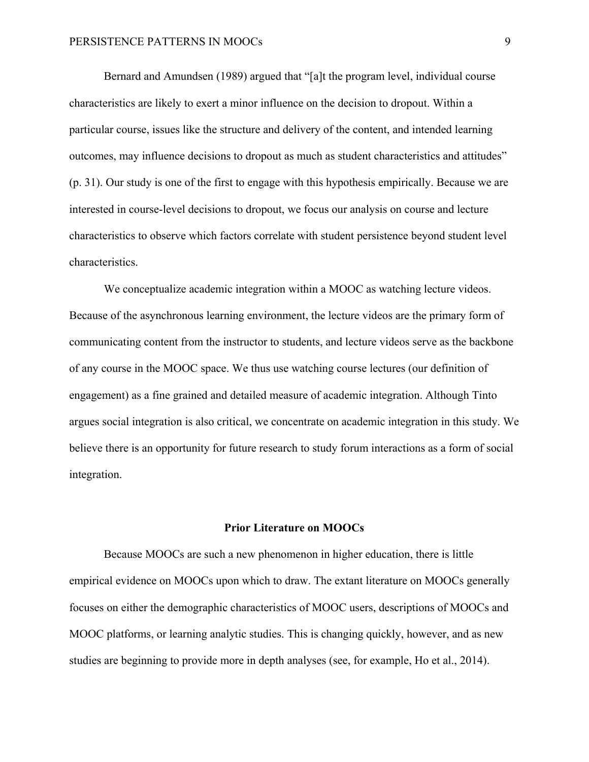Bernard and Amundsen (1989) argued that "[a]t the program level, individual course characteristics are likely to exert a minor influence on the decision to dropout. Within a particular course, issues like the structure and delivery of the content, and intended learning outcomes, may influence decisions to dropout as much as student characteristics and attitudes" (p. 31). Our study is one of the first to engage with this hypothesis empirically. Because we are interested in course-level decisions to dropout, we focus our analysis on course and lecture characteristics to observe which factors correlate with student persistence beyond student level characteristics.

We conceptualize academic integration within a MOOC as watching lecture videos. Because of the asynchronous learning environment, the lecture videos are the primary form of communicating content from the instructor to students, and lecture videos serve as the backbone of any course in the MOOC space. We thus use watching course lectures (our definition of engagement) as a fine grained and detailed measure of academic integration. Although Tinto argues social integration is also critical, we concentrate on academic integration in this study. We believe there is an opportunity for future research to study forum interactions as a form of social integration.

## Prior Literature on MOOCs

Because MOOCs are such a new phenomenon in higher education, there is little empirical evidence on MOOCs upon which to draw. The extant literature on MOOCs generally focuses on either the demographic characteristics of MOOC users, descriptions of MOOCs and MOOC platforms, or learning analytic studies. This is changing quickly, however, and as new studies are beginning to provide more in depth analyses (see, for example, Ho et al., 2014).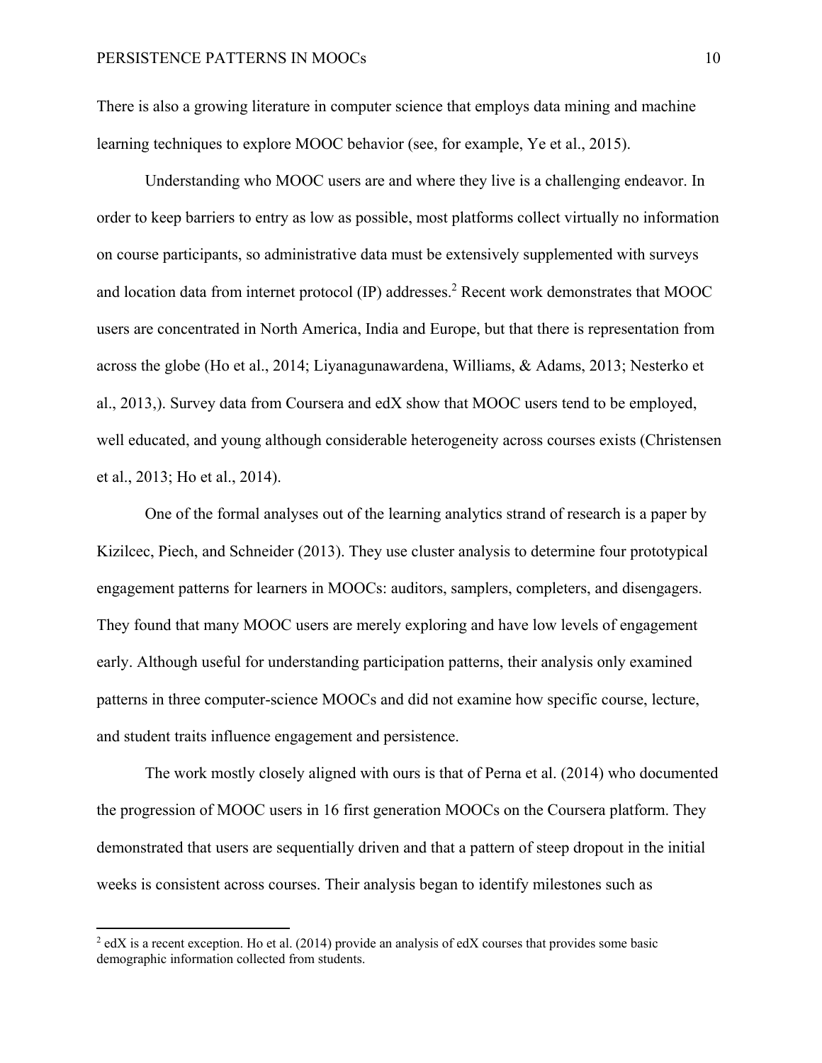There is also a growing literature in computer science that employs data mining and machine learning techniques to explore MOOC behavior (see, for example, Ye et al., 2015).

Understanding who MOOC users are and where they live is a challenging endeavor. In order to keep barriers to entry as low as possible, most platforms collect virtually no information on course participants, so administrative data must be extensively supplemented with surveys and location data from internet protocol (IP) addresses.[2] Recent work demonstrates that MOOC users are concentrated in North America, India and Europe, but that there is representation from across the globe (Ho et al., 2014; Liyanagunawardena, Williams, & Adams, 2013; Nesterko et al., 2013,). Survey data from Coursera and edX show that MOOC users tend to be employed, well educated, and young although considerable heterogeneity across courses exists (Christensen et al., 2013; Ho et al., 2014).

One of the formal analyses out of the learning analytics strand of research is a paper by Kizilcec, Piech, and Schneider (2013). They use cluster analysis to determine four prototypical engagement patterns for learners in MOOCs: auditors, samplers, completers, and disengagers. They found that many MOOC users are merely exploring and have low levels of engagement early. Although useful for understanding participation patterns, their analysis only examined patterns in three computer-science MOOCs and did not examine how specific course, lecture, and student traits influence engagement and persistence.

The work mostly closely aligned with ours is that of Perna et al. (2014) who documented the progression of MOOC users in 16 first generation MOOCs on the Coursera platform. They demonstrated that users are sequentially driven and that a pattern of steep dropout in the initial weeks is consistent across courses. Their analysis began to identify milestones such as

[2] edX is a recent exception. Ho et al. (2014) provide an analysis of edX courses that provides some basic demographic information collected from students.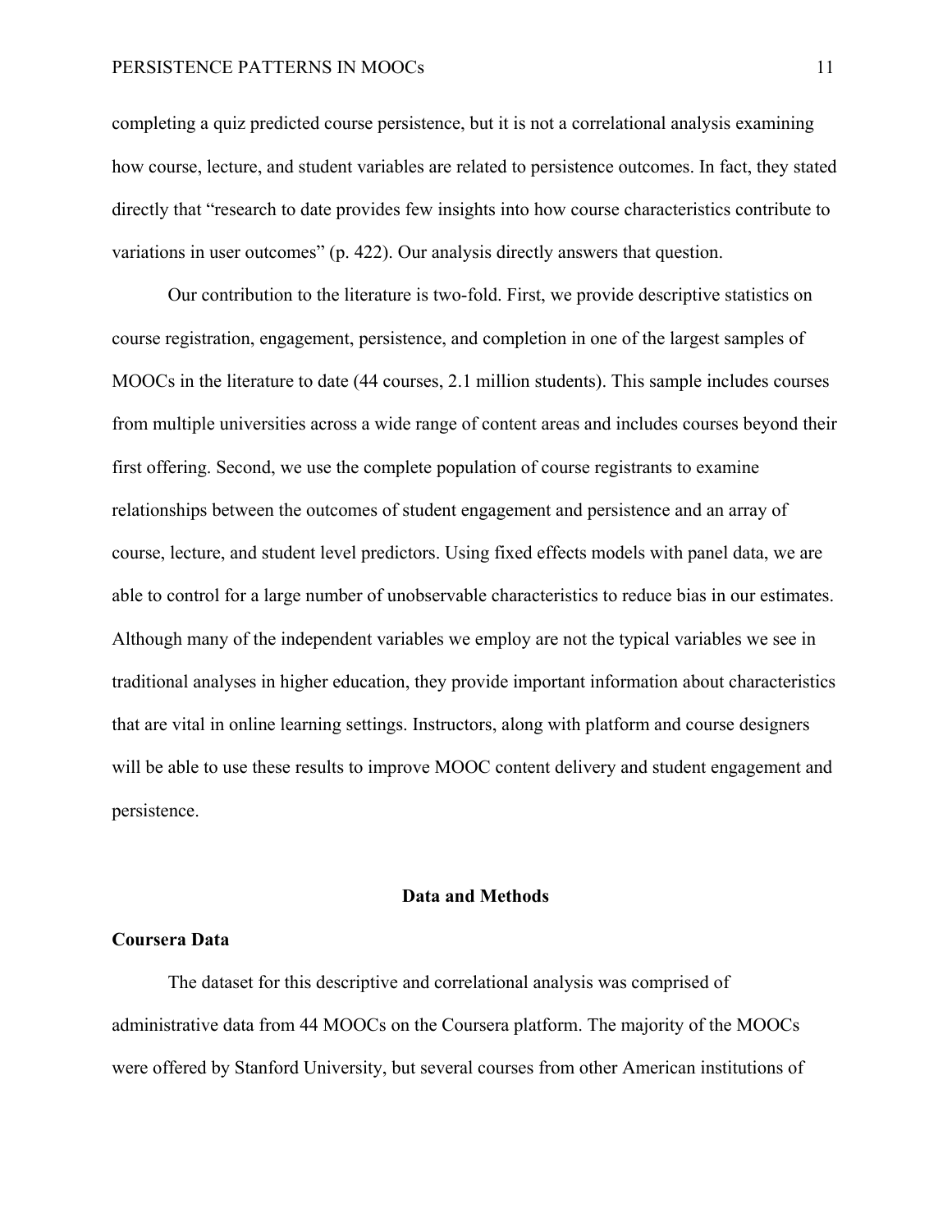completing a quiz predicted course persistence, but it is not a correlational analysis examining how course, lecture, and student variables are related to persistence outcomes. In fact, they stated directly that "research to date provides few insights into how course characteristics contribute to variations in user outcomes" (p. 422). Our analysis directly answers that question.

Our contribution to the literature is two-fold. First, we provide descriptive statistics on course registration, engagement, persistence, and completion in one of the largest samples of MOOCs in the literature to date (44 courses, 2.1 million students). This sample includes courses from multiple universities across a wide range of content areas and includes courses beyond their first offering. Second, we use the complete population of course registrants to examine relationships between the outcomes of student engagement and persistence and an array of course, lecture, and student level predictors. Using fixed effects models with panel data, we are able to control for a large number of unobservable characteristics to reduce bias in our estimates. Although many of the independent variables we employ are not the typical variables we see in traditional analyses in higher education, they provide important information about characteristics that are vital in online learning settings. Instructors, along with platform and course designers will be able to use these results to improve MOOC content delivery and student engagement and persistence.

## Data and Methods

### Coursera Data

The dataset for this descriptive and correlational analysis was comprised of administrative data from 44 MOOCs on the Coursera platform. The majority of the MOOCs were offered by Stanford University, but several courses from other American institutions of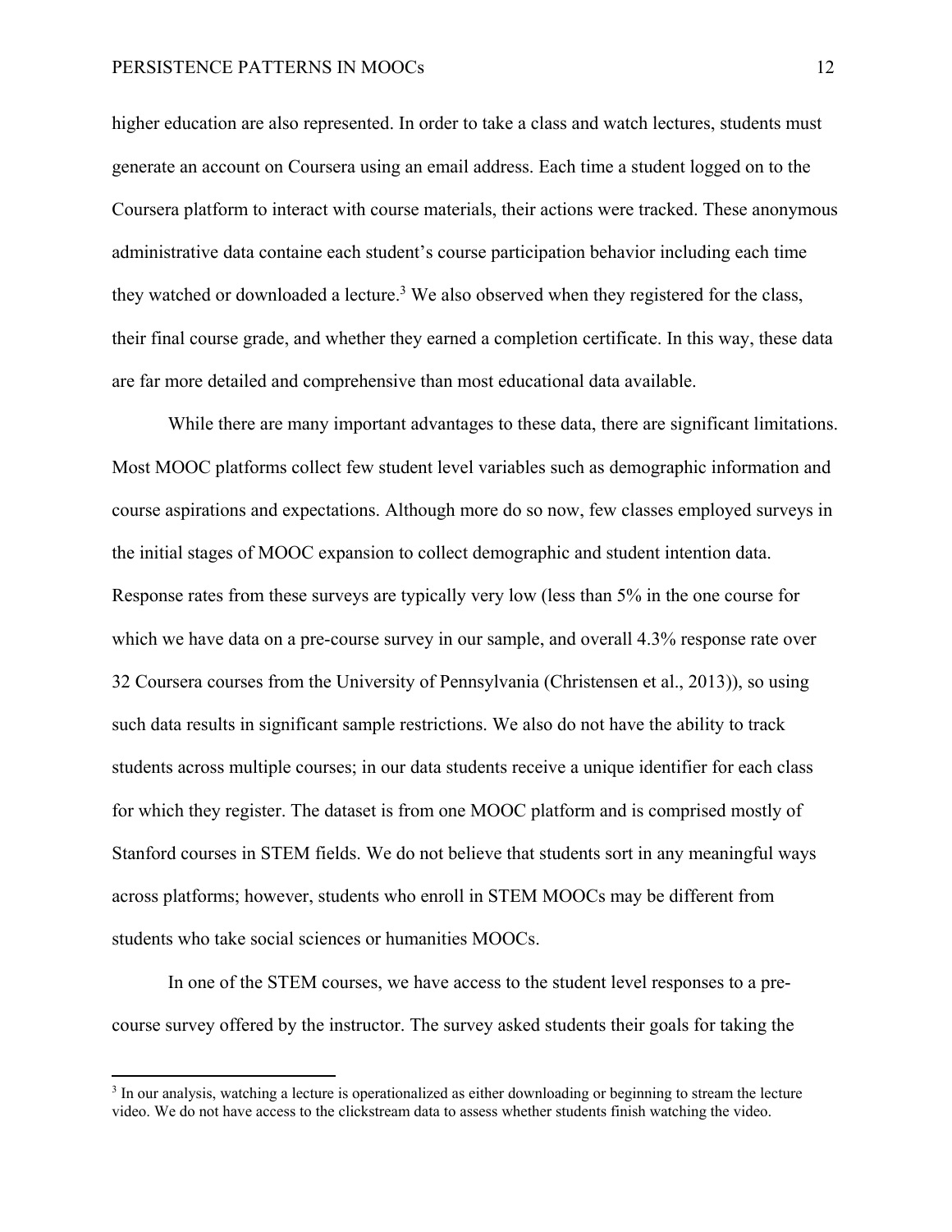higher education are also represented. In order to take a class and watch lectures, students must generate an account on Coursera using an email address. Each time a student logged on to the Coursera platform to interact with course materials, their actions were tracked. These anonymous administrative data containe each student's course participation behavior including each time they watched or downloaded a lecture.[3] We also observed when they registered for the class, their final course grade, and whether they earned a completion certificate. In this way, these data are far more detailed and comprehensive than most educational data available.

While there are many important advantages to these data, there are significant limitations. Most MOOC platforms collect few student level variables such as demographic information and course aspirations and expectations. Although more do so now, few classes employed surveys in the initial stages of MOOC expansion to collect demographic and student intention data. Response rates from these surveys are typically very low (less than 5% in the one course for which we have data on a pre-course survey in our sample, and overall 4.3% response rate over 32 Coursera courses from the University of Pennsylvania (Christensen et al., 2013)), so using such data results in significant sample restrictions. We also do not have the ability to track students across multiple courses; in our data students receive a unique identifier for each class for which they register. The dataset is from one MOOC platform and is comprised mostly of Stanford courses in STEM fields. We do not believe that students sort in any meaningful ways across platforms; however, students who enroll in STEM MOOCs may be different from students who take social sciences or humanities MOOCs.

In one of the STEM courses, we have access to the student level responses to a pre-course survey offered by the instructor. The survey asked students their goals for taking the

[3] In our analysis, watching a lecture is operationalized as either downloading or beginning to stream the lecture video. We do not have access to the clickstream data to assess whether students finish watching the video.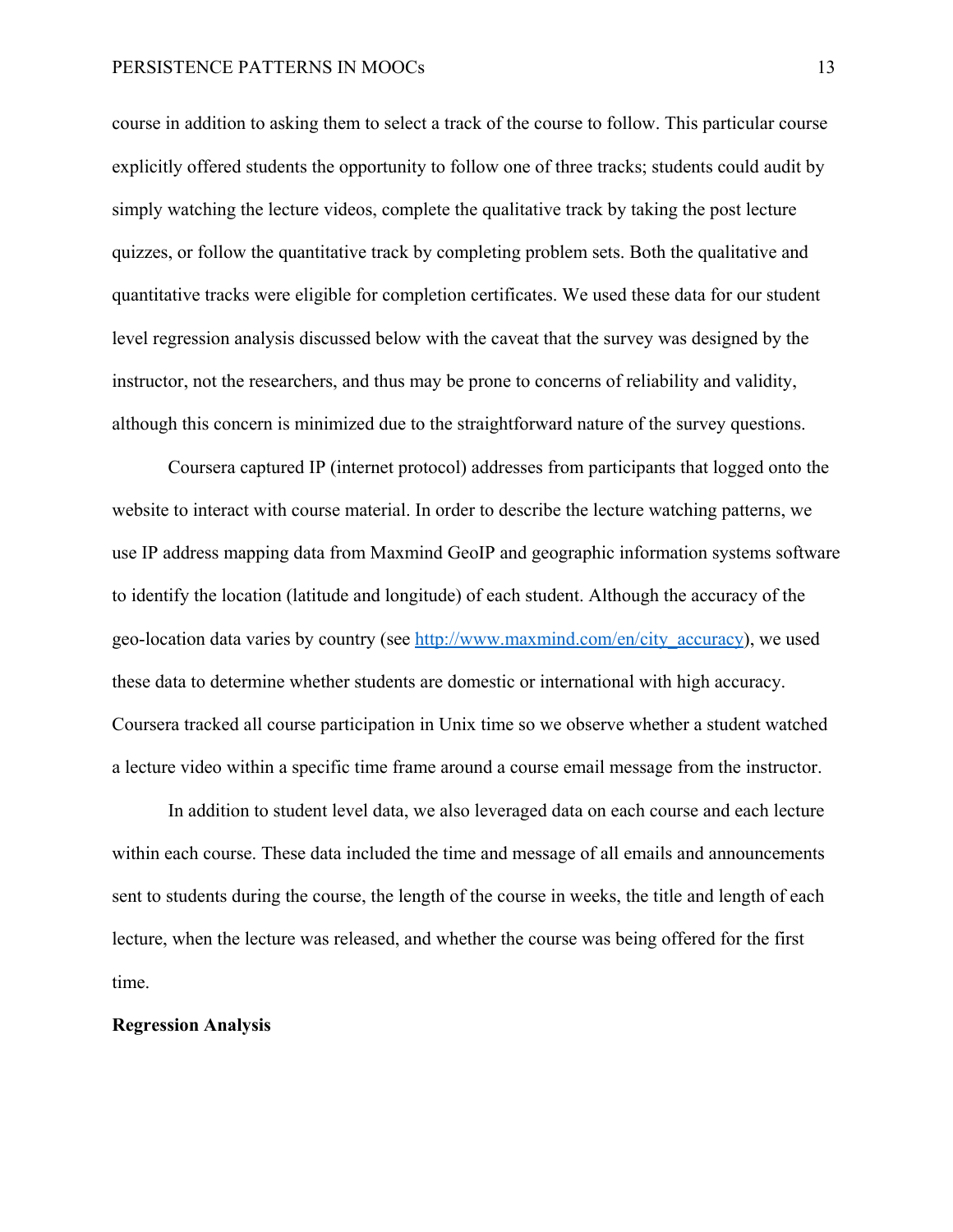course in addition to asking them to select a track of the course to follow. This particular course explicitly offered students the opportunity to follow one of three tracks; students could audit by simply watching the lecture videos, complete the qualitative track by taking the post lecture quizzes, or follow the quantitative track by completing problem sets. Both the qualitative and quantitative tracks were eligible for completion certificates. We used these data for our student level regression analysis discussed below with the caveat that the survey was designed by the instructor, not the researchers, and thus may be prone to concerns of reliability and validity, although this concern is minimized due to the straightforward nature of the survey questions.

Coursera captured IP (internet protocol) addresses from participants that logged onto the website to interact with course material. In order to describe the lecture watching patterns, we use IP address mapping data from Maxmind GeoIP and geographic information systems software to identify the location (latitude and longitude) of each student. Although the accuracy of the geo-location data varies by country (see http://www.maxmind.com/en/city_accuracy), we used these data to determine whether students are domestic or international with high accuracy. Coursera tracked all course participation in Unix time so we observe whether a student watched a lecture video within a specific time frame around a course email message from the instructor.

In addition to student level data, we also leveraged data on each course and each lecture within each course. These data included the time and message of all emails and announcements sent to students during the course, the length of the course in weeks, the title and length of each lecture, when the lecture was released, and whether the course was being offered for the first time.

**Regression Analysis**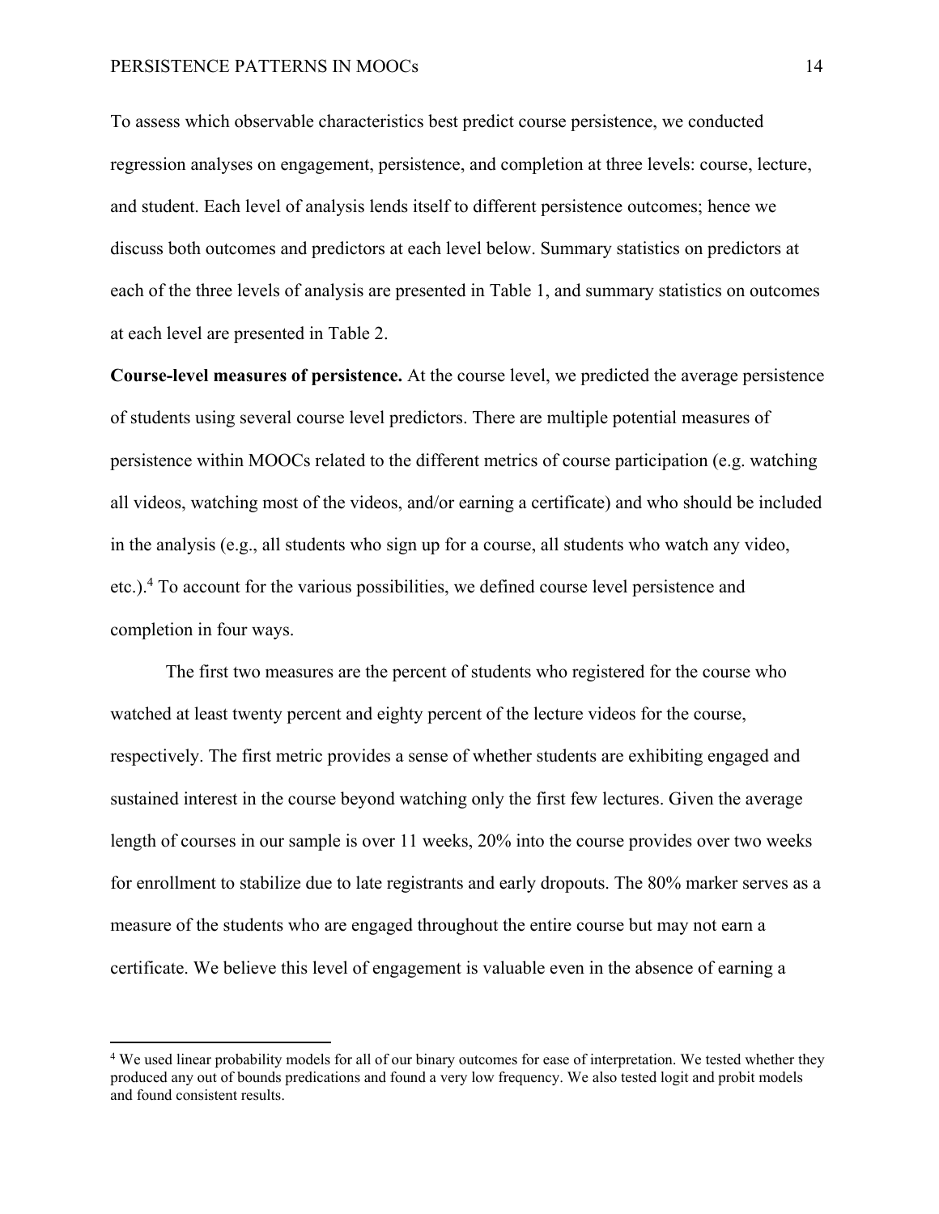To assess which observable characteristics best predict course persistence, we conducted regression analyses on engagement, persistence, and completion at three levels: course, lecture, and student. Each level of analysis lends itself to different persistence outcomes; hence we discuss both outcomes and predictors at each level below. Summary statistics on predictors at each of the three levels of analysis are presented in Table 1, and summary statistics on outcomes at each level are presented in Table 2.

**Course-level measures of persistence.** At the course level, we predicted the average persistence of students using several course level predictors. There are multiple potential measures of persistence within MOOCs related to the different metrics of course participation (e.g. watching all videos, watching most of the videos, and/or earning a certificate) and who should be included in the analysis (e.g., all students who sign up for a course, all students who watch any video, etc.).[4] To account for the various possibilities, we defined course level persistence and completion in four ways.

The first two measures are the percent of students who registered for the course who watched at least twenty percent and eighty percent of the lecture videos for the course, respectively. The first metric provides a sense of whether students are exhibiting engaged and sustained interest in the course beyond watching only the first few lectures. Given the average length of courses in our sample is over 11 weeks, 20% into the course provides over two weeks for enrollment to stabilize due to late registrants and early dropouts. The 80% marker serves as a measure of the students who are engaged throughout the entire course but may not earn a certificate. We believe this level of engagement is valuable even in the absence of earning a

[4] We used linear probability models for all of our binary outcomes for ease of interpretation. We tested whether they produced any out of bounds predications and found a very low frequency. We also tested logit and probit models and found consistent results.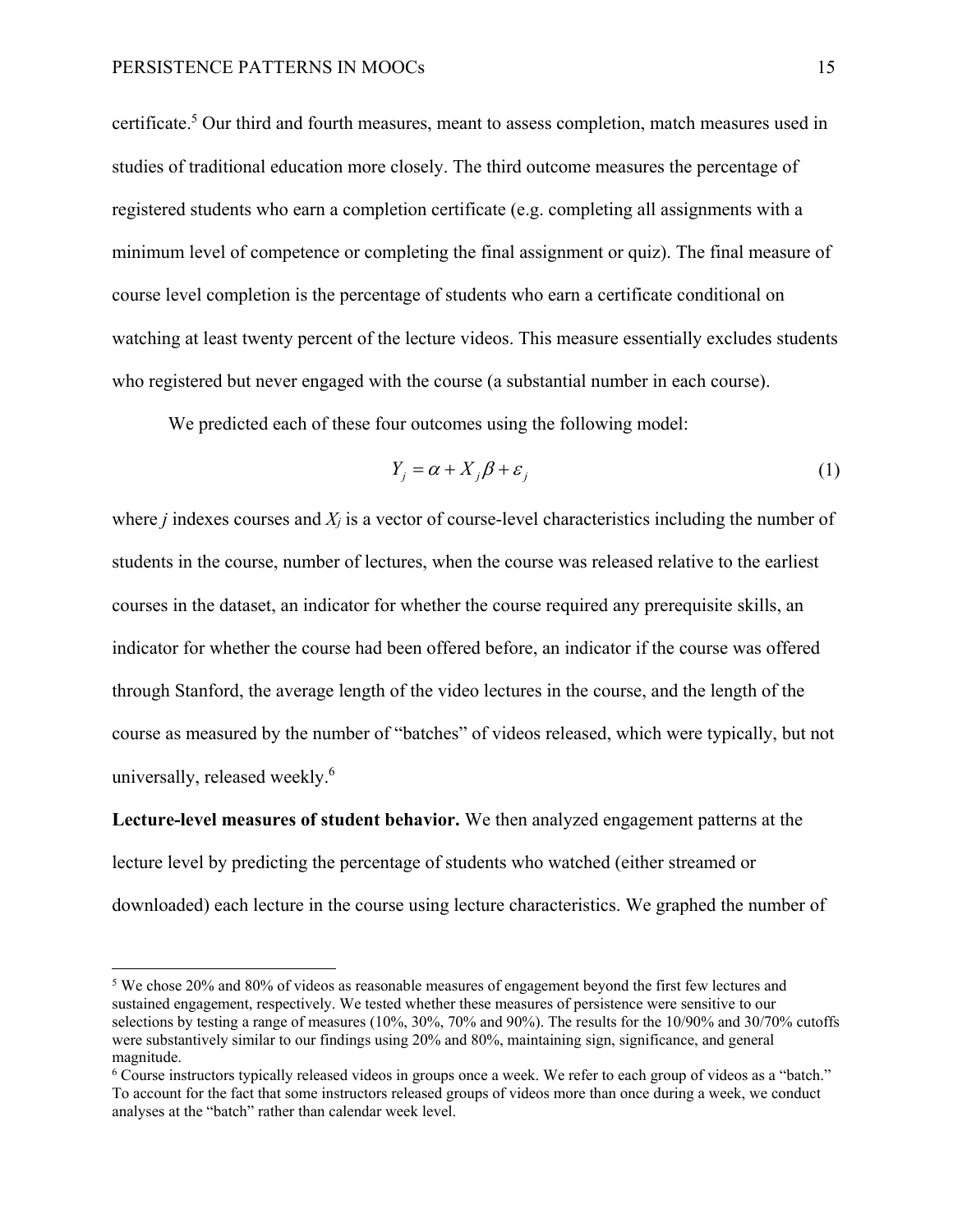certificate.[5] Our third and fourth measures, meant to assess completion, match measures used in studies of traditional education more closely. The third outcome measures the percentage of registered students who earn a completion certificate (e.g. completing all assignments with a minimum level of competence or completing the final assignment or quiz). The final measure of course level completion is the percentage of students who earn a certificate conditional on watching at least twenty percent of the lecture videos. This measure essentially excludes students who registered but never engaged with the course (a substantial number in each course).

We predicted each of these four outcomes using the following model:

$$Y_j = \alpha + X_j \beta + \varepsilon_j \tag{1}$$

where *j* indexes courses and $X_j$ is a vector of course-level characteristics including the number of students in the course, number of lectures, when the course was released relative to the earliest courses in the dataset, an indicator for whether the course required any prerequisite skills, an indicator for whether the course had been offered before, an indicator if the course was offered through Stanford, the average length of the video lectures in the course, and the length of the course as measured by the number of "batches" of videos released, which were typically, but not universally, released weekly.[6]

**Lecture-level measures of student behavior.** We then analyzed engagement patterns at the lecture level by predicting the percentage of students who watched (either streamed or downloaded) each lecture in the course using lecture characteristics. We graphed the number of

---

[5] We chose 20% and 80% of videos as reasonable measures of engagement beyond the first few lectures and sustained engagement, respectively. We tested whether these measures of persistence were sensitive to our selections by testing a range of measures (10%, 30%, 70% and 90%). The results for the 10/90% and 30/70% cutoffs were substantively similar to our findings using 20% and 80%, maintaining sign, significance, and general magnitude.

[6] Course instructors typically released videos in groups once a week. We refer to each group of videos as a "batch." To account for the fact that some instructors released groups of videos more than once during a week, we conduct analyses at the "batch" rather than calendar week level.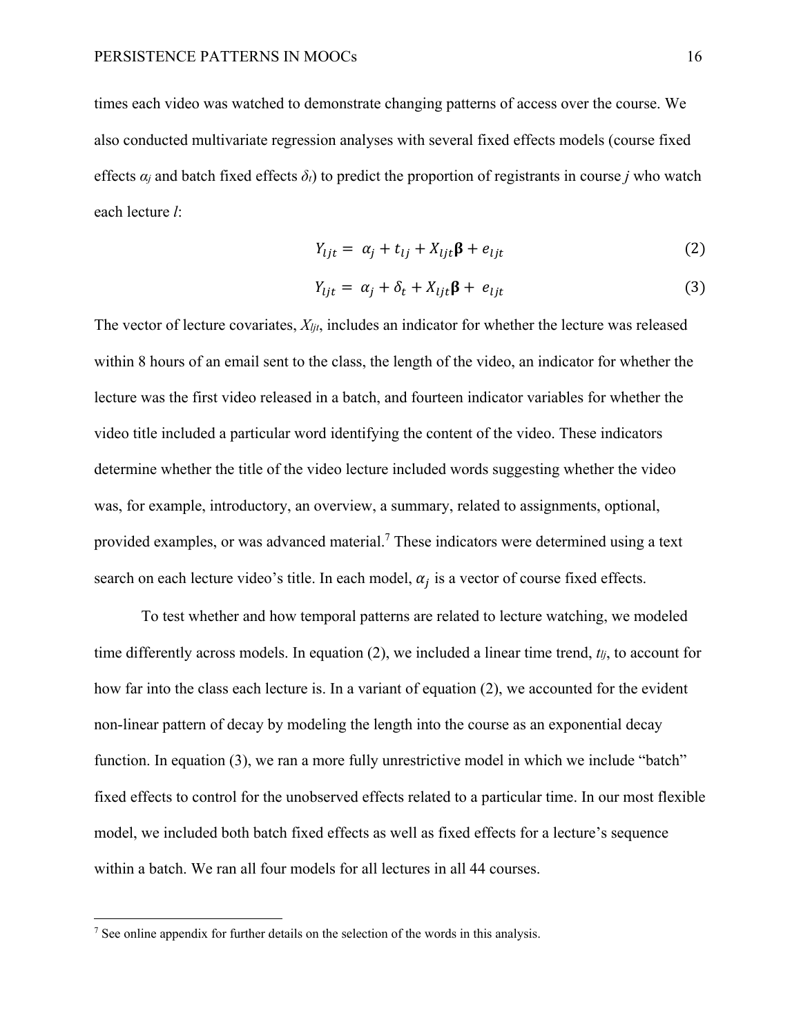times each video was watched to demonstrate changing patterns of access over the course. We also conducted multivariate regression analyses with several fixed effects models (course fixed effects $\alpha_j$ and batch fixed effects $\delta_t$) to predict the proportion of registrants in course *j* who watch each lecture *l*:

$$Y_{ljt} = \alpha_j + t_{lj} + X_{ljt}\boldsymbol{\beta} + e_{ljt} \tag{2}$$

$$Y_{ljt} = \alpha_j + \delta_t + X_{ljt}\boldsymbol{\beta} + e_{ljt} \tag{3}$$

The vector of lecture covariates, $X_{ljt}$, includes an indicator for whether the lecture was released within 8 hours of an email sent to the class, the length of the video, an indicator for whether the lecture was the first video released in a batch, and fourteen indicator variables for whether the video title included a particular word identifying the content of the video. These indicators determine whether the title of the video lecture included words suggesting whether the video was, for example, introductory, an overview, a summary, related to assignments, optional, provided examples, or was advanced material.[7] These indicators were determined using a text search on each lecture video's title. In each model, $\alpha_j$ is a vector of course fixed effects.

To test whether and how temporal patterns are related to lecture watching, we modeled time differently across models. In equation (2), we included a linear time trend, $t_{lj}$, to account for how far into the class each lecture is. In a variant of equation (2), we accounted for the evident non-linear pattern of decay by modeling the length into the course as an exponential decay function. In equation (3), we ran a more fully unrestrictive model in which we include "batch" fixed effects to control for the unobserved effects related to a particular time. In our most flexible model, we included both batch fixed effects as well as fixed effects for a lecture's sequence within a batch. We ran all four models for all lectures in all 44 courses.

[7] See online appendix for further details on the selection of the words in this analysis.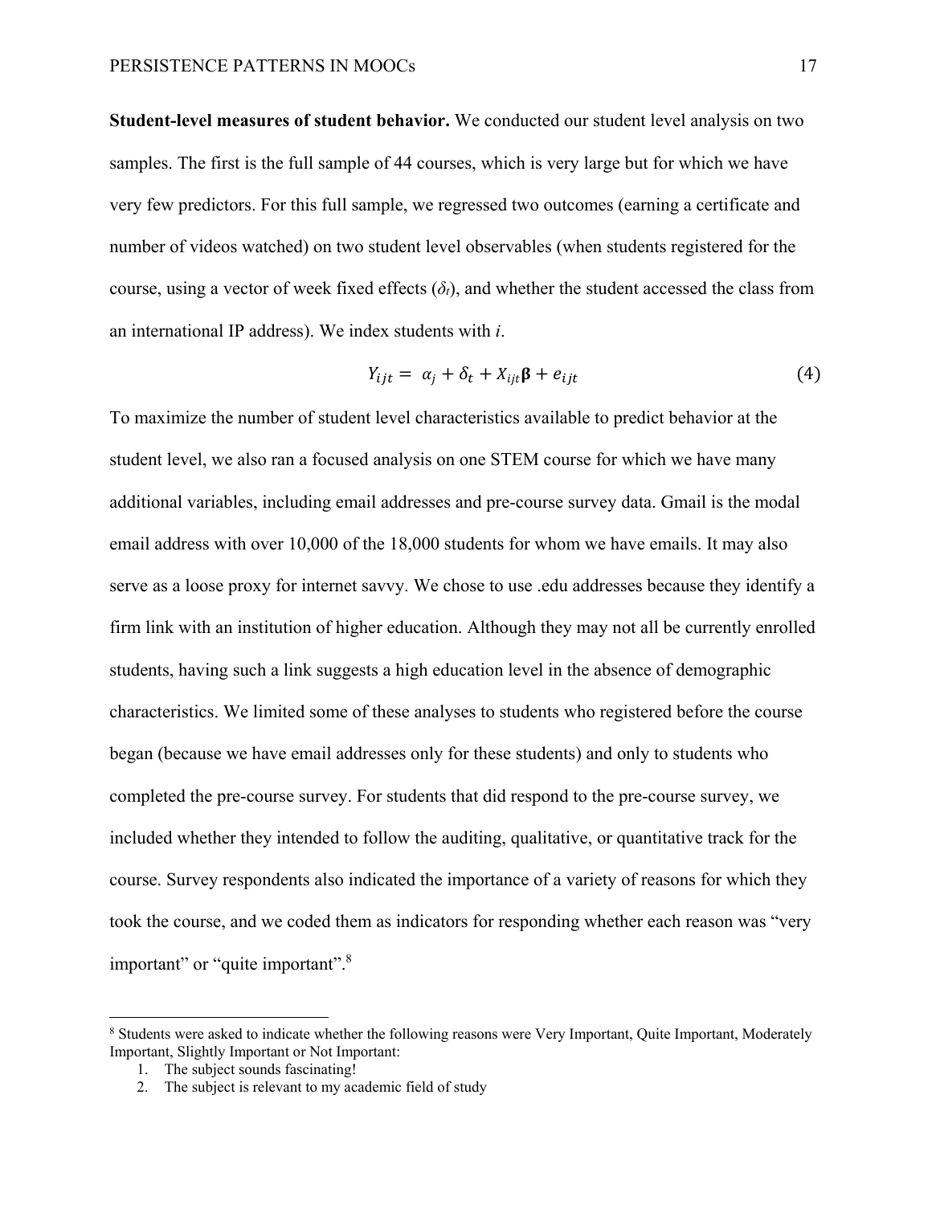**Student-level measures of student behavior.** We conducted our student level analysis on two samples. The first is the full sample of 44 courses, which is very large but for which we have very few predictors. For this full sample, we regressed two outcomes (earning a certificate and number of videos watched) on two student level observables (when students registered for the course, using a vector of week fixed effects ($\delta_t$), and whether the student accessed the class from an international IP address). We index students with *i*.

$$Y_{ijt} = \alpha_j + \delta_t + X_{ijt}\mathbf{\beta} + e_{ijt} \tag{4}$$

To maximize the number of student level characteristics available to predict behavior at the student level, we also ran a focused analysis on one STEM course for which we have many additional variables, including email addresses and pre-course survey data. Gmail is the modal email address with over 10,000 of the 18,000 students for whom we have emails. It may also serve as a loose proxy for internet savvy. We chose to use .edu addresses because they identify a firm link with an institution of higher education. Although they may not all be currently enrolled students, having such a link suggests a high education level in the absence of demographic characteristics. We limited some of these analyses to students who registered before the course began (because we have email addresses only for these students) and only to students who completed the pre-course survey. For students that did respond to the pre-course survey, we included whether they intended to follow the auditing, qualitative, or quantitative track for the course. Survey respondents also indicated the importance of a variety of reasons for which they took the course, and we coded them as indicators for responding whether each reason was "very important" or "quite important".[8]

---

[8] Students were asked to indicate whether the following reasons were Very Important, Quite Important, Moderately Important, Slightly Important or Not Important:

1. The subject sounds fascinating!
2. The subject is relevant to my academic field of study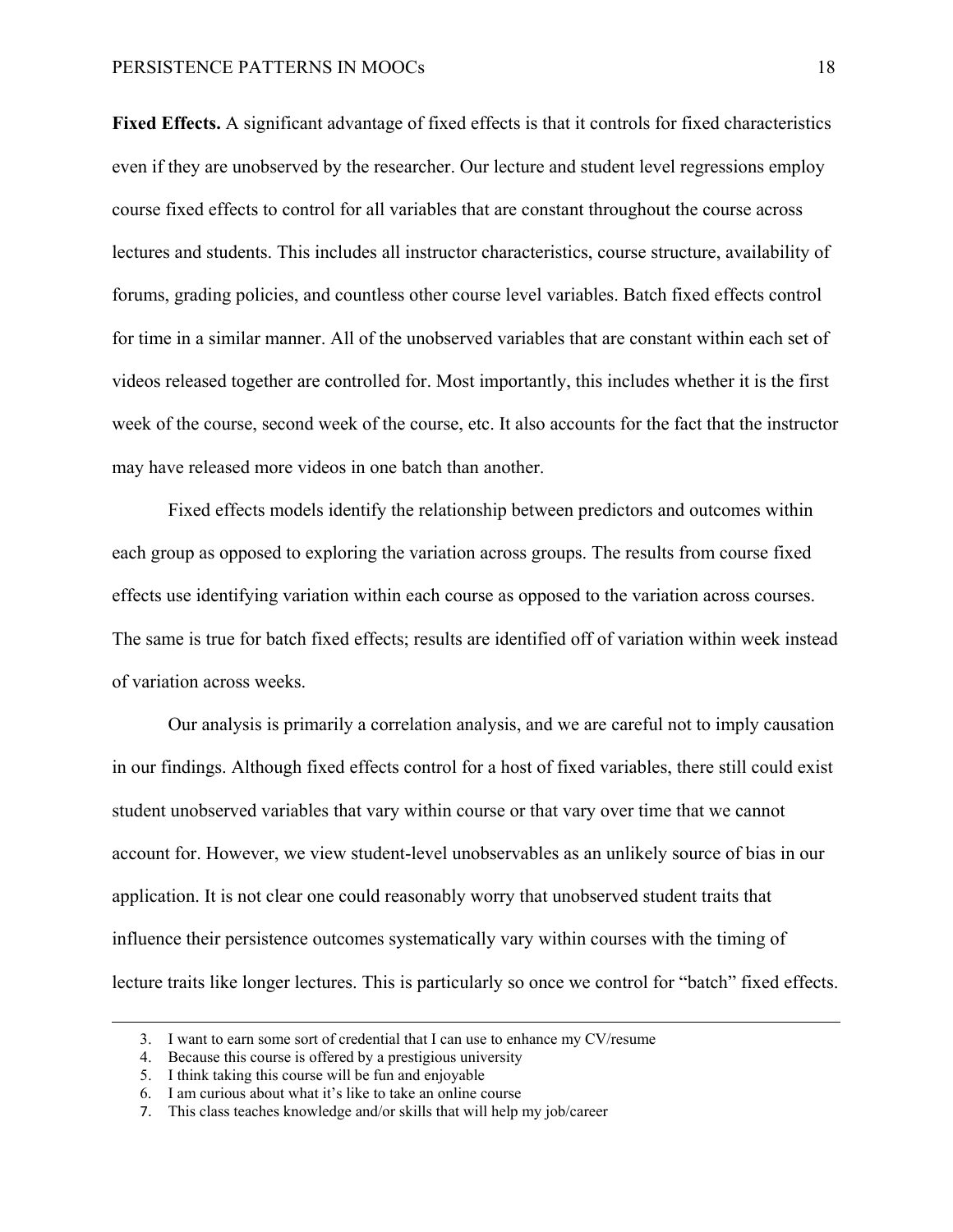**Fixed Effects.** A significant advantage of fixed effects is that it controls for fixed characteristics even if they are unobserved by the researcher. Our lecture and student level regressions employ course fixed effects to control for all variables that are constant throughout the course across lectures and students. This includes all instructor characteristics, course structure, availability of forums, grading policies, and countless other course level variables. Batch fixed effects control for time in a similar manner. All of the unobserved variables that are constant within each set of videos released together are controlled for. Most importantly, this includes whether it is the first week of the course, second week of the course, etc. It also accounts for the fact that the instructor may have released more videos in one batch than another.

Fixed effects models identify the relationship between predictors and outcomes within each group as opposed to exploring the variation across groups. The results from course fixed effects use identifying variation within each course as opposed to the variation across courses. The same is true for batch fixed effects; results are identified off of variation within week instead of variation across weeks.

Our analysis is primarily a correlation analysis, and we are careful not to imply causation in our findings. Although fixed effects control for a host of fixed variables, there still could exist student unobserved variables that vary within course or that vary over time that we cannot account for. However, we view student-level unobservables as an unlikely source of bias in our application. It is not clear one could reasonably worry that unobserved student traits that influence their persistence outcomes systematically vary within courses with the timing of lecture traits like longer lectures. This is particularly so once we control for "batch" fixed effects.

---

3. I want to earn some sort of credential that I can use to enhance my CV/resume
4. Because this course is offered by a prestigious university
5. I think taking this course will be fun and enjoyable
6. I am curious about what it's like to take an online course
7. This class teaches knowledge and/or skills that will help my job/career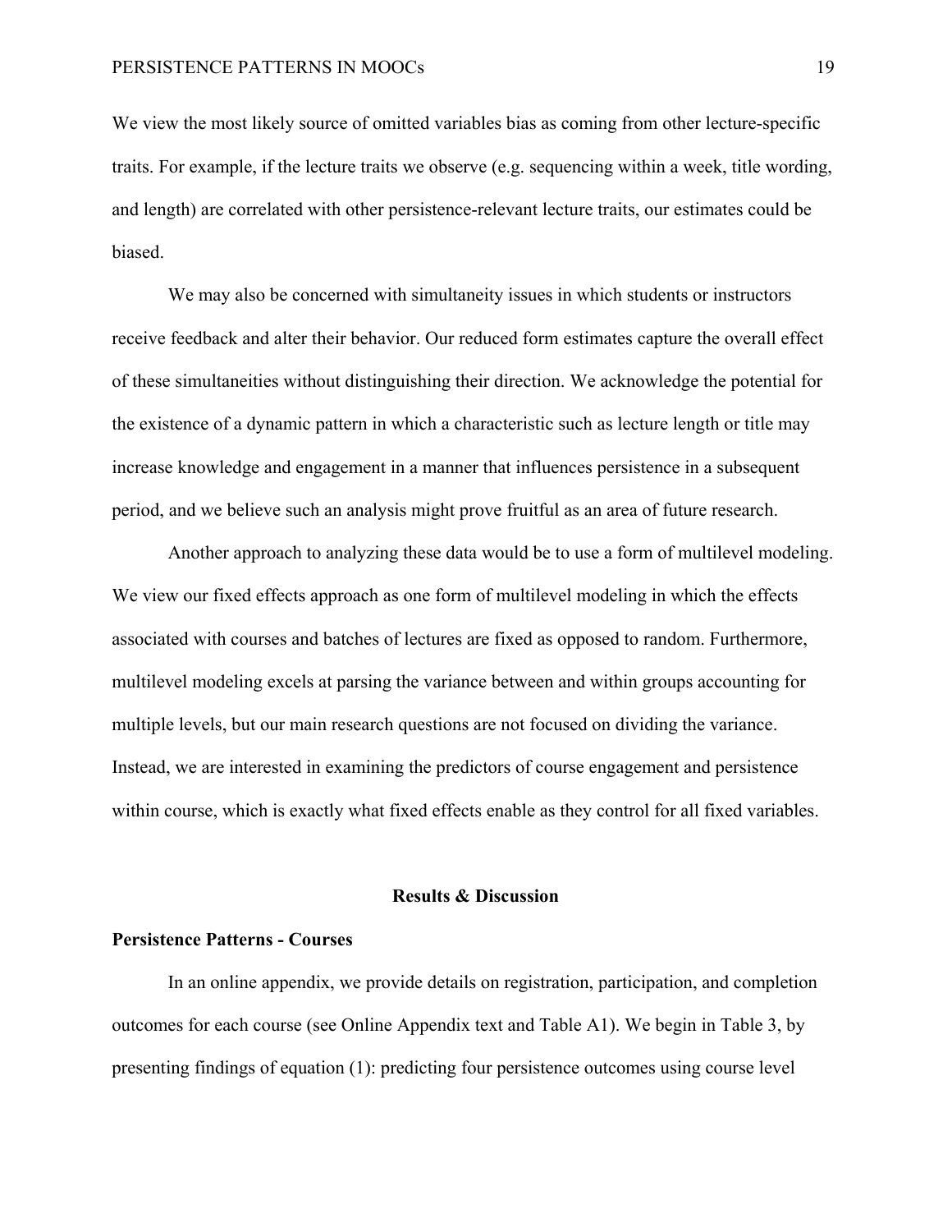We view the most likely source of omitted variables bias as coming from other lecture-specific traits. For example, if the lecture traits we observe (e.g. sequencing within a week, title wording, and length) are correlated with other persistence-relevant lecture traits, our estimates could be biased.

We may also be concerned with simultaneity issues in which students or instructors receive feedback and alter their behavior. Our reduced form estimates capture the overall effect of these simultaneities without distinguishing their direction. We acknowledge the potential for the existence of a dynamic pattern in which a characteristic such as lecture length or title may increase knowledge and engagement in a manner that influences persistence in a subsequent period, and we believe such an analysis might prove fruitful as an area of future research.

Another approach to analyzing these data would be to use a form of multilevel modeling. We view our fixed effects approach as one form of multilevel modeling in which the effects associated with courses and batches of lectures are fixed as opposed to random. Furthermore, multilevel modeling excels at parsing the variance between and within groups accounting for multiple levels, but our main research questions are not focused on dividing the variance. Instead, we are interested in examining the predictors of course engagement and persistence within course, which is exactly what fixed effects enable as they control for all fixed variables.

## Results & Discussion

### Persistence Patterns - Courses

In an online appendix, we provide details on registration, participation, and completion outcomes for each course (see Online Appendix text and Table A1). We begin in Table 3, by presenting findings of equation (1): predicting four persistence outcomes using course level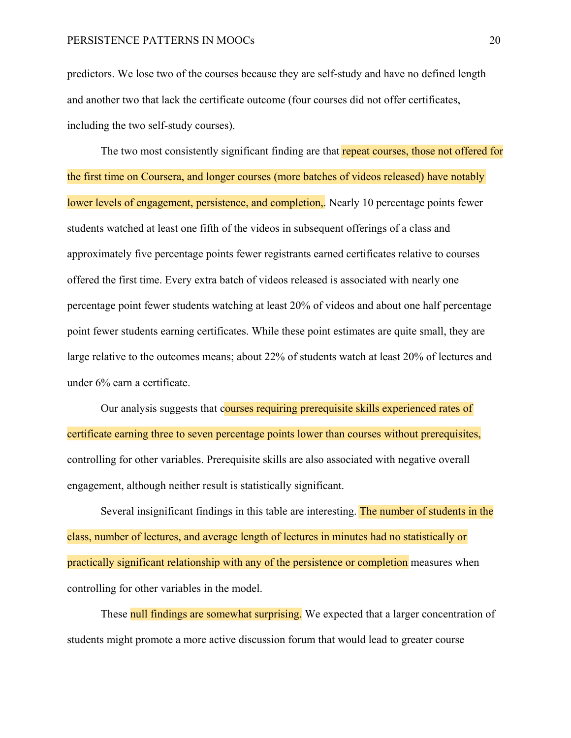predictors. We lose two of the courses because they are self-study and have no defined length and another two that lack the certificate outcome (four courses did not offer certificates, including the two self-study courses).

The two most consistently significant finding are that repeat courses, those not offered for the first time on Coursera, and longer courses (more batches of videos released) have notably lower levels of engagement, persistence, and completion,. Nearly 10 percentage points fewer students watched at least one fifth of the videos in subsequent offerings of a class and approximately five percentage points fewer registrants earned certificates relative to courses offered the first time. Every extra batch of videos released is associated with nearly one percentage point fewer students watching at least 20% of videos and about one half percentage point fewer students earning certificates. While these point estimates are quite small, they are large relative to the outcomes means; about 22% of students watch at least 20% of lectures and under 6% earn a certificate.

Our analysis suggests that courses requiring prerequisite skills experienced rates of certificate earning three to seven percentage points lower than courses without prerequisites, controlling for other variables. Prerequisite skills are also associated with negative overall engagement, although neither result is statistically significant.

Several insignificant findings in this table are interesting. The number of students in the class, number of lectures, and average length of lectures in minutes had no statistically or practically significant relationship with any of the persistence or completion measures when controlling for other variables in the model.

These null findings are somewhat surprising. We expected that a larger concentration of students might promote a more active discussion forum that would lead to greater course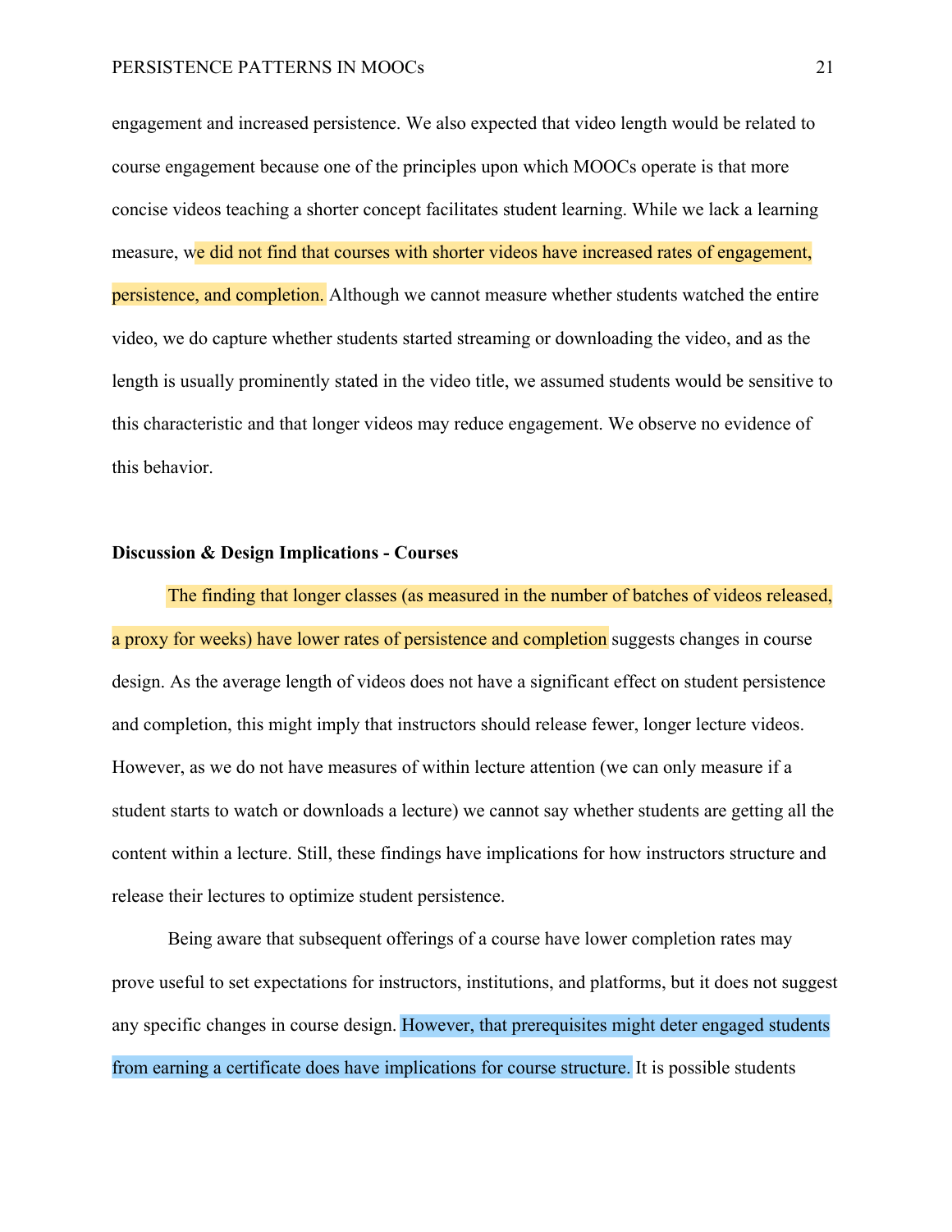engagement and increased persistence. We also expected that video length would be related to course engagement because one of the principles upon which MOOCs operate is that more concise videos teaching a shorter concept facilitates student learning. While we lack a learning measure, we did not find that courses with shorter videos have increased rates of engagement, persistence, and completion. Although we cannot measure whether students watched the entire video, we do capture whether students started streaming or downloading the video, and as the length is usually prominently stated in the video title, we assumed students would be sensitive to this characteristic and that longer videos may reduce engagement. We observe no evidence of this behavior.

**Discussion & Design Implications - Courses**

The finding that longer classes (as measured in the number of batches of videos released, a proxy for weeks) have lower rates of persistence and completion suggests changes in course design. As the average length of videos does not have a significant effect on student persistence and completion, this might imply that instructors should release fewer, longer lecture videos. However, as we do not have measures of within lecture attention (we can only measure if a student starts to watch or downloads a lecture) we cannot say whether students are getting all the content within a lecture. Still, these findings have implications for how instructors structure and release their lectures to optimize student persistence.

Being aware that subsequent offerings of a course have lower completion rates may prove useful to set expectations for instructors, institutions, and platforms, but it does not suggest any specific changes in course design. However, that prerequisites might deter engaged students from earning a certificate does have implications for course structure. It is possible students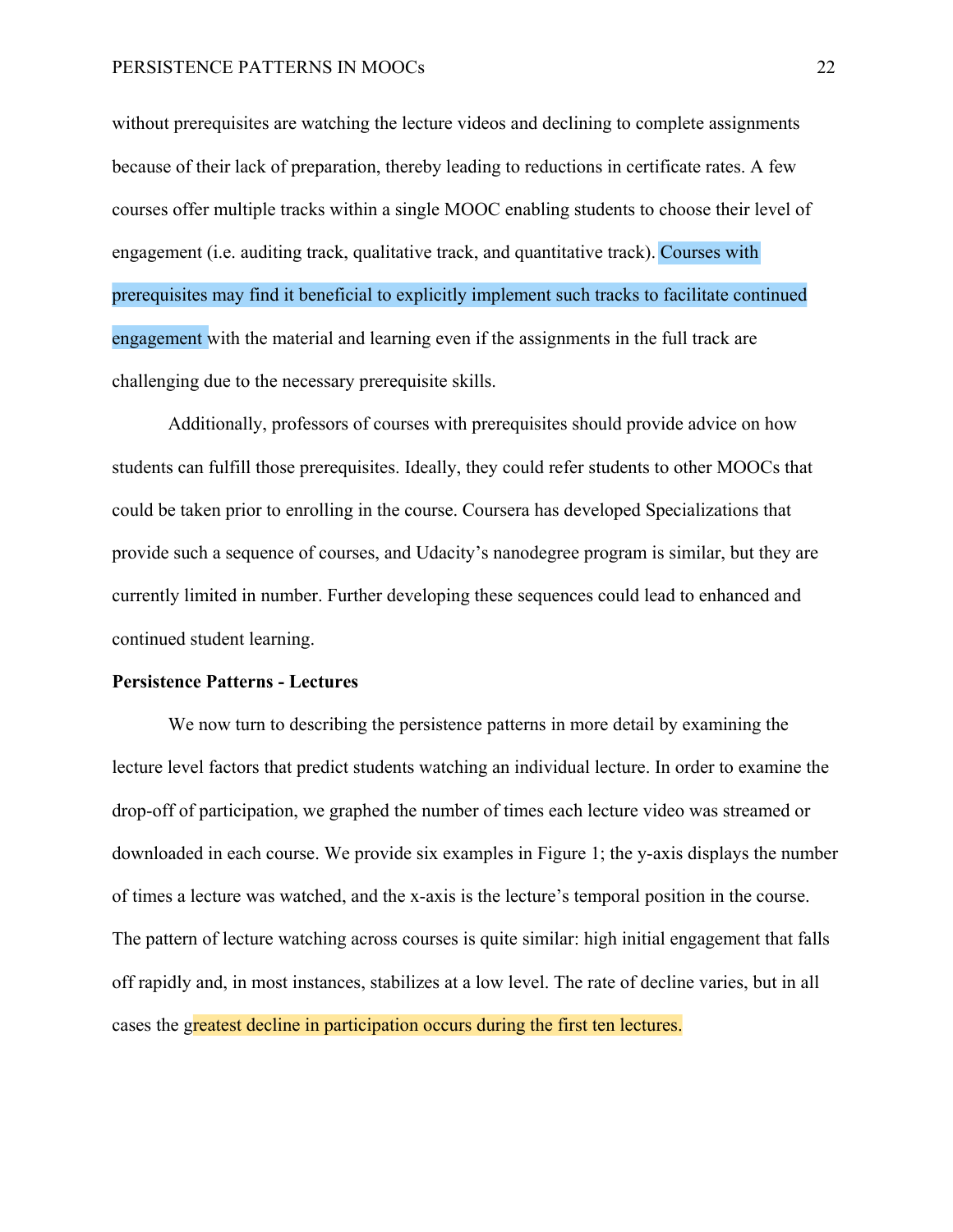without prerequisites are watching the lecture videos and declining to complete assignments because of their lack of preparation, thereby leading to reductions in certificate rates. A few courses offer multiple tracks within a single MOOC enabling students to choose their level of engagement (i.e. auditing track, qualitative track, and quantitative track). Courses with prerequisites may find it beneficial to explicitly implement such tracks to facilitate continued engagement with the material and learning even if the assignments in the full track are challenging due to the necessary prerequisite skills.

Additionally, professors of courses with prerequisites should provide advice on how students can fulfill those prerequisites. Ideally, they could refer students to other MOOCs that could be taken prior to enrolling in the course. Coursera has developed Specializations that provide such a sequence of courses, and Udacity's nanodegree program is similar, but they are currently limited in number. Further developing these sequences could lead to enhanced and continued student learning.

**Persistence Patterns - Lectures**

We now turn to describing the persistence patterns in more detail by examining the lecture level factors that predict students watching an individual lecture. In order to examine the drop-off of participation, we graphed the number of times each lecture video was streamed or downloaded in each course. We provide six examples in Figure 1; the y-axis displays the number of times a lecture was watched, and the x-axis is the lecture's temporal position in the course. The pattern of lecture watching across courses is quite similar: high initial engagement that falls off rapidly and, in most instances, stabilizes at a low level. The rate of decline varies, but in all cases the greatest decline in participation occurs during the first ten lectures.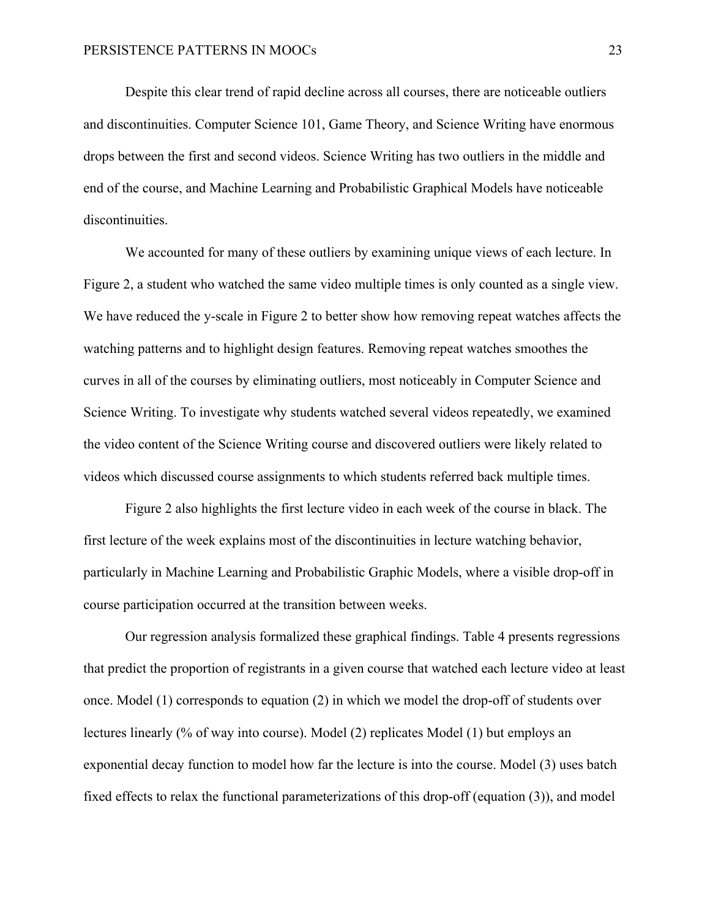Despite this clear trend of rapid decline across all courses, there are noticeable outliers and discontinuities. Computer Science 101, Game Theory, and Science Writing have enormous drops between the first and second videos. Science Writing has two outliers in the middle and end of the course, and Machine Learning and Probabilistic Graphical Models have noticeable discontinuities.

We accounted for many of these outliers by examining unique views of each lecture. In Figure 2, a student who watched the same video multiple times is only counted as a single view. We have reduced the y-scale in Figure 2 to better show how removing repeat watches affects the watching patterns and to highlight design features. Removing repeat watches smoothes the curves in all of the courses by eliminating outliers, most noticeably in Computer Science and Science Writing. To investigate why students watched several videos repeatedly, we examined the video content of the Science Writing course and discovered outliers were likely related to videos which discussed course assignments to which students referred back multiple times.

Figure 2 also highlights the first lecture video in each week of the course in black. The first lecture of the week explains most of the discontinuities in lecture watching behavior, particularly in Machine Learning and Probabilistic Graphic Models, where a visible drop-off in course participation occurred at the transition between weeks.

Our regression analysis formalized these graphical findings. Table 4 presents regressions that predict the proportion of registrants in a given course that watched each lecture video at least once. Model (1) corresponds to equation (2) in which we model the drop-off of students over lectures linearly (% of way into course). Model (2) replicates Model (1) but employs an exponential decay function to model how far the lecture is into the course. Model (3) uses batch fixed effects to relax the functional parameterizations of this drop-off (equation (3)), and model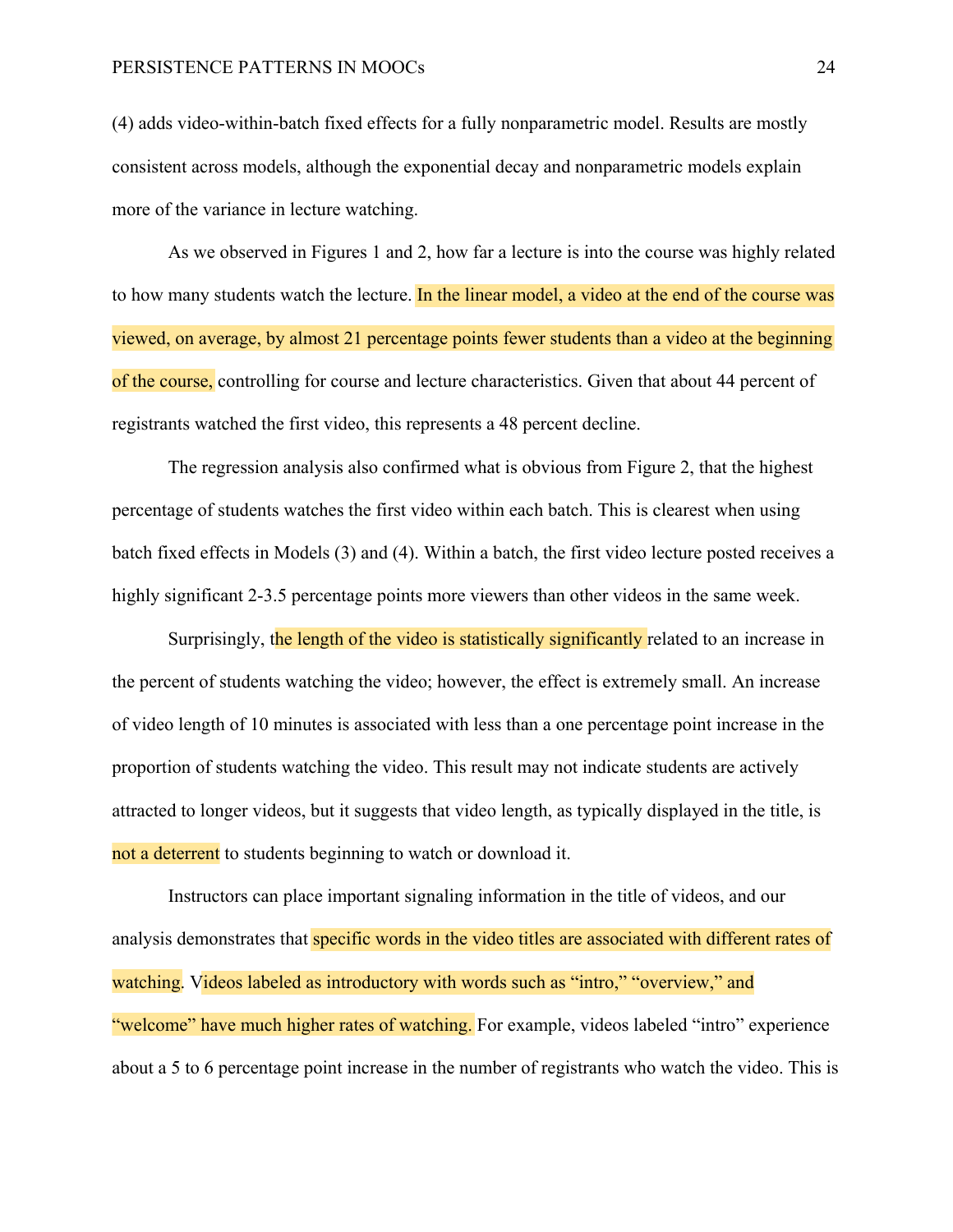(4) adds video-within-batch fixed effects for a fully nonparametric model. Results are mostly consistent across models, although the exponential decay and nonparametric models explain more of the variance in lecture watching.

As we observed in Figures 1 and 2, how far a lecture is into the course was highly related to how many students watch the lecture. In the linear model, a video at the end of the course was viewed, on average, by almost 21 percentage points fewer students than a video at the beginning of the course, controlling for course and lecture characteristics. Given that about 44 percent of registrants watched the first video, this represents a 48 percent decline.

The regression analysis also confirmed what is obvious from Figure 2, that the highest percentage of students watches the first video within each batch. This is clearest when using batch fixed effects in Models (3) and (4). Within a batch, the first video lecture posted receives a highly significant 2-3.5 percentage points more viewers than other videos in the same week.

Surprisingly, the length of the video is statistically significantly related to an increase in the percent of students watching the video; however, the effect is extremely small. An increase of video length of 10 minutes is associated with less than a one percentage point increase in the proportion of students watching the video. This result may not indicate students are actively attracted to longer videos, but it suggests that video length, as typically displayed in the title, is not a deterrent to students beginning to watch or download it.

Instructors can place important signaling information in the title of videos, and our analysis demonstrates that specific words in the video titles are associated with different rates of watching. Videos labeled as introductory with words such as "intro," "overview," and "welcome" have much higher rates of watching. For example, videos labeled "intro" experience about a 5 to 6 percentage point increase in the number of registrants who watch the video. This is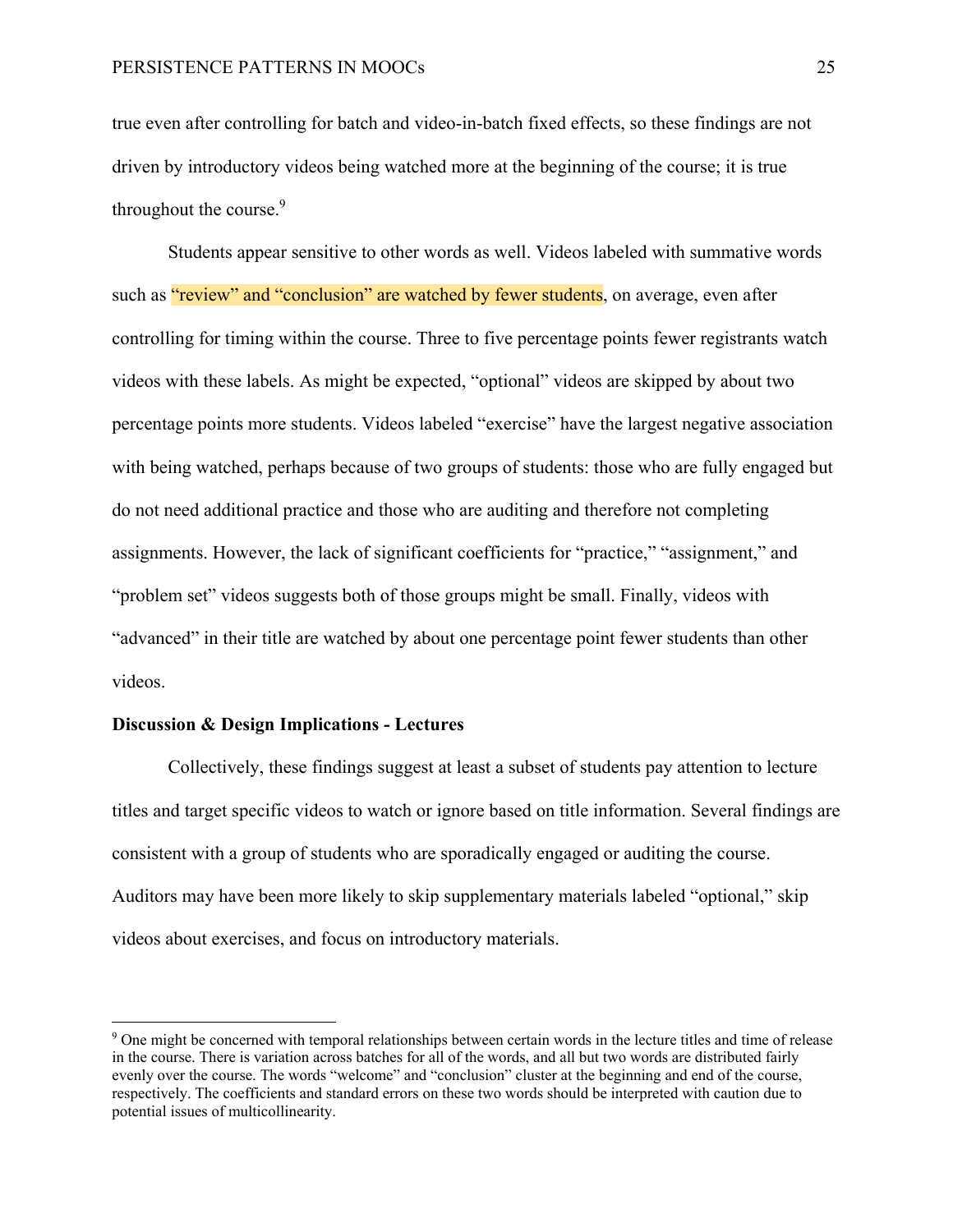true even after controlling for batch and video-in-batch fixed effects, so these findings are not driven by introductory videos being watched more at the beginning of the course; it is true throughout the course.[9]

Students appear sensitive to other words as well. Videos labeled with summative words such as "review" and "conclusion" are watched by fewer students, on average, even after controlling for timing within the course. Three to five percentage points fewer registrants watch videos with these labels. As might be expected, "optional" videos are skipped by about two percentage points more students. Videos labeled "exercise" have the largest negative association with being watched, perhaps because of two groups of students: those who are fully engaged but do not need additional practice and those who are auditing and therefore not completing assignments. However, the lack of significant coefficients for "practice," "assignment," and "problem set" videos suggests both of those groups might be small. Finally, videos with "advanced" in their title are watched by about one percentage point fewer students than other videos.

**Discussion & Design Implications - Lectures**

Collectively, these findings suggest at least a subset of students pay attention to lecture titles and target specific videos to watch or ignore based on title information. Several findings are consistent with a group of students who are sporadically engaged or auditing the course. Auditors may have been more likely to skip supplementary materials labeled "optional," skip videos about exercises, and focus on introductory materials.

---

[9] One might be concerned with temporal relationships between certain words in the lecture titles and time of release in the course. There is variation across batches for all of the words, and all but two words are distributed fairly evenly over the course. The words "welcome" and "conclusion" cluster at the beginning and end of the course, respectively. The coefficients and standard errors on these two words should be interpreted with caution due to potential issues of multicollinearity.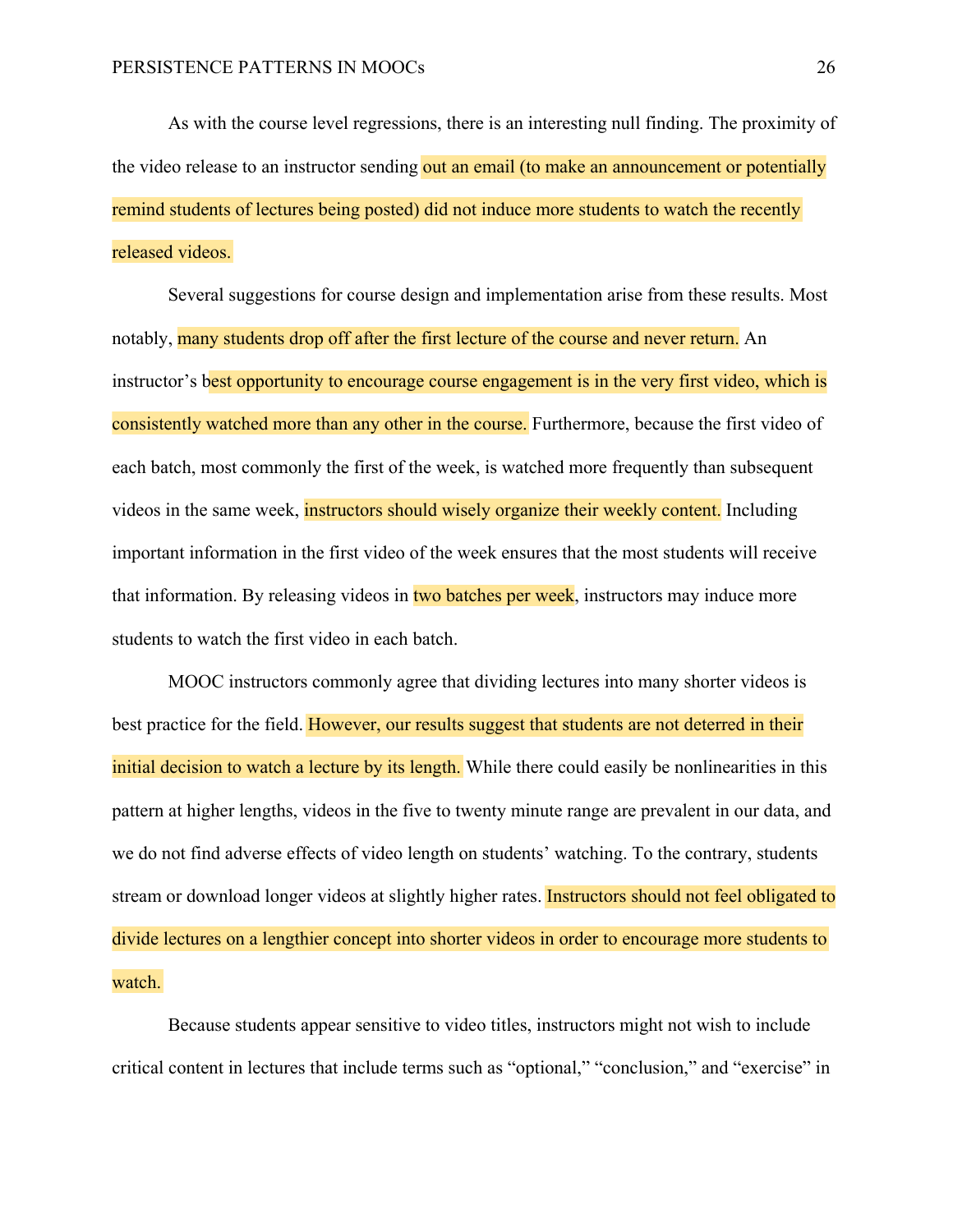As with the course level regressions, there is an interesting null finding. The proximity of the video release to an instructor sending out an email (to make an announcement or potentially remind students of lectures being posted) did not induce more students to watch the recently released videos.

Several suggestions for course design and implementation arise from these results. Most notably, many students drop off after the first lecture of the course and never return. An instructor's best opportunity to encourage course engagement is in the very first video, which is consistently watched more than any other in the course. Furthermore, because the first video of each batch, most commonly the first of the week, is watched more frequently than subsequent videos in the same week, instructors should wisely organize their weekly content. Including important information in the first video of the week ensures that the most students will receive that information. By releasing videos in two batches per week, instructors may induce more students to watch the first video in each batch.

MOOC instructors commonly agree that dividing lectures into many shorter videos is best practice for the field. However, our results suggest that students are not deterred in their initial decision to watch a lecture by its length. While there could easily be nonlinearities in this pattern at higher lengths, videos in the five to twenty minute range are prevalent in our data, and we do not find adverse effects of video length on students' watching. To the contrary, students stream or download longer videos at slightly higher rates. Instructors should not feel obligated to divide lectures on a lengthier concept into shorter videos in order to encourage more students to watch.

Because students appear sensitive to video titles, instructors might not wish to include critical content in lectures that include terms such as "optional," "conclusion," and "exercise" in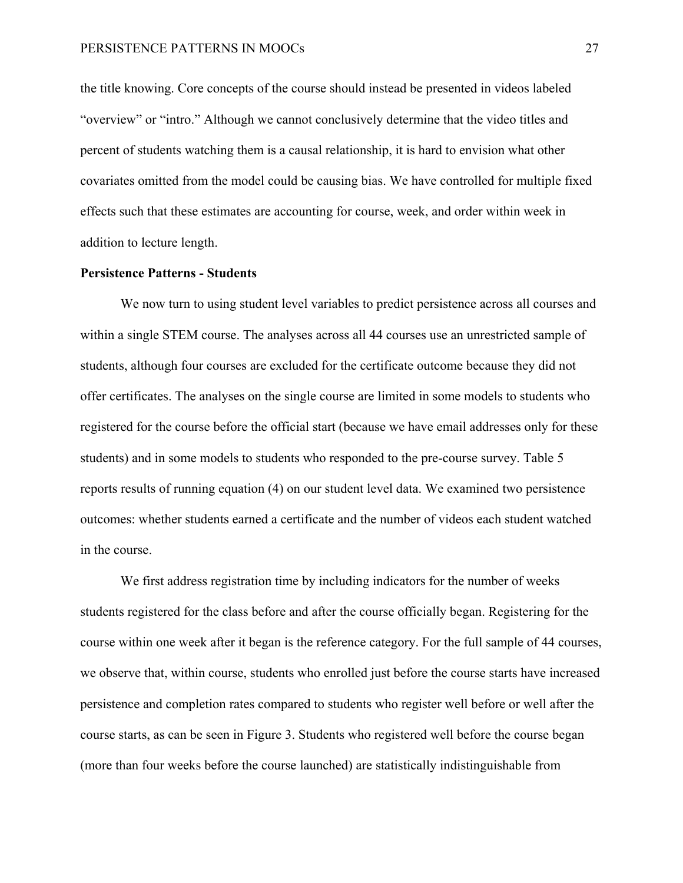the title knowing. Core concepts of the course should instead be presented in videos labeled "overview" or "intro." Although we cannot conclusively determine that the video titles and percent of students watching them is a causal relationship, it is hard to envision what other covariates omitted from the model could be causing bias. We have controlled for multiple fixed effects such that these estimates are accounting for course, week, and order within week in addition to lecture length.

**Persistence Patterns - Students**

We now turn to using student level variables to predict persistence across all courses and within a single STEM course. The analyses across all 44 courses use an unrestricted sample of students, although four courses are excluded for the certificate outcome because they did not offer certificates. The analyses on the single course are limited in some models to students who registered for the course before the official start (because we have email addresses only for these students) and in some models to students who responded to the pre-course survey. Table 5 reports results of running equation (4) on our student level data. We examined two persistence outcomes: whether students earned a certificate and the number of videos each student watched in the course.

We first address registration time by including indicators for the number of weeks students registered for the class before and after the course officially began. Registering for the course within one week after it began is the reference category. For the full sample of 44 courses, we observe that, within course, students who enrolled just before the course starts have increased persistence and completion rates compared to students who register well before or well after the course starts, as can be seen in Figure 3. Students who registered well before the course began (more than four weeks before the course launched) are statistically indistinguishable from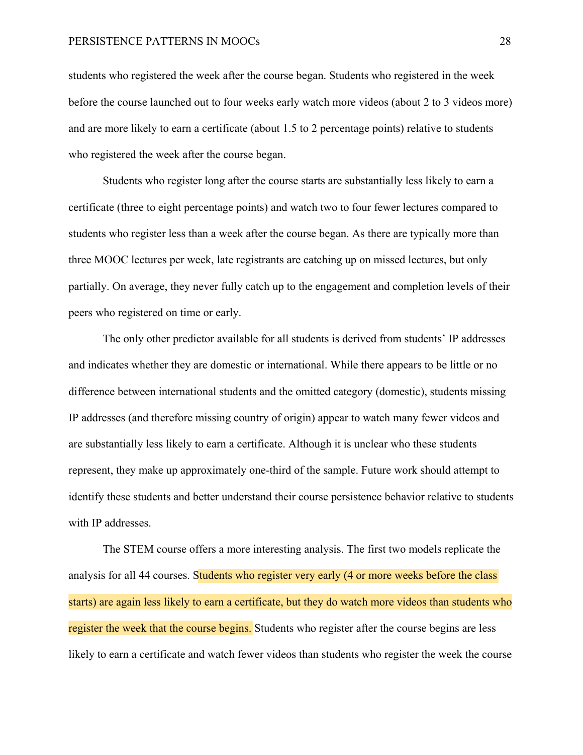students who registered the week after the course began. Students who registered in the week before the course launched out to four weeks early watch more videos (about 2 to 3 videos more) and are more likely to earn a certificate (about 1.5 to 2 percentage points) relative to students who registered the week after the course began.

Students who register long after the course starts are substantially less likely to earn a certificate (three to eight percentage points) and watch two to four fewer lectures compared to students who register less than a week after the course began. As there are typically more than three MOOC lectures per week, late registrants are catching up on missed lectures, but only partially. On average, they never fully catch up to the engagement and completion levels of their peers who registered on time or early.

The only other predictor available for all students is derived from students' IP addresses and indicates whether they are domestic or international. While there appears to be little or no difference between international students and the omitted category (domestic), students missing IP addresses (and therefore missing country of origin) appear to watch many fewer videos and are substantially less likely to earn a certificate. Although it is unclear who these students represent, they make up approximately one-third of the sample. Future work should attempt to identify these students and better understand their course persistence behavior relative to students with IP addresses.

The STEM course offers a more interesting analysis. The first two models replicate the analysis for all 44 courses. Students who register very early (4 or more weeks before the class starts) are again less likely to earn a certificate, but they do watch more videos than students who register the week that the course begins. Students who register after the course begins are less likely to earn a certificate and watch fewer videos than students who register the week the course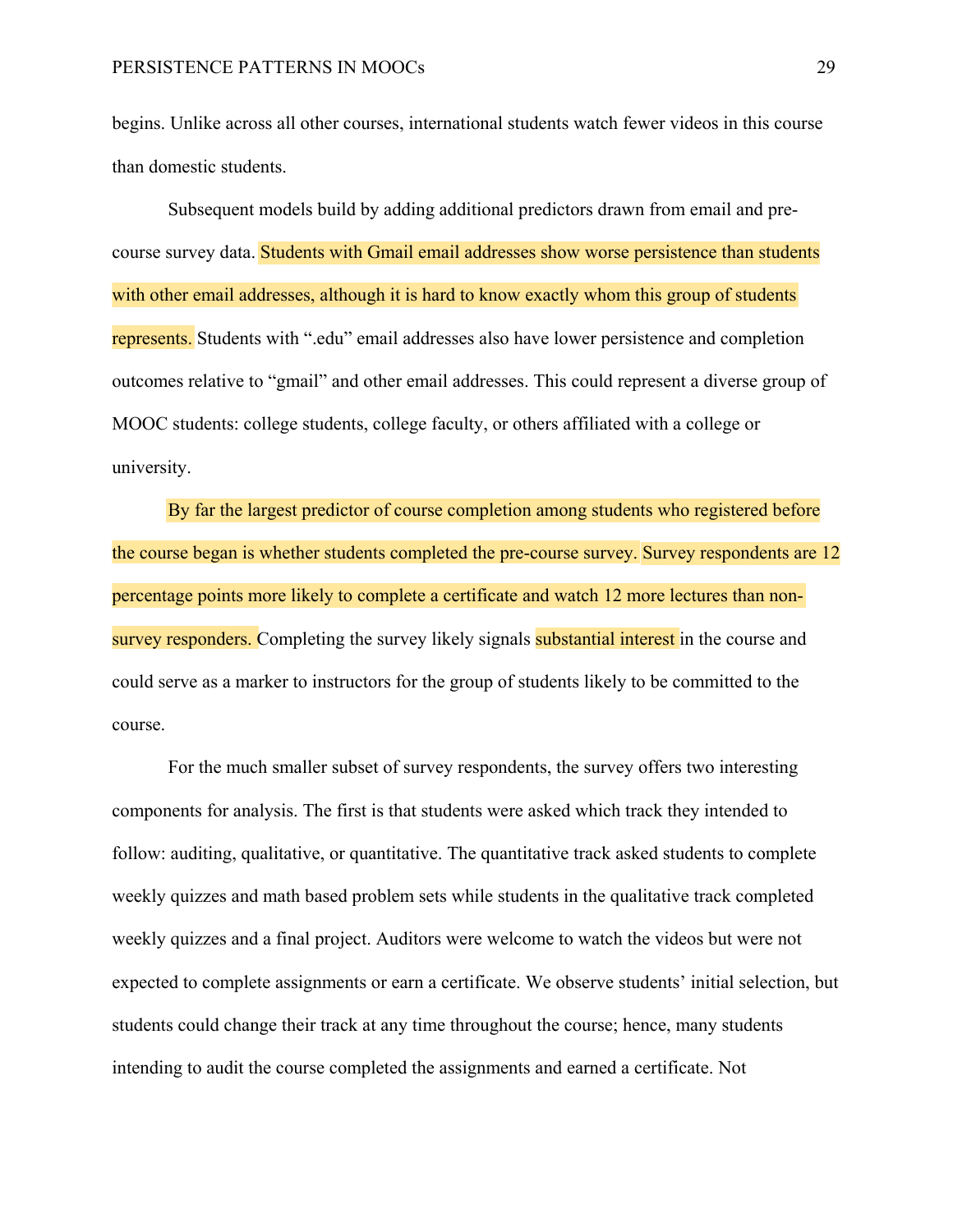begins. Unlike across all other courses, international students watch fewer videos in this course than domestic students.

Subsequent models build by adding additional predictors drawn from email and pre-course survey data. Students with Gmail email addresses show worse persistence than students with other email addresses, although it is hard to know exactly whom this group of students represents. Students with ".edu" email addresses also have lower persistence and completion outcomes relative to "gmail" and other email addresses. This could represent a diverse group of MOOC students: college students, college faculty, or others affiliated with a college or university.

By far the largest predictor of course completion among students who registered before the course began is whether students completed the pre-course survey. Survey respondents are 12 percentage points more likely to complete a certificate and watch 12 more lectures than non-survey responders. Completing the survey likely signals substantial interest in the course and could serve as a marker to instructors for the group of students likely to be committed to the course.

For the much smaller subset of survey respondents, the survey offers two interesting components for analysis. The first is that students were asked which track they intended to follow: auditing, qualitative, or quantitative. The quantitative track asked students to complete weekly quizzes and math based problem sets while students in the qualitative track completed weekly quizzes and a final project. Auditors were welcome to watch the videos but were not expected to complete assignments or earn a certificate. We observe students' initial selection, but students could change their track at any time throughout the course; hence, many students intending to audit the course completed the assignments and earned a certificate. Not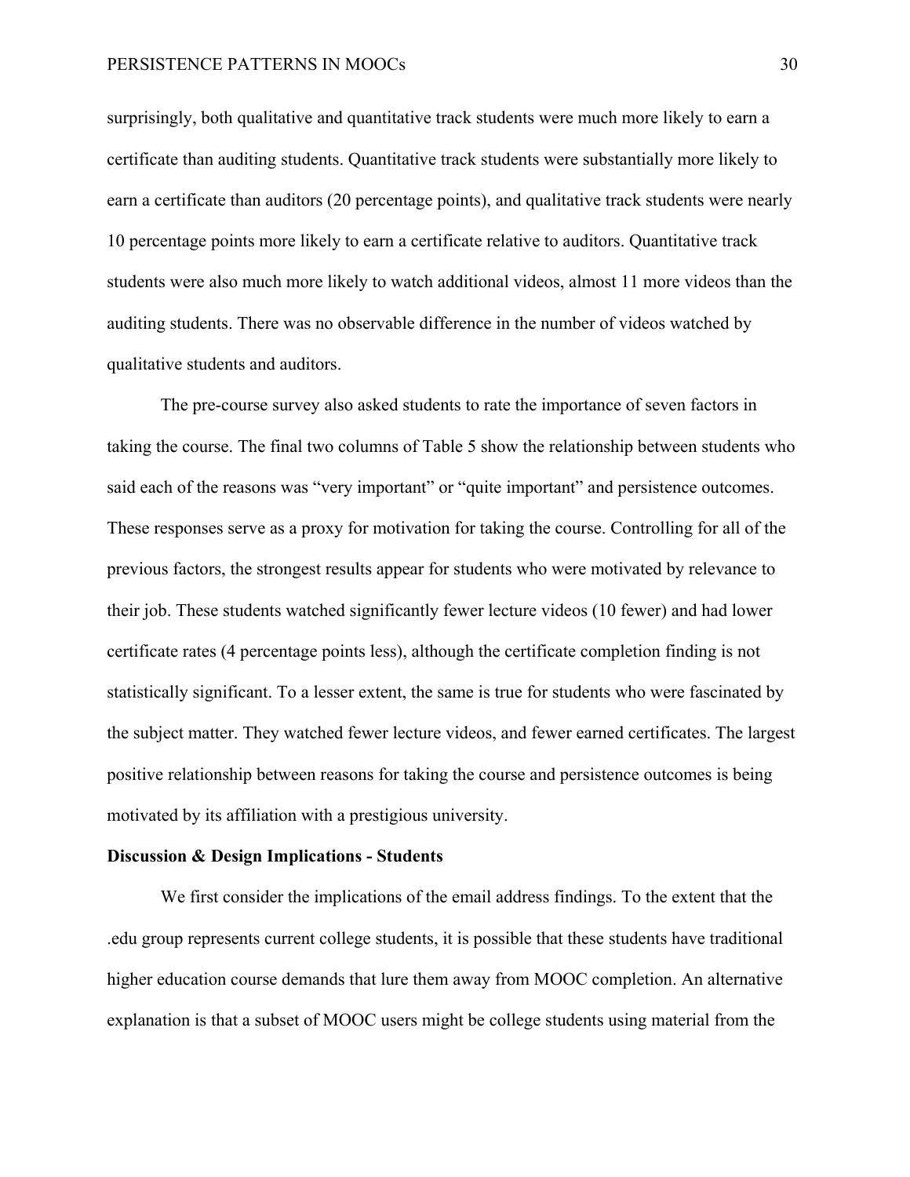surprisingly, both qualitative and quantitative track students were much more likely to earn a certificate than auditing students. Quantitative track students were substantially more likely to earn a certificate than auditors (20 percentage points), and qualitative track students were nearly 10 percentage points more likely to earn a certificate relative to auditors. Quantitative track students were also much more likely to watch additional videos, almost 11 more videos than the auditing students. There was no observable difference in the number of videos watched by qualitative students and auditors.

The pre-course survey also asked students to rate the importance of seven factors in taking the course. The final two columns of Table 5 show the relationship between students who said each of the reasons was "very important" or "quite important" and persistence outcomes. These responses serve as a proxy for motivation for taking the course. Controlling for all of the previous factors, the strongest results appear for students who were motivated by relevance to their job. These students watched significantly fewer lecture videos (10 fewer) and had lower certificate rates (4 percentage points less), although the certificate completion finding is not statistically significant. To a lesser extent, the same is true for students who were fascinated by the subject matter. They watched fewer lecture videos, and fewer earned certificates. The largest positive relationship between reasons for taking the course and persistence outcomes is being motivated by its affiliation with a prestigious university.

**Discussion & Design Implications - Students**

We first consider the implications of the email address findings. To the extent that the .edu group represents current college students, it is possible that these students have traditional higher education course demands that lure them away from MOOC completion. An alternative explanation is that a subset of MOOC users might be college students using material from the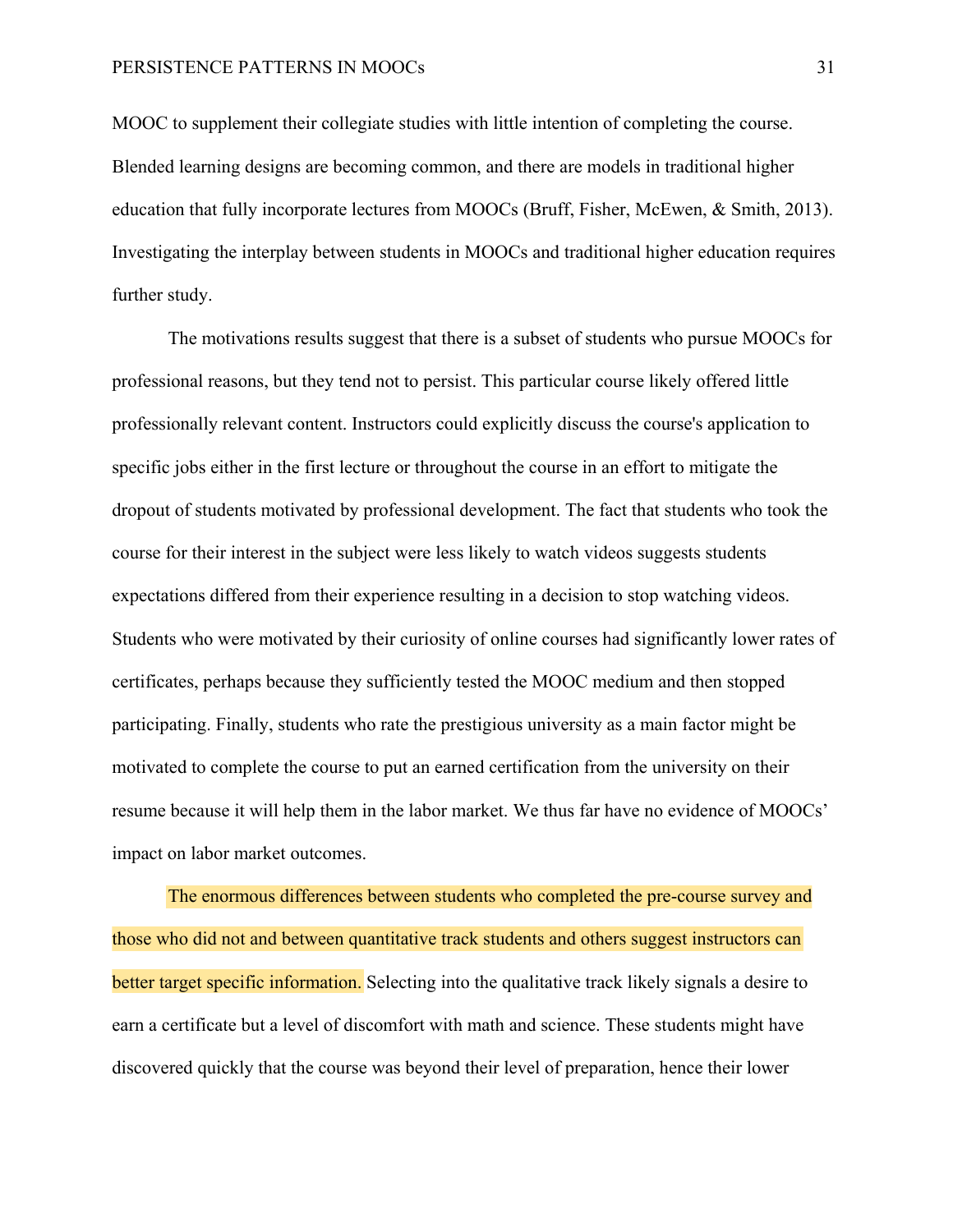MOOC to supplement their collegiate studies with little intention of completing the course. Blended learning designs are becoming common, and there are models in traditional higher education that fully incorporate lectures from MOOCs (Bruff, Fisher, McEwen, & Smith, 2013). Investigating the interplay between students in MOOCs and traditional higher education requires further study.

The motivations results suggest that there is a subset of students who pursue MOOCs for professional reasons, but they tend not to persist. This particular course likely offered little professionally relevant content. Instructors could explicitly discuss the course's application to specific jobs either in the first lecture or throughout the course in an effort to mitigate the dropout of students motivated by professional development. The fact that students who took the course for their interest in the subject were less likely to watch videos suggests students expectations differed from their experience resulting in a decision to stop watching videos. Students who were motivated by their curiosity of online courses had significantly lower rates of certificates, perhaps because they sufficiently tested the MOOC medium and then stopped participating. Finally, students who rate the prestigious university as a main factor might be motivated to complete the course to put an earned certification from the university on their resume because it will help them in the labor market. We thus far have no evidence of MOOCs' impact on labor market outcomes.

The enormous differences between students who completed the pre-course survey and those who did not and between quantitative track students and others suggest instructors can better target specific information. Selecting into the qualitative track likely signals a desire to earn a certificate but a level of discomfort with math and science. These students might have discovered quickly that the course was beyond their level of preparation, hence their lower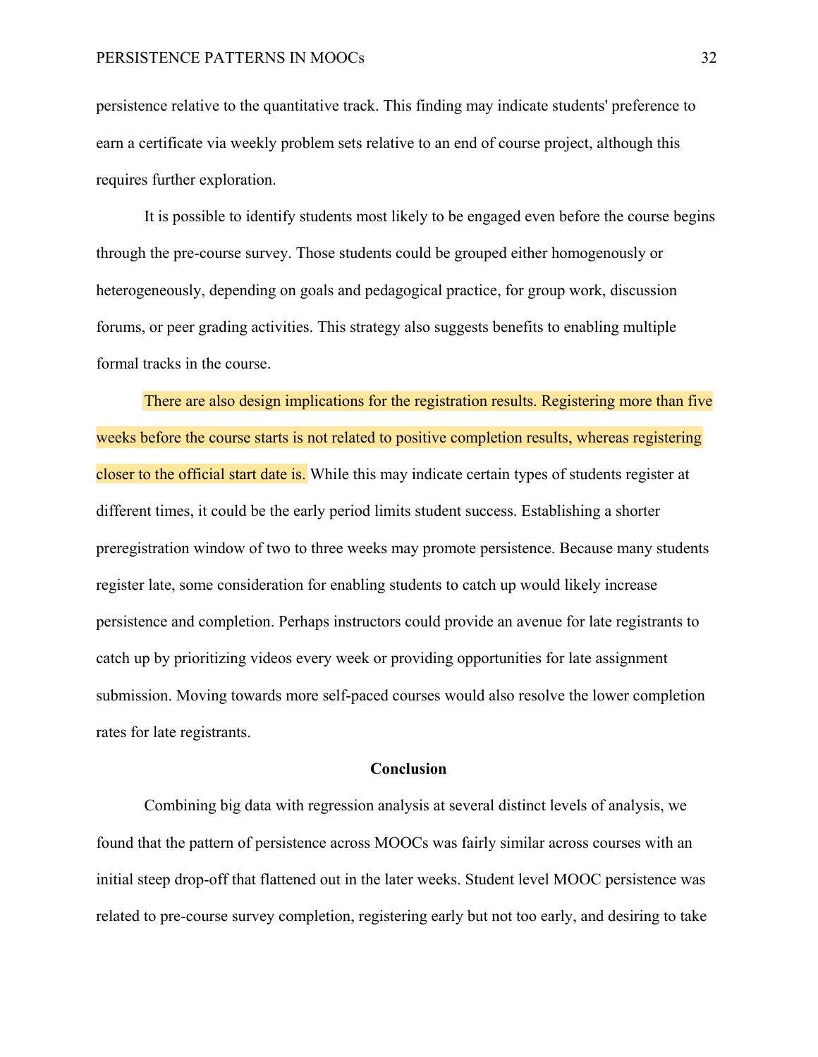persistence relative to the quantitative track. This finding may indicate students' preference to earn a certificate via weekly problem sets relative to an end of course project, although this requires further exploration.

It is possible to identify students most likely to be engaged even before the course begins through the pre-course survey. Those students could be grouped either homogenously or heterogeneously, depending on goals and pedagogical practice, for group work, discussion forums, or peer grading activities. This strategy also suggests benefits to enabling multiple formal tracks in the course.

There are also design implications for the registration results. Registering more than five weeks before the course starts is not related to positive completion results, whereas registering closer to the official start date is. While this may indicate certain types of students register at different times, it could be the early period limits student success. Establishing a shorter preregistration window of two to three weeks may promote persistence. Because many students register late, some consideration for enabling students to catch up would likely increase persistence and completion. Perhaps instructors could provide an avenue for late registrants to catch up by prioritizing videos every week or providing opportunities for late assignment submission. Moving towards more self-paced courses would also resolve the lower completion rates for late registrants.

## Conclusion

Combining big data with regression analysis at several distinct levels of analysis, we found that the pattern of persistence across MOOCs was fairly similar across courses with an initial steep drop-off that flattened out in the later weeks. Student level MOOC persistence was related to pre-course survey completion, registering early but not too early, and desiring to take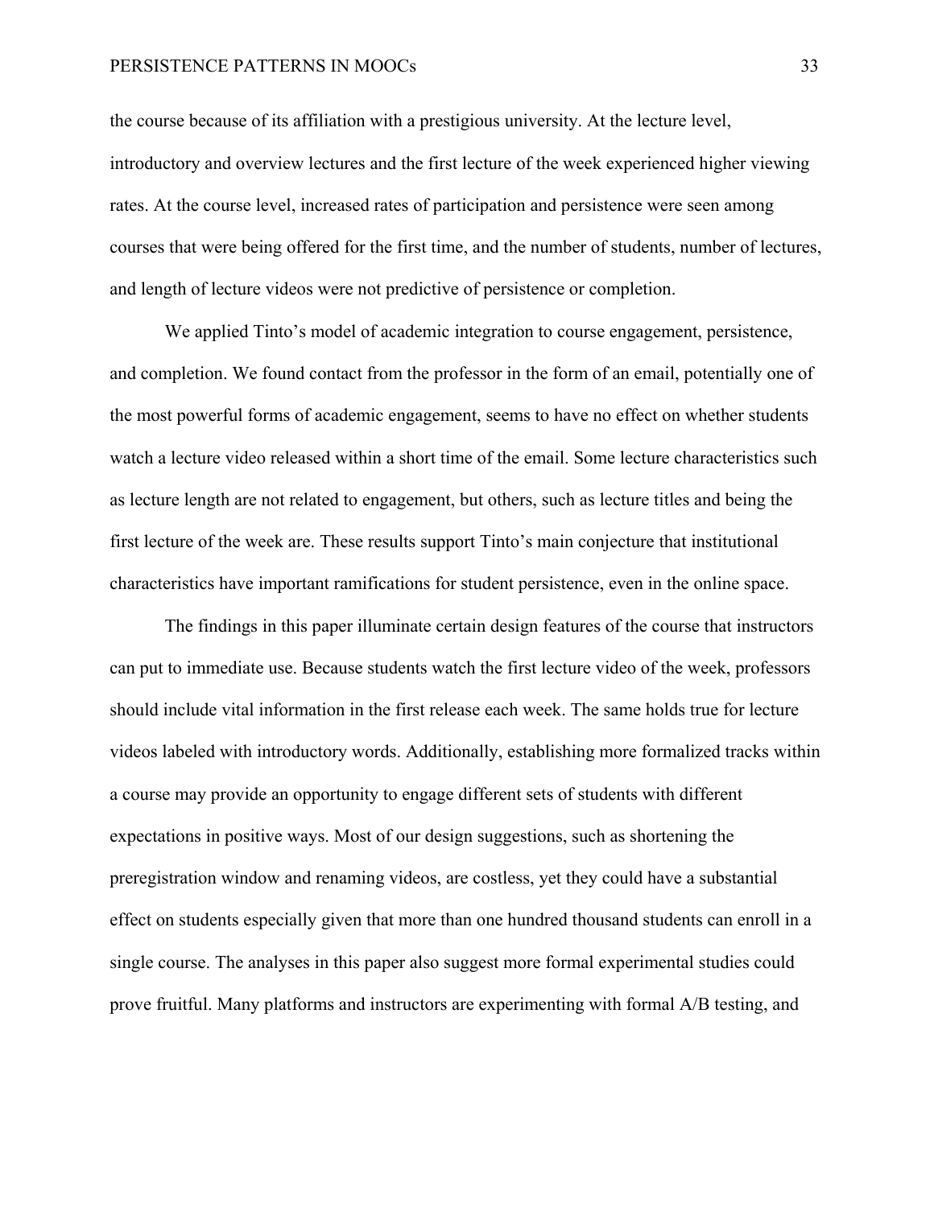the course because of its affiliation with a prestigious university. At the lecture level, introductory and overview lectures and the first lecture of the week experienced higher viewing rates. At the course level, increased rates of participation and persistence were seen among courses that were being offered for the first time, and the number of students, number of lectures, and length of lecture videos were not predictive of persistence or completion.

We applied Tinto's model of academic integration to course engagement, persistence, and completion. We found contact from the professor in the form of an email, potentially one of the most powerful forms of academic engagement, seems to have no effect on whether students watch a lecture video released within a short time of the email. Some lecture characteristics such as lecture length are not related to engagement, but others, such as lecture titles and being the first lecture of the week are. These results support Tinto's main conjecture that institutional characteristics have important ramifications for student persistence, even in the online space.

The findings in this paper illuminate certain design features of the course that instructors can put to immediate use. Because students watch the first lecture video of the week, professors should include vital information in the first release each week. The same holds true for lecture videos labeled with introductory words. Additionally, establishing more formalized tracks within a course may provide an opportunity to engage different sets of students with different expectations in positive ways. Most of our design suggestions, such as shortening the preregistration window and renaming videos, are costless, yet they could have a substantial effect on students especially given that more than one hundred thousand students can enroll in a single course. The analyses in this paper also suggest more formal experimental studies could prove fruitful. Many platforms and instructors are experimenting with formal A/B testing, and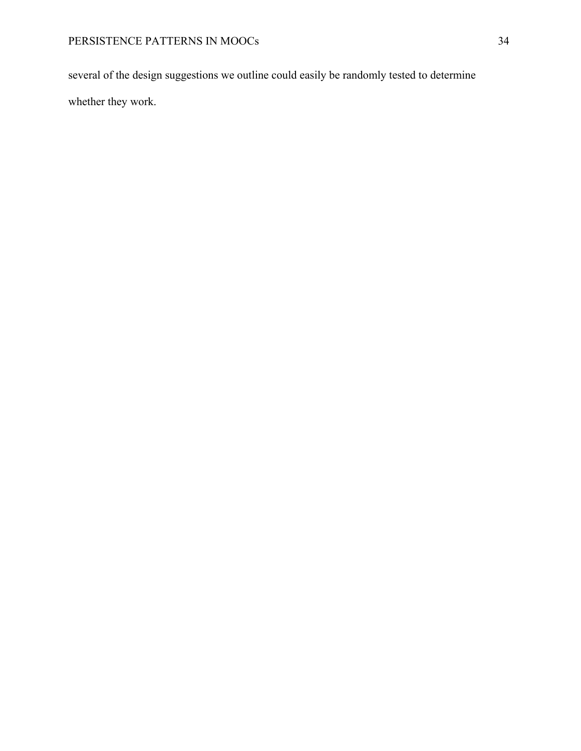several of the design suggestions we outline could easily be randomly tested to determine whether they work.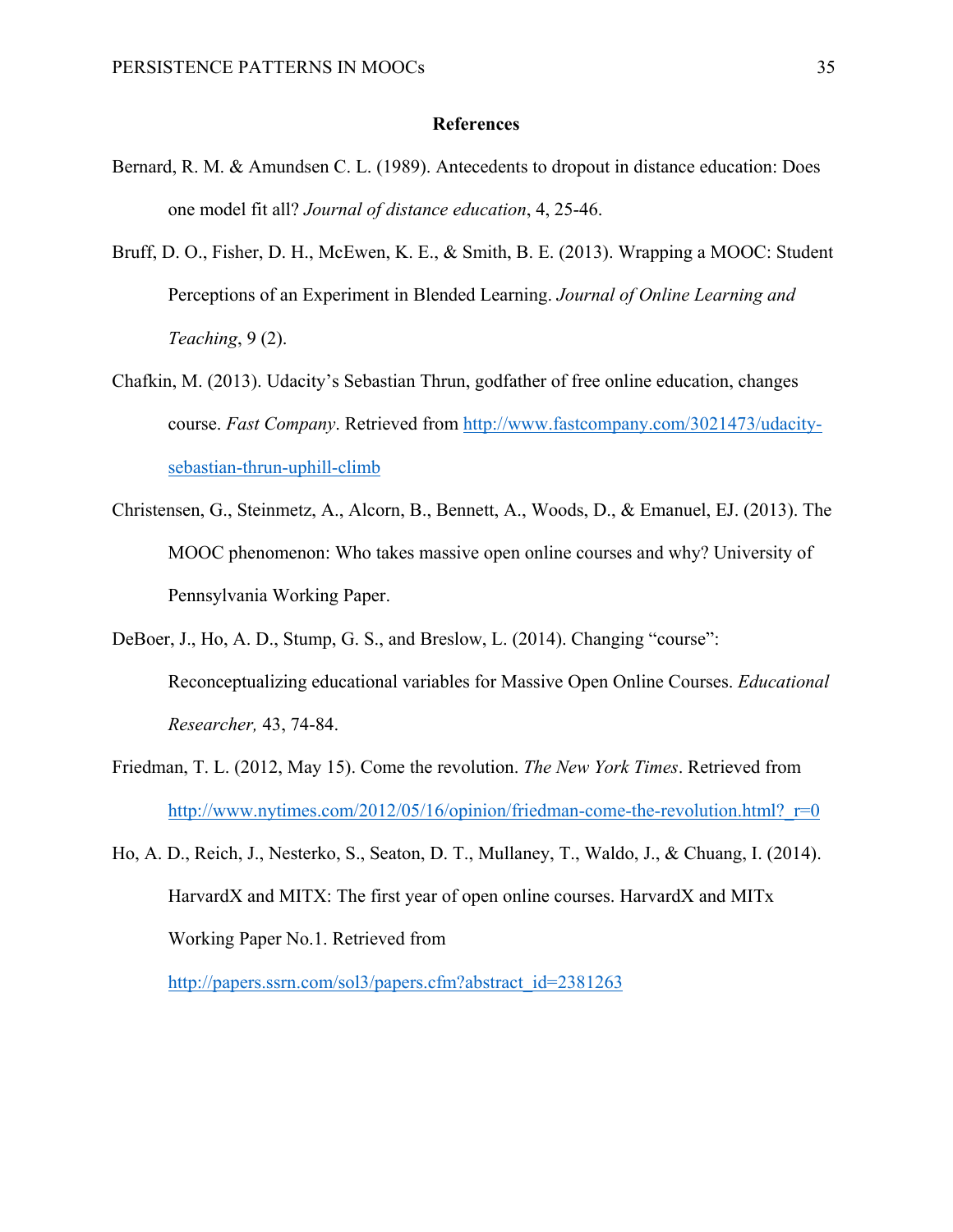# References

Bernard, R. M. & Amundsen C. L. (1989). Antecedents to dropout in distance education: Does one model fit all? *Journal of distance education*, 4, 25-46.

Bruff, D. O., Fisher, D. H., McEwen, K. E., & Smith, B. E. (2013). Wrapping a MOOC: Student Perceptions of an Experiment in Blended Learning. *Journal of Online Learning and Teaching*, 9 (2).

Chafkin, M. (2013). Udacity's Sebastian Thrun, godfather of free online education, changes course. *Fast Company*. Retrieved from http://www.fastcompany.com/3021473/udacity-sebastian-thrun-uphill-climb

Christensen, G., Steinmetz, A., Alcorn, B., Bennett, A., Woods, D., & Emanuel, EJ. (2013). The MOOC phenomenon: Who takes massive open online courses and why? University of Pennsylvania Working Paper.

DeBoer, J., Ho, A. D., Stump, G. S., and Breslow, L. (2014). Changing "course": Reconceptualizing educational variables for Massive Open Online Courses. *Educational Researcher,* 43, 74-84.

Friedman, T. L. (2012, May 15). Come the revolution. *The New York Times*. Retrieved from http://www.nytimes.com/2012/05/16/opinion/friedman-come-the-revolution.html?_r=0

Ho, A. D., Reich, J., Nesterko, S., Seaton, D. T., Mullaney, T., Waldo, J., & Chuang, I. (2014). HarvardX and MITX: The first year of open online courses. HarvardX and MITx Working Paper No.1. Retrieved from http://papers.ssrn.com/sol3/papers.cfm?abstract_id=2381263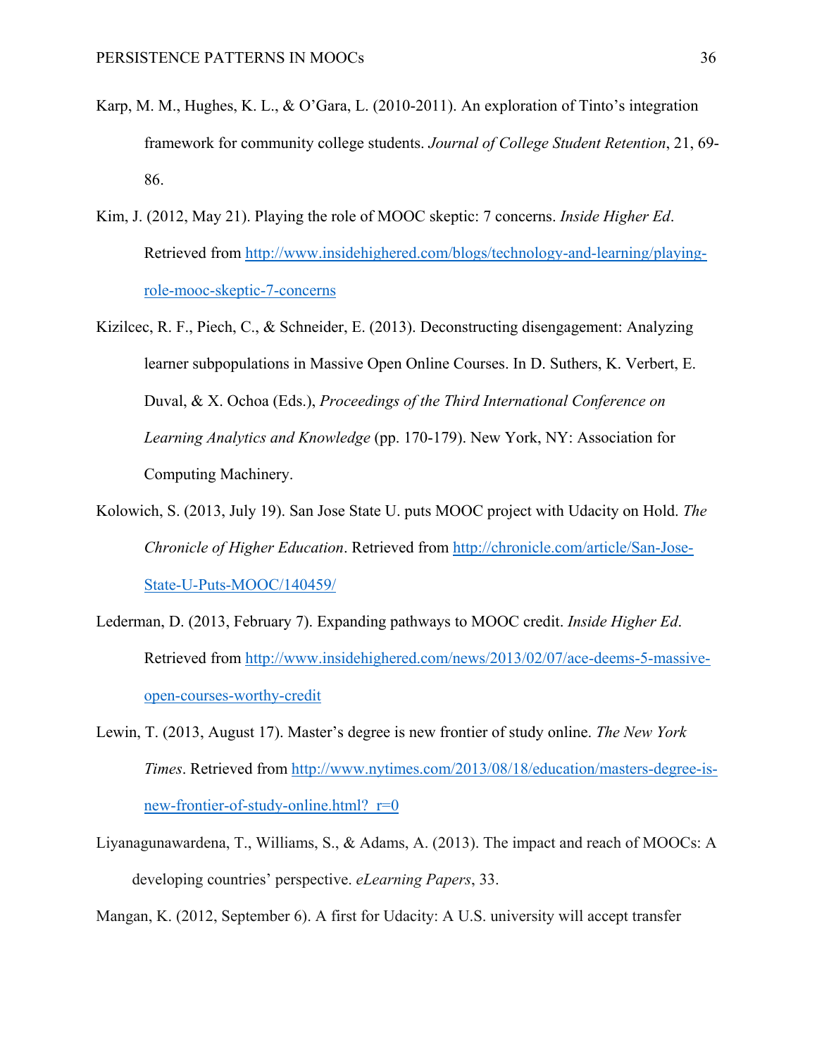Karp, M. M., Hughes, K. L., & O'Gara, L. (2010-2011). An exploration of Tinto's integration framework for community college students. *Journal of College Student Retention*, 21, 69-86.

Kim, J. (2012, May 21). Playing the role of MOOC skeptic: 7 concerns. *Inside Higher Ed*. Retrieved from http://www.insidehighered.com/blogs/technology-and-learning/playing-role-mooc-skeptic-7-concerns

Kizilcec, R. F., Piech, C., & Schneider, E. (2013). Deconstructing disengagement: Analyzing learner subpopulations in Massive Open Online Courses. In D. Suthers, K. Verbert, E. Duval, & X. Ochoa (Eds.), *Proceedings of the Third International Conference on Learning Analytics and Knowledge* (pp. 170-179). New York, NY: Association for Computing Machinery.

Kolowich, S. (2013, July 19). San Jose State U. puts MOOC project with Udacity on Hold. *The Chronicle of Higher Education*. Retrieved from http://chronicle.com/article/San-Jose-State-U-Puts-MOOC/140459/

Lederman, D. (2013, February 7). Expanding pathways to MOOC credit. *Inside Higher Ed*. Retrieved from http://www.insidehighered.com/news/2013/02/07/ace-deems-5-massive-open-courses-worthy-credit

Lewin, T. (2013, August 17). Master's degree is new frontier of study online. *The New York Times*. Retrieved from http://www.nytimes.com/2013/08/18/education/masters-degree-is-new-frontier-of-study-online.html?_r=0

Liyanagunawardena, T., Williams, S., & Adams, A. (2013). The impact and reach of MOOCs: A developing countries' perspective. *eLearning Papers*, 33.

Mangan, K. (2012, September 6). A first for Udacity: A U.S. university will accept transfer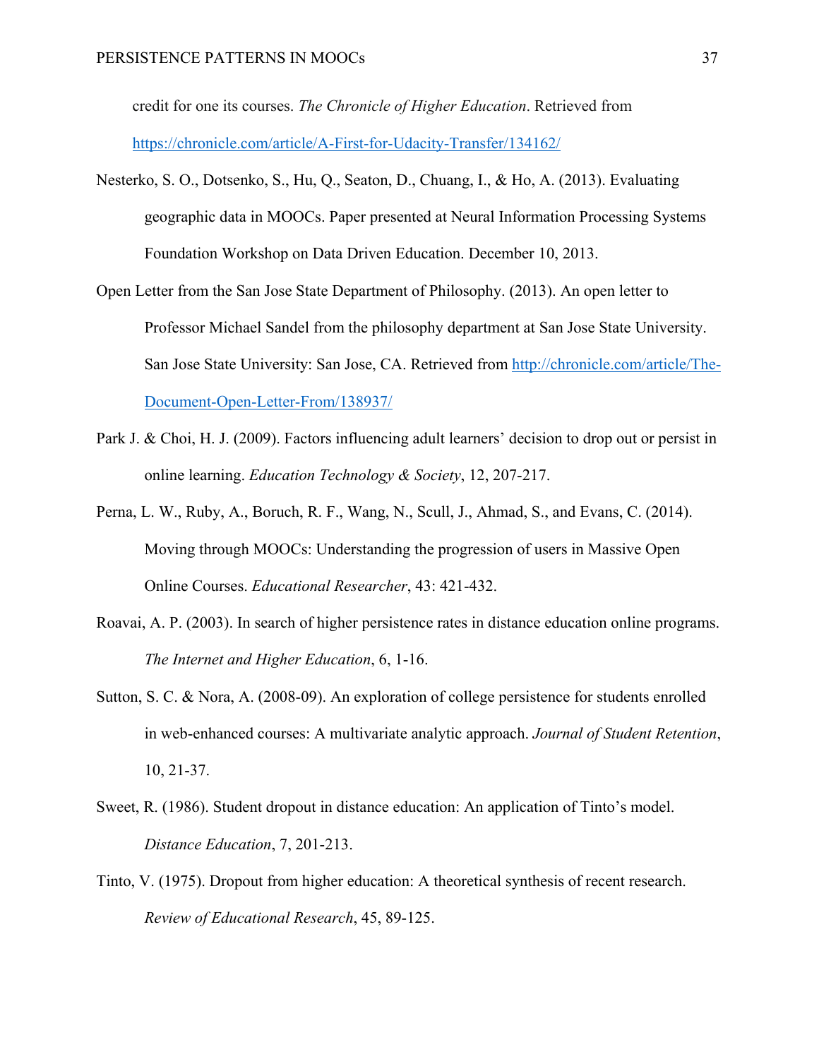credit for one its courses. *The Chronicle of Higher Education*. Retrieved from https://chronicle.com/article/A-First-for-Udacity-Transfer/134162/

Nesterko, S. O., Dotsenko, S., Hu, Q., Seaton, D., Chuang, I., & Ho, A. (2013). Evaluating geographic data in MOOCs. Paper presented at Neural Information Processing Systems Foundation Workshop on Data Driven Education. December 10, 2013.

Open Letter from the San Jose State Department of Philosophy. (2013). An open letter to Professor Michael Sandel from the philosophy department at San Jose State University. San Jose State University: San Jose, CA. Retrieved from http://chronicle.com/article/The-Document-Open-Letter-From/138937/

Park J. & Choi, H. J. (2009). Factors influencing adult learners' decision to drop out or persist in online learning. *Education Technology & Society*, 12, 207-217.

Perna, L. W., Ruby, A., Boruch, R. F., Wang, N., Scull, J., Ahmad, S., and Evans, C. (2014). Moving through MOOCs: Understanding the progression of users in Massive Open Online Courses. *Educational Researcher*, 43: 421-432.

Roavai, A. P. (2003). In search of higher persistence rates in distance education online programs. *The Internet and Higher Education*, 6, 1-16.

Sutton, S. C. & Nora, A. (2008-09). An exploration of college persistence for students enrolled in web-enhanced courses: A multivariate analytic approach. *Journal of Student Retention*, 10, 21-37.

Sweet, R. (1986). Student dropout in distance education: An application of Tinto's model. *Distance Education*, 7, 201-213.

Tinto, V. (1975). Dropout from higher education: A theoretical synthesis of recent research. *Review of Educational Research*, 45, 89-125.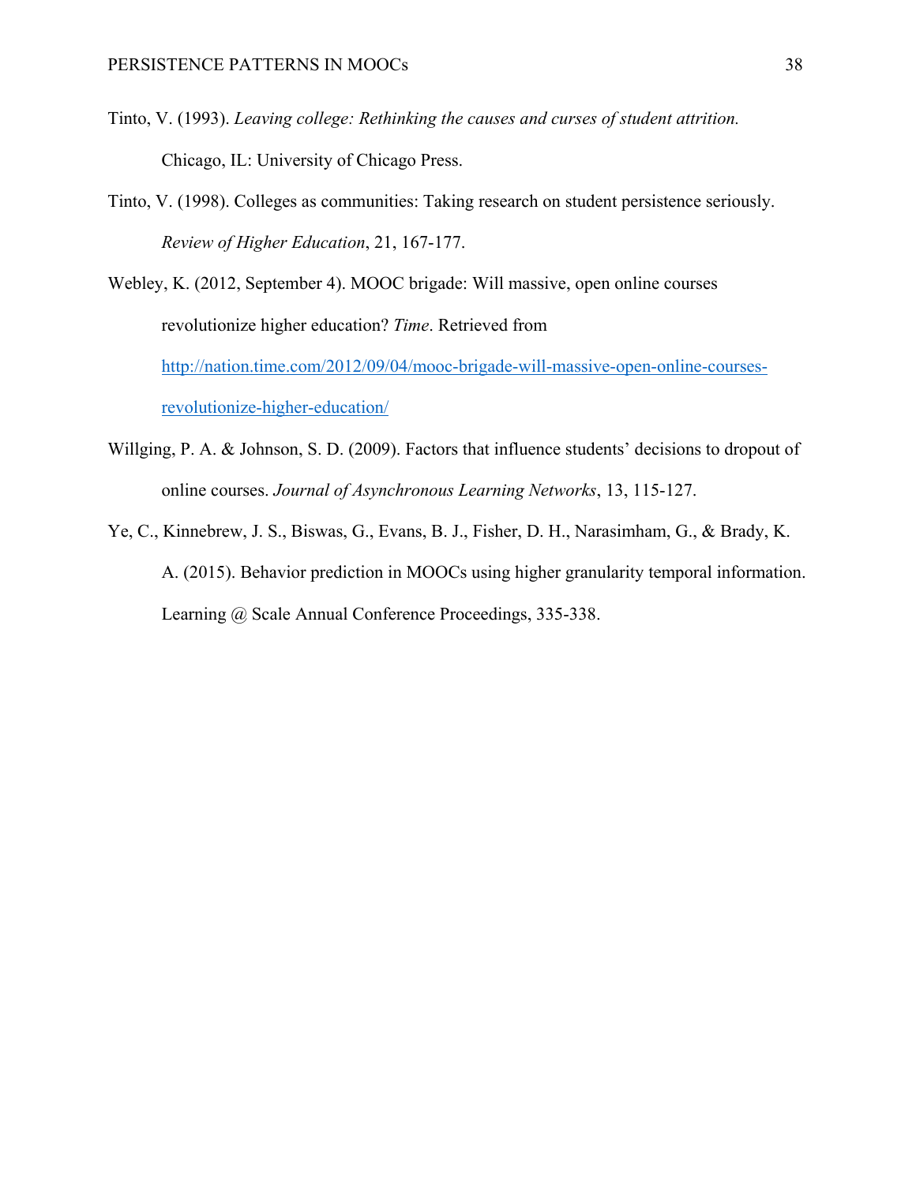Tinto, V. (1993). *Leaving college: Rethinking the causes and curses of student attrition.* Chicago, IL: University of Chicago Press.

Tinto, V. (1998). Colleges as communities: Taking research on student persistence seriously. *Review of Higher Education*, 21, 167-177.

Webley, K. (2012, September 4). MOOC brigade: Will massive, open online courses revolutionize higher education? *Time*. Retrieved from [http://nation.time.com/2012/09/04/mooc-brigade-will-massive-open-online-courses-revolutionize-higher-education/](http://nation.time.com/2012/09/04/mooc-brigade-will-massive-open-online-courses-revolutionize-higher-education/)

Willging, P. A. & Johnson, S. D. (2009). Factors that influence students' decisions to dropout of online courses. *Journal of Asynchronous Learning Networks*, 13, 115-127.

Ye, C., Kinnebrew, J. S., Biswas, G., Evans, B. J., Fisher, D. H., Narasimham, G., & Brady, K. A. (2015). Behavior prediction in MOOCs using higher granularity temporal information. Learning @ Scale Annual Conference Proceedings, 335-338.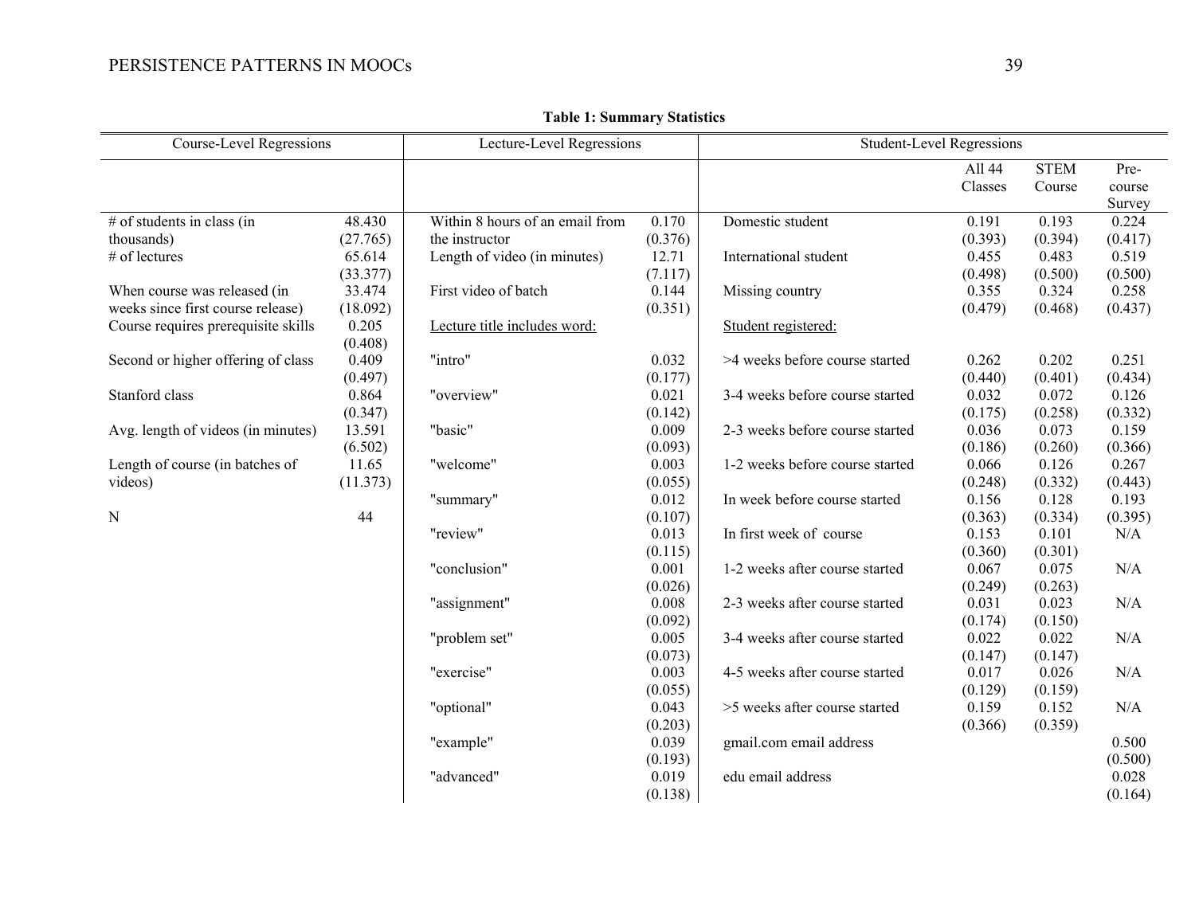**Table 1: Summary Statistics**

| Course-Level Regressions | | Lecture-Level Regressions | | Student-Level Regressions | | | |
|---|---|---|---|---|---|---|---|
| | | | | | All 44 Classes | STEM Course | Pre-course Survey |
| # of students in class (in thousands) | 48.430 (27.765) | Within 8 hours of an email from the instructor | 0.170 (0.376) | Domestic student | 0.191 (0.393) | 0.193 (0.394) | 0.224 (0.417) |
| # of lectures | 65.614 (33.377) | Length of video (in minutes) | 12.71 (7.117) | International student | 0.455 (0.498) | 0.483 (0.500) | 0.519 (0.500) |
| When course was released (in weeks since first course release) | 33.474 (18.092) | First video of batch | 0.144 (0.351) | Missing country | 0.355 (0.479) | 0.324 (0.468) | 0.258 (0.437) |
| Course requires prerequisite skills | 0.205 (0.408) | Lecture title includes word: | | Student registered: | | | |
| Second or higher offering of class | 0.409 (0.497) | "intro" | 0.032 (0.177) | >4 weeks before course started | 0.262 (0.440) | 0.202 (0.401) | 0.251 (0.434) |
| Stanford class | 0.864 (0.347) | "overview" | 0.021 (0.142) | 3-4 weeks before course started | 0.032 (0.175) | 0.072 (0.258) | 0.126 (0.332) |
| Avg. length of videos (in minutes) | 13.591 (6.502) | "basic" | 0.009 (0.093) | 2-3 weeks before course started | 0.036 (0.186) | 0.073 (0.260) | 0.159 (0.366) |
| Length of course (in batches of videos) | 11.65 (11.373) | "welcome" | 0.003 (0.055) | 1-2 weeks before course started | 0.066 (0.248) | 0.126 (0.332) | 0.267 (0.443) |
| N | 44 | "summary" | 0.012 (0.107) | In week before course started | 0.156 (0.363) | 0.128 (0.334) | 0.193 (0.395) |
| | | "review" | 0.013 (0.115) | In first week of course | 0.153 (0.360) | 0.101 (0.301) | N/A |
| | | "conclusion" | 0.001 (0.026) | 1-2 weeks after course started | 0.067 (0.249) | 0.075 (0.263) | N/A |
| | | "assignment" | 0.008 (0.092) | 2-3 weeks after course started | 0.031 (0.174) | 0.023 (0.150) | N/A |
| | | "problem set" | 0.005 (0.073) | 3-4 weeks after course started | 0.022 (0.147) | 0.022 (0.147) | N/A |
| | | "exercise" | 0.003 (0.055) | 4-5 weeks after course started | 0.017 (0.129) | 0.026 (0.159) | N/A |
| | | "optional" | 0.043 (0.203) | >5 weeks after course started | 0.159 (0.366) | 0.152 (0.359) | N/A |
| | | "example" | 0.039 (0.193) | gmail.com email address | | | 0.500 (0.500) |
| | | "advanced" | 0.019 (0.138) | edu email address | | | 0.028 (0.164) |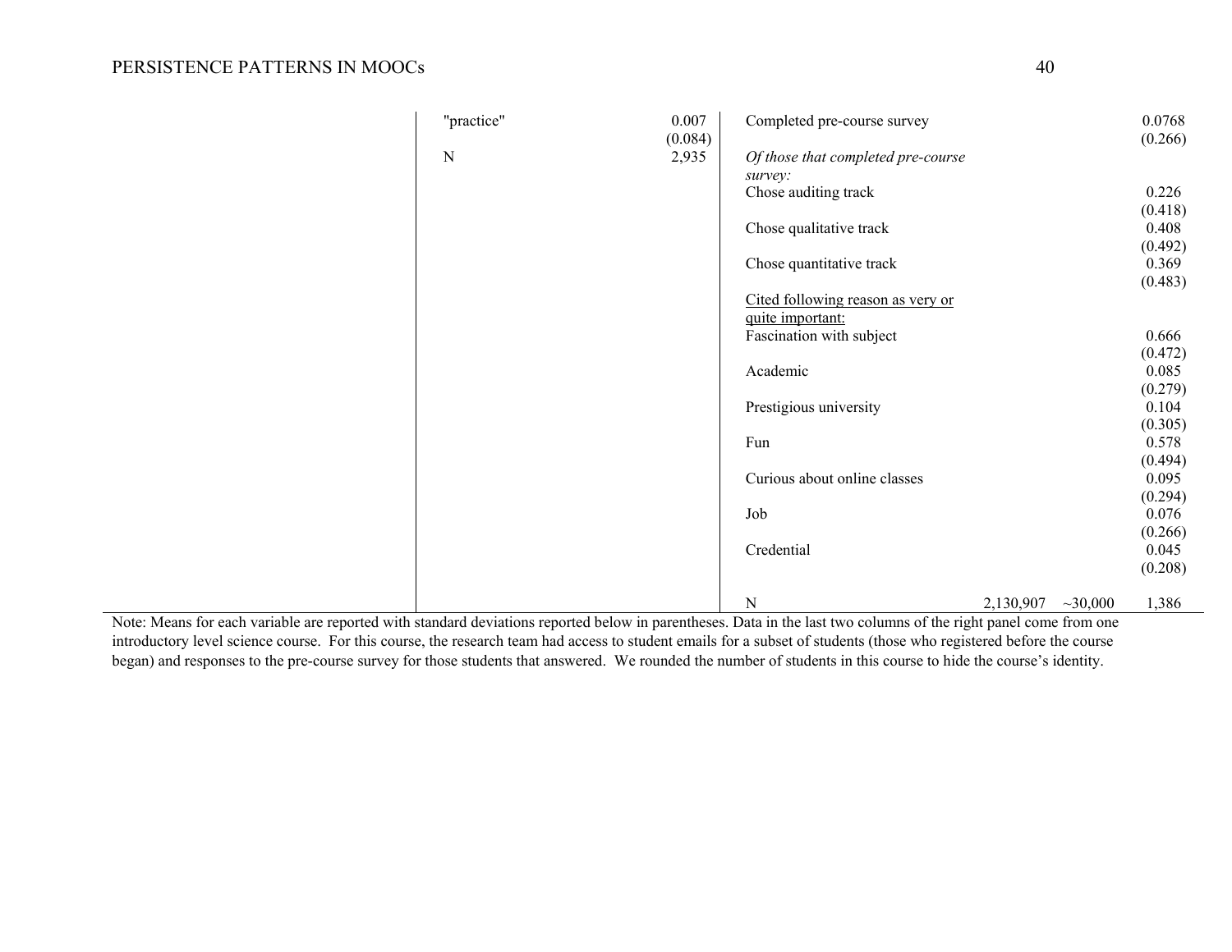| | | | | | |
|---|---|---|---|---|---|
| "practice" | 0.007<br>(0.084) | Completed pre-course survey | | | 0.0768<br>(0.266) |
| N | 2,935 | *Of those that completed pre-course survey:* | | | |
| | | Chose auditing track | | | 0.226<br>(0.418) |
| | | Chose qualitative track | | | 0.408<br>(0.492) |
| | | Chose quantitative track | | | 0.369<br>(0.483) |
| | | Cited following reason as very or quite important: | | | |
| | | Fascination with subject | | | 0.666<br>(0.472) |
| | | Academic | | | 0.085<br>(0.279) |
| | | Prestigious university | | | 0.104<br>(0.305) |
| | | Fun | | | 0.578<br>(0.494) |
| | | Curious about online classes | | | 0.095<br>(0.294) |
| | | Job | | | 0.076<br>(0.266) |
| | | Credential | | | 0.045<br>(0.208) |
| | | N | 2,130,907 | ~30,000 | 1,386 |

Note: Means for each variable are reported with standard deviations reported below in parentheses. Data in the last two columns of the right panel come from one introductory level science course. For this course, the research team had access to student emails for a subset of students (those who registered before the course began) and responses to the pre-course survey for those students that answered. We rounded the number of students in this course to hide the course's identity.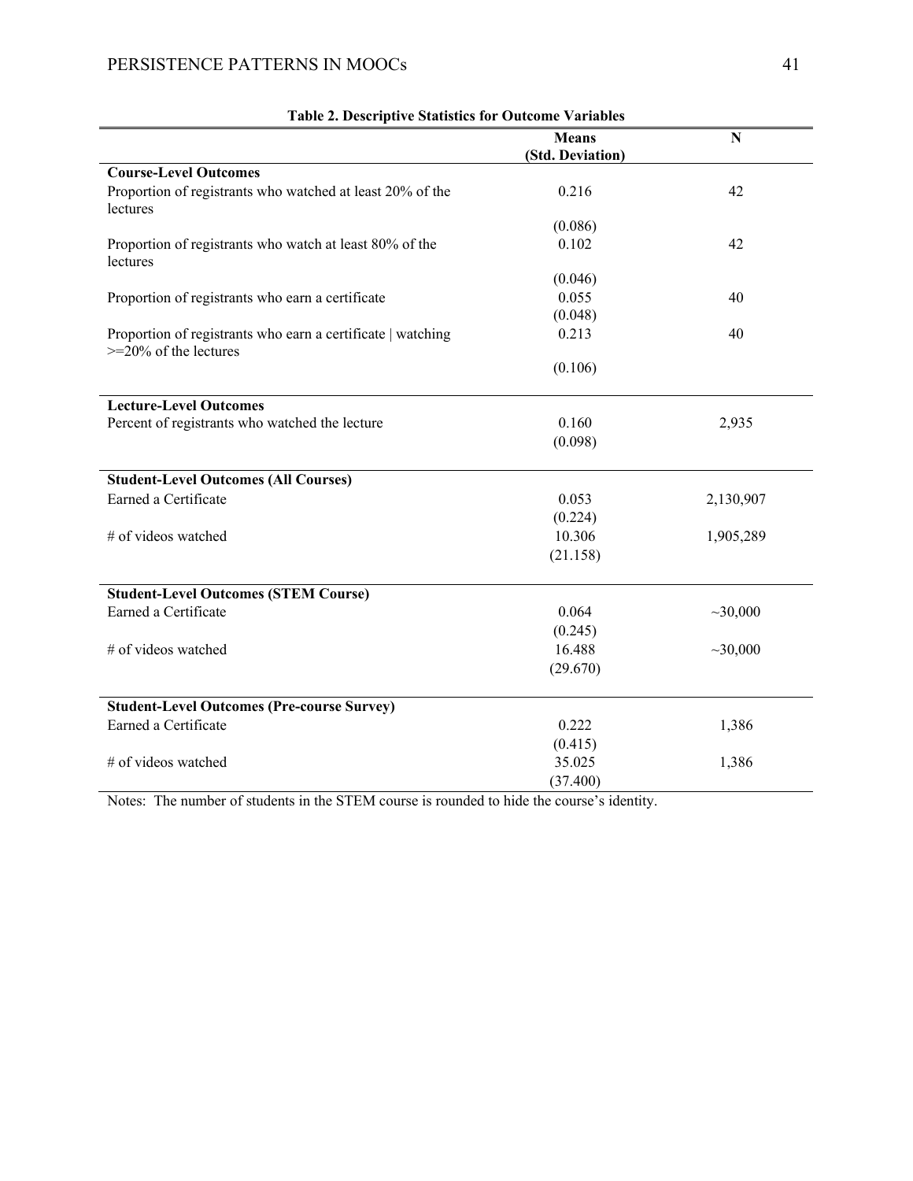**Table 2. Descriptive Statistics for Outcome Variables**

| | Means (Std. Deviation) | N |
|---|---|---|
| **Course-Level Outcomes** | | |
| Proportion of registrants who watched at least 20% of the lectures | 0.216 | 42 |
| | (0.086) | |
| Proportion of registrants who watch at least 80% of the lectures | 0.102 | 42 |
| | (0.046) | |
| Proportion of registrants who earn a certificate | 0.055 | 40 |
| | (0.048) | |
| Proportion of registrants who earn a certificate \| watching >=20% of the lectures | 0.213 | 40 |
| | (0.106) | |
| **Lecture-Level Outcomes** | | |
| Percent of registrants who watched the lecture | 0.160 | 2,935 |
| | (0.098) | |
| **Student-Level Outcomes (All Courses)** | | |
| Earned a Certificate | 0.053 | 2,130,907 |
| | (0.224) | |
| # of videos watched | 10.306 | 1,905,289 |
| | (21.158) | |
| **Student-Level Outcomes (STEM Course)** | | |
| Earned a Certificate | 0.064 | ~30,000 |
| | (0.245) | |
| # of videos watched | 16.488 | ~30,000 |
| | (29.670) | |
| **Student-Level Outcomes (Pre-course Survey)** | | |
| Earned a Certificate | 0.222 | 1,386 |
| | (0.415) | |
| # of videos watched | 35.025 | 1,386 |
| | (37.400) | |

Notes: The number of students in the STEM course is rounded to hide the course's identity.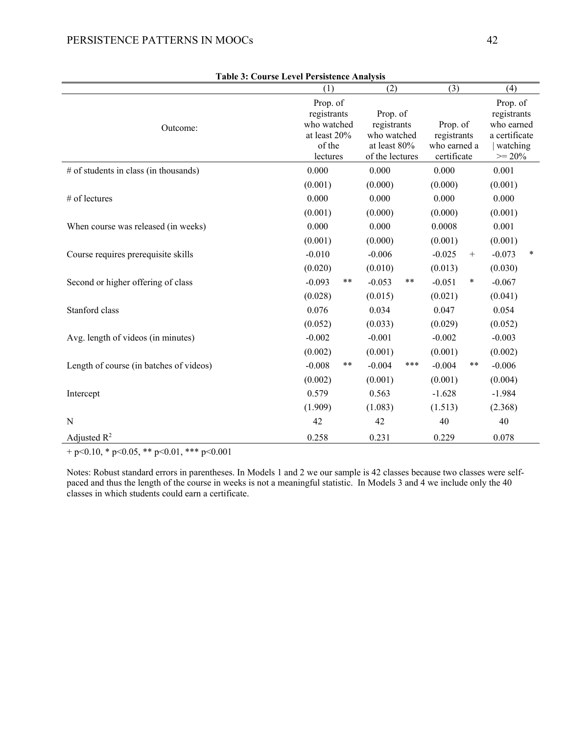**Table 3: Course Level Persistence Analysis**

| | (1) | (2) | (3) | (4) |
|---|---|---|---|---|
| Outcome: | Prop. of registrants who watched at least 20% of the lectures | Prop. of registrants who watched at least 80% of the lectures | Prop. of registrants who earned a certificate | Prop. of registrants who earned a certificate \| watching >= 20% |
| # of students in class (in thousands) | 0.000 | 0.000 | 0.000 | 0.001 |
| | (0.001) | (0.000) | (0.000) | (0.001) |
| # of lectures | 0.000 | 0.000 | 0.000 | 0.000 |
| | (0.001) | (0.000) | (0.000) | (0.001) |
| When course was released (in weeks) | 0.000 | 0.000 | 0.0008 | 0.001 |
| | (0.001) | (0.000) | (0.001) | (0.001) |
| Course requires prerequisite skills | -0.010 | -0.006 | -0.025 + | -0.073 * |
| | (0.020) | (0.010) | (0.013) | (0.030) |
| Second or higher offering of class | -0.093 ** | -0.053 ** | -0.051 * | -0.067 |
| | (0.028) | (0.015) | (0.021) | (0.041) |
| Stanford class | 0.076 | 0.034 | 0.047 | 0.054 |
| | (0.052) | (0.033) | (0.029) | (0.052) |
| Avg. length of videos (in minutes) | -0.002 | -0.001 | -0.002 | -0.003 |
| | (0.002) | (0.001) | (0.001) | (0.002) |
| Length of course (in batches of videos) | -0.008 ** | -0.004 *** | -0.004 ** | -0.006 |
| | (0.002) | (0.001) | (0.001) | (0.004) |
| Intercept | 0.579 | 0.563 | -1.628 | -1.984 |
| | (1.909) | (1.083) | (1.513) | (2.368) |
| N | 42 | 42 | 40 | 40 |
| Adjusted $R^2$ | 0.258 | 0.231 | 0.229 | 0.078 |

+ $p<0.10$, * $p<0.05$, ** $p<0.01$, *** $p<0.001$

Notes: Robust standard errors in parentheses. In Models 1 and 2 we our sample is 42 classes because two classes were self-paced and thus the length of the course in weeks is not a meaningful statistic. In Models 3 and 4 we include only the 40 classes in which students could earn a certificate.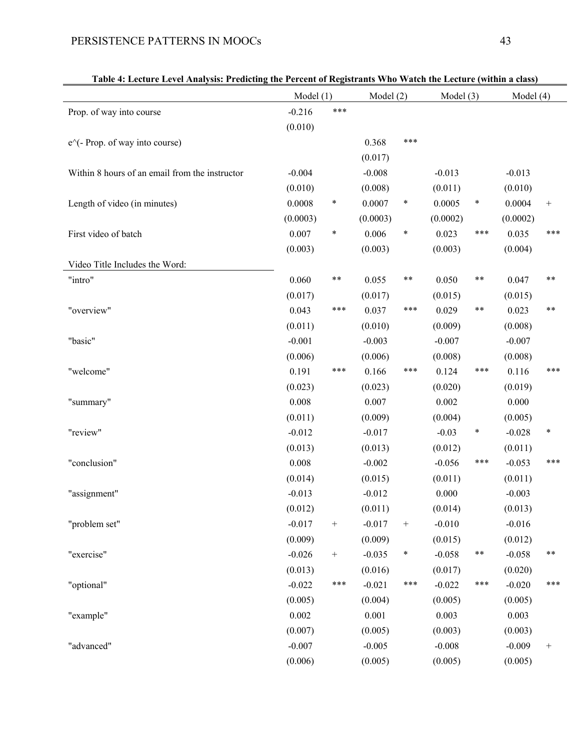**Table 4: Lecture Level Analysis: Predicting the Percent of Registrants Who Watch the Lecture (within a class)**

| | Model (1) | | Model (2) | | Model (3) | | Model (4) | |
|---|---|---|---|---|---|---|---|---|
| Prop. of way into course | -0.216 | *** | | | | | | |
| | (0.010) | | | | | | | |
| e^(- Prop. of way into course) | | | 0.368 | *** | | | | |
| | | | (0.017) | | | | | |
| Within 8 hours of an email from the instructor | -0.004 | | -0.008 | | -0.013 | | -0.013 | |
| | (0.010) | | (0.008) | | (0.011) | | (0.010) | |
| Length of video (in minutes) | 0.0008 | * | 0.0007 | * | 0.0005 | * | 0.0004 | + |
| | (0.0003) | | (0.0003) | | (0.0002) | | (0.0002) | |
| First video of batch | 0.007 | * | 0.006 | * | 0.023 | *** | 0.035 | *** |
| | (0.003) | | (0.003) | | (0.003) | | (0.004) | |
| Video Title Includes the Word: | | | | | | | | |
| "intro" | 0.060 | ** | 0.055 | ** | 0.050 | ** | 0.047 | ** |
| | (0.017) | | (0.017) | | (0.015) | | (0.015) | |
| "overview" | 0.043 | *** | 0.037 | *** | 0.029 | ** | 0.023 | ** |
| | (0.011) | | (0.010) | | (0.009) | | (0.008) | |
| "basic" | -0.001 | | -0.003 | | -0.007 | | -0.007 | |
| | (0.006) | | (0.006) | | (0.008) | | (0.008) | |
| "welcome" | 0.191 | *** | 0.166 | *** | 0.124 | *** | 0.116 | *** |
| | (0.023) | | (0.023) | | (0.020) | | (0.019) | |
| "summary" | 0.008 | | 0.007 | | 0.002 | | 0.000 | |
| | (0.011) | | (0.009) | | (0.004) | | (0.005) | |
| "review" | -0.012 | | -0.017 | | -0.03 | * | -0.028 | * |
| | (0.013) | | (0.013) | | (0.012) | | (0.011) | |
| "conclusion" | 0.008 | | -0.002 | | -0.056 | *** | -0.053 | *** |
| | (0.014) | | (0.015) | | (0.011) | | (0.011) | |
| "assignment" | -0.013 | | -0.012 | | 0.000 | | -0.003 | |
| | (0.012) | | (0.011) | | (0.014) | | (0.013) | |
| "problem set" | -0.017 | + | -0.017 | + | -0.010 | | -0.016 | |
| | (0.009) | | (0.009) | | (0.015) | | (0.012) | |
| "exercise" | -0.026 | + | -0.035 | * | -0.058 | ** | -0.058 | ** |
| | (0.013) | | (0.016) | | (0.017) | | (0.020) | |
| "optional" | -0.022 | *** | -0.021 | *** | -0.022 | *** | -0.020 | *** |
| | (0.005) | | (0.004) | | (0.005) | | (0.005) | |
| "example" | 0.002 | | 0.001 | | 0.003 | | 0.003 | |
| | (0.007) | | (0.005) | | (0.003) | | (0.003) | |
| "advanced" | -0.007 | | -0.005 | | -0.008 | | -0.009 | + |
| | (0.006) | | (0.005) | | (0.005) | | (0.005) | |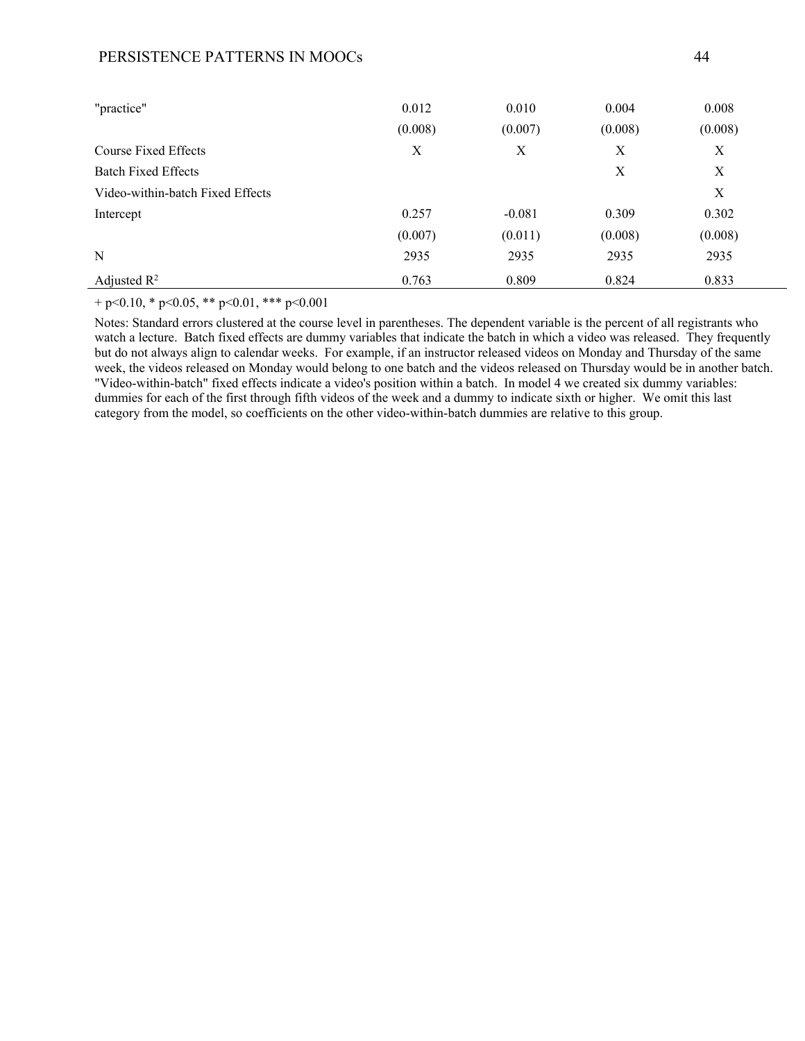| | | | | |
|---|---|---|---|---|
| "practice" | 0.012 | 0.010 | 0.004 | 0.008 |
| | (0.008) | (0.007) | (0.008) | (0.008) |
| Course Fixed Effects | X | X | X | X |
| Batch Fixed Effects | | | X | X |
| Video-within-batch Fixed Effects | | | | X |
| Intercept | 0.257 | -0.081 | 0.309 | 0.302 |
| | (0.007) | (0.011) | (0.008) | (0.008) |
| N | 2935 | 2935 | 2935 | 2935 |
| Adjusted $R^2$ | 0.763 | 0.809 | 0.824 | 0.833 |

+ $p<0.10$, * $p<0.05$, ** $p<0.01$, *** $p<0.001$

Notes: Standard errors clustered at the course level in parentheses. The dependent variable is the percent of all registrants who watch a lecture. Batch fixed effects are dummy variables that indicate the batch in which a video was released. They frequently but do not always align to calendar weeks. For example, if an instructor released videos on Monday and Thursday of the same week, the videos released on Monday would belong to one batch and the videos released on Thursday would be in another batch. "Video-within-batch" fixed effects indicate a video's position within a batch. In model 4 we created six dummy variables: dummies for each of the first through fifth videos of the week and a dummy to indicate sixth or higher. We omit this last category from the model, so coefficients on the other video-within-batch dummies are relative to this group.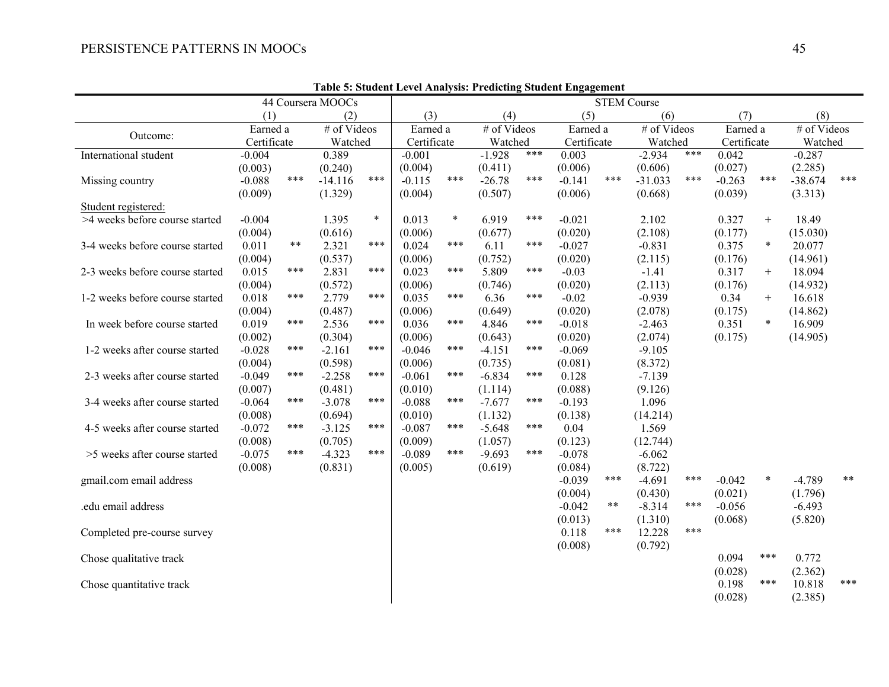**Table 5: Student Level Analysis: Predicting Student Engagement**

| | 44 Coursera MOOCs | | STEM Course | | | | | |
|---|---|---|---|---|---|---|---|---|
| | (1) | (2) | (3) | (4) | (5) | (6) | (7) | (8) |
| Outcome: | Earned a Certificate | # of Videos Watched | Earned a Certificate | # of Videos Watched | Earned a Certificate | # of Videos Watched | Earned a Certificate | # of Videos Watched |
| International student | -0.004 | 0.389 | -0.001 | -1.928 *** | 0.003 | -2.934 *** | 0.042 | -0.287 |
| | (0.003) | (0.240) | (0.004) | (0.411) | (0.006) | (0.606) | (0.027) | (2.285) |
| Missing country | -0.088 *** | -14.116 *** | -0.115 *** | -26.78 *** | -0.141 *** | -31.033 *** | -0.263 *** | -38.674 *** |
| | (0.009) | (1.329) | (0.004) | (0.507) | (0.006) | (0.668) | (0.039) | (3.313) |
| Student registered: | | | | | | | | |
| >4 weeks before course started | -0.004 | 1.395 * | 0.013 * | 6.919 *** | -0.021 | 2.102 | 0.327 + | 18.49 |
| | (0.004) | (0.616) | (0.006) | (0.677) | (0.020) | (2.108) | (0.177) | (15.030) |
| 3-4 weeks before course started | 0.011 ** | 2.321 *** | 0.024 *** | 6.11 *** | -0.027 | -0.831 | 0.375 * | 20.077 |
| | (0.004) | (0.537) | (0.006) | (0.752) | (0.020) | (2.115) | (0.176) | (14.961) |
| 2-3 weeks before course started | 0.015 *** | 2.831 *** | 0.023 *** | 5.809 *** | -0.03 | -1.41 | 0.317 + | 18.094 |
| | (0.004) | (0.572) | (0.006) | (0.746) | (0.020) | (2.113) | (0.176) | (14.932) |
| 1-2 weeks before course started | 0.018 *** | 2.779 *** | 0.035 *** | 6.36 *** | -0.02 | -0.939 | 0.34 + | 16.618 |
| | (0.004) | (0.487) | (0.006) | (0.649) | (0.020) | (2.078) | (0.175) | (14.862) |
| In week before course started | 0.019 *** | 2.536 *** | 0.036 *** | 4.846 *** | -0.018 | -2.463 | 0.351 * | 16.909 |
| | (0.002) | (0.304) | (0.006) | (0.643) | (0.020) | (2.074) | (0.175) | (14.905) |
| 1-2 weeks after course started | -0.028 *** | -2.161 *** | -0.046 *** | -4.151 *** | -0.069 | -9.105 | | |
| | (0.004) | (0.598) | (0.006) | (0.735) | (0.081) | (8.372) | | |
| 2-3 weeks after course started | -0.049 *** | -2.258 *** | -0.061 *** | -6.834 *** | 0.128 | -7.139 | | |
| | (0.007) | (0.481) | (0.010) | (1.114) | (0.088) | (9.126) | | |
| 3-4 weeks after course started | -0.064 *** | -3.078 *** | -0.088 *** | -7.677 *** | -0.193 | 1.096 | | |
| | (0.008) | (0.694) | (0.010) | (1.132) | (0.138) | (14.214) | | |
| 4-5 weeks after course started | -0.072 *** | -3.125 *** | -0.087 *** | -5.648 *** | 0.04 | 1.569 | | |
| | (0.008) | (0.705) | (0.009) | (1.057) | (0.123) | (12.744) | | |
| >5 weeks after course started | -0.075 *** | -4.323 *** | -0.089 *** | -9.693 *** | -0.078 | -6.062 | | |
| | (0.008) | (0.831) | (0.005) | (0.619) | (0.084) | (8.722) | | |
| gmail.com email address | | | | | -0.039 *** | -4.691 *** | -0.042 * | -4.789 ** |
| | | | | | (0.004) | (0.430) | (0.021) | (1.796) |
| .edu email address | | | | | -0.042 ** | -8.314 *** | -0.056 | -6.493 |
| | | | | | (0.013) | (1.310) | (0.068) | (5.820) |
| Completed pre-course survey | | | | | 0.118 *** | 12.228 *** | | |
| | | | | | (0.008) | (0.792) | | |
| Chose qualitative track | | | | | | | 0.094 *** | 0.772 |
| | | | | | | | (0.028) | (2.362) |
| Chose quantitative track | | | | | | | 0.198 *** | 10.818 *** |
| | | | | | | | (0.028) | (2.385) |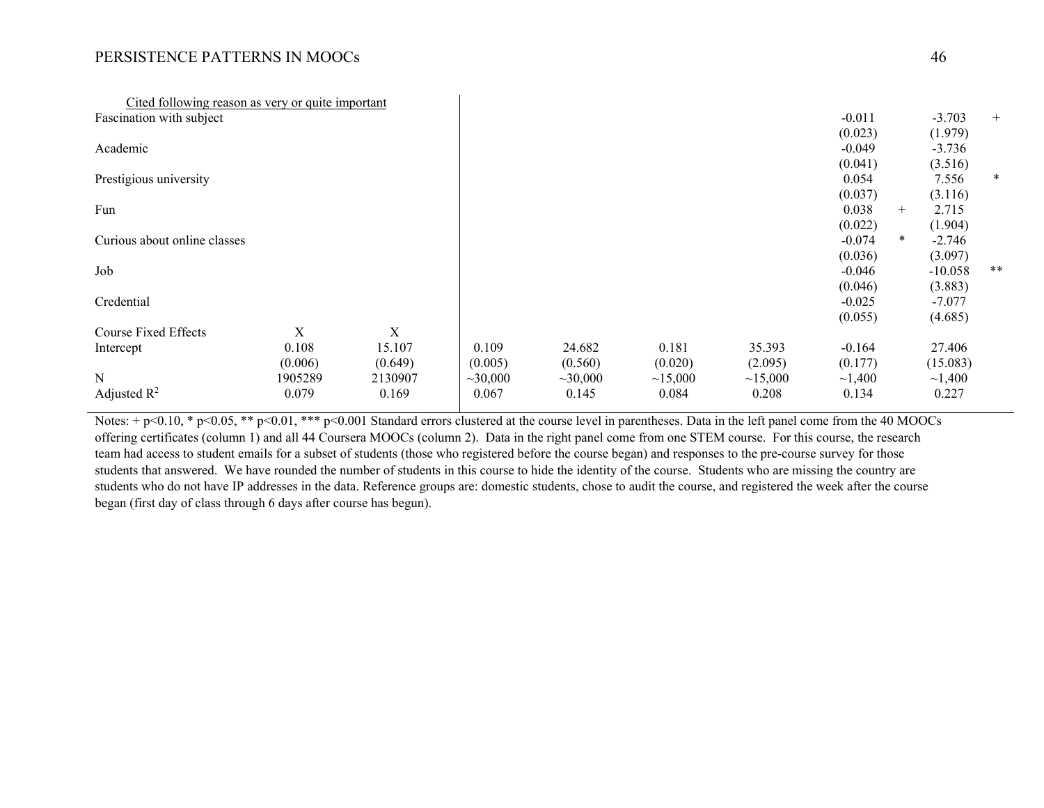| Cited following reason as very or quite important | | | | | | | | | | | |
|---|---|---|---|---|---|---|---|---|---|---|---|
| Fascination with subject | | | | | | | -0.011 | | -3.703 | + |
| | | | | | | | (0.023) | | (1.979) | |
| Academic | | | | | | | -0.049 | | -3.736 | |
| | | | | | | | (0.041) | | (3.516) | |
| Prestigious university | | | | | | | 0.054 | | 7.556 | * |
| | | | | | | | (0.037) | | (3.116) | |
| Fun | | | | | | | 0.038 | + | 2.715 | |
| | | | | | | | (0.022) | | (1.904) | |
| Curious about online classes | | | | | | | -0.074 | * | -2.746 | |
| | | | | | | | (0.036) | | (3.097) | |
| Job | | | | | | | -0.046 | | -10.058 | ** |
| | | | | | | | (0.046) | | (3.883) | |
| Credential | | | | | | | -0.025 | | -7.077 | |
| | | | | | | | (0.055) | | (4.685) | |
| Course Fixed Effects | X | X | | | | | | | | |
| Intercept | 0.108 | 15.107 | 0.109 | 24.682 | 0.181 | 35.393 | -0.164 | | 27.406 | |
| | (0.006) | (0.649) | (0.005) | (0.560) | (0.020) | (2.095) | (0.177) | | (15.083) | |
| N | 1905289 | 2130907 | ~30,000 | ~30,000 | ~15,000 | ~15,000 | ~1,400 | | ~1,400 | |
| Adjusted $R^2$ | 0.079 | 0.169 | 0.067 | 0.145 | 0.084 | 0.208 | 0.134 | | 0.227 | |

Notes: + $p<0.10$, * $p<0.05$, ** $p<0.01$, *** $p<0.001$ Standard errors clustered at the course level in parentheses. Data in the left panel come from the 40 MOOCs offering certificates (column 1) and all 44 Coursera MOOCs (column 2). Data in the right panel come from one STEM course. For this course, the research team had access to student emails for a subset of students (those who registered before the course began) and responses to the pre-course survey for those students that answered. We have rounded the number of students in this course to hide the identity of the course. Students who are missing the country are students who do not have IP addresses in the data. Reference groups are: domestic students, chose to audit the course, and registered the week after the course began (first day of class through 6 days after course has begun).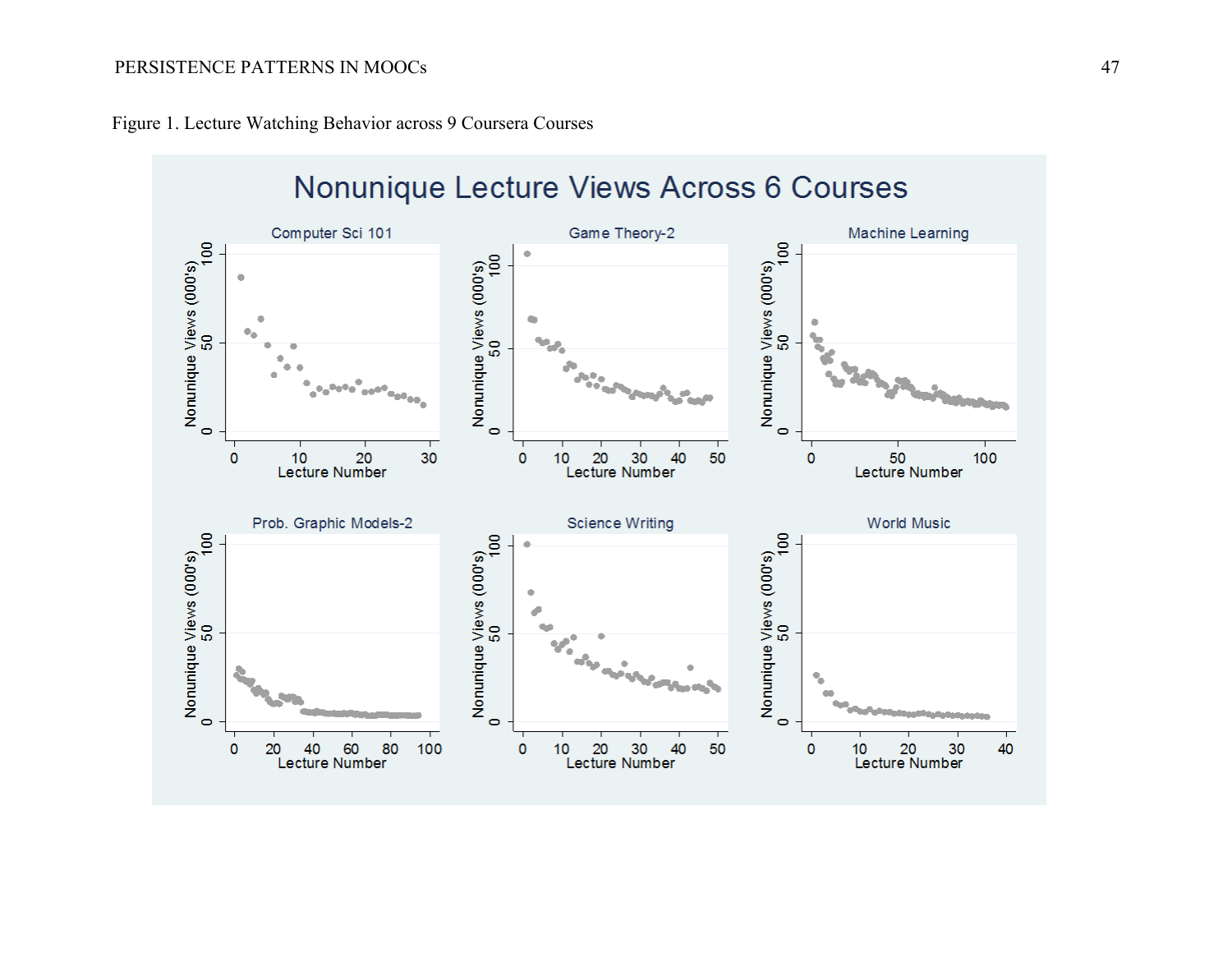Figure 1. Lecture Watching Behavior across 9 Coursera Courses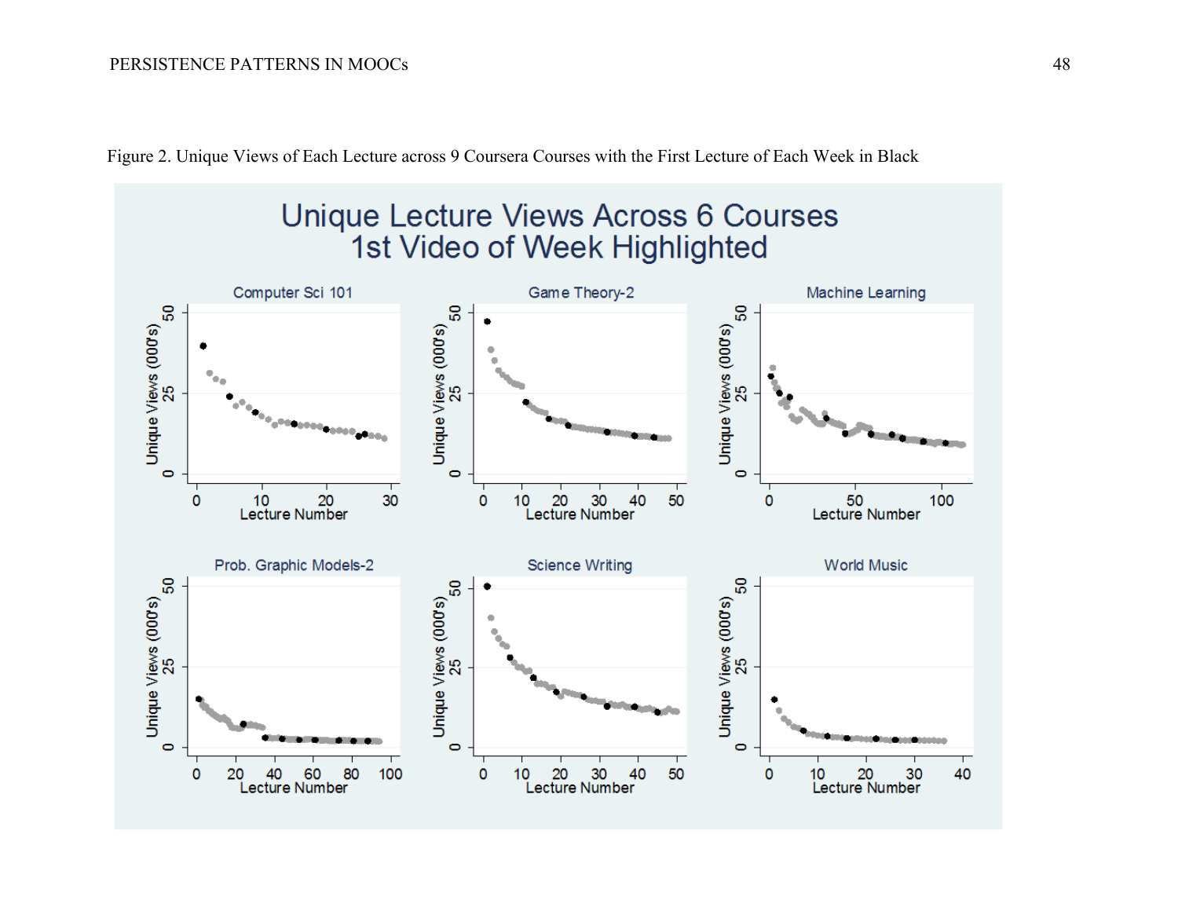Figure 2. Unique Views of Each Lecture across 9 Coursera Courses with the First Lecture of Each Week in Black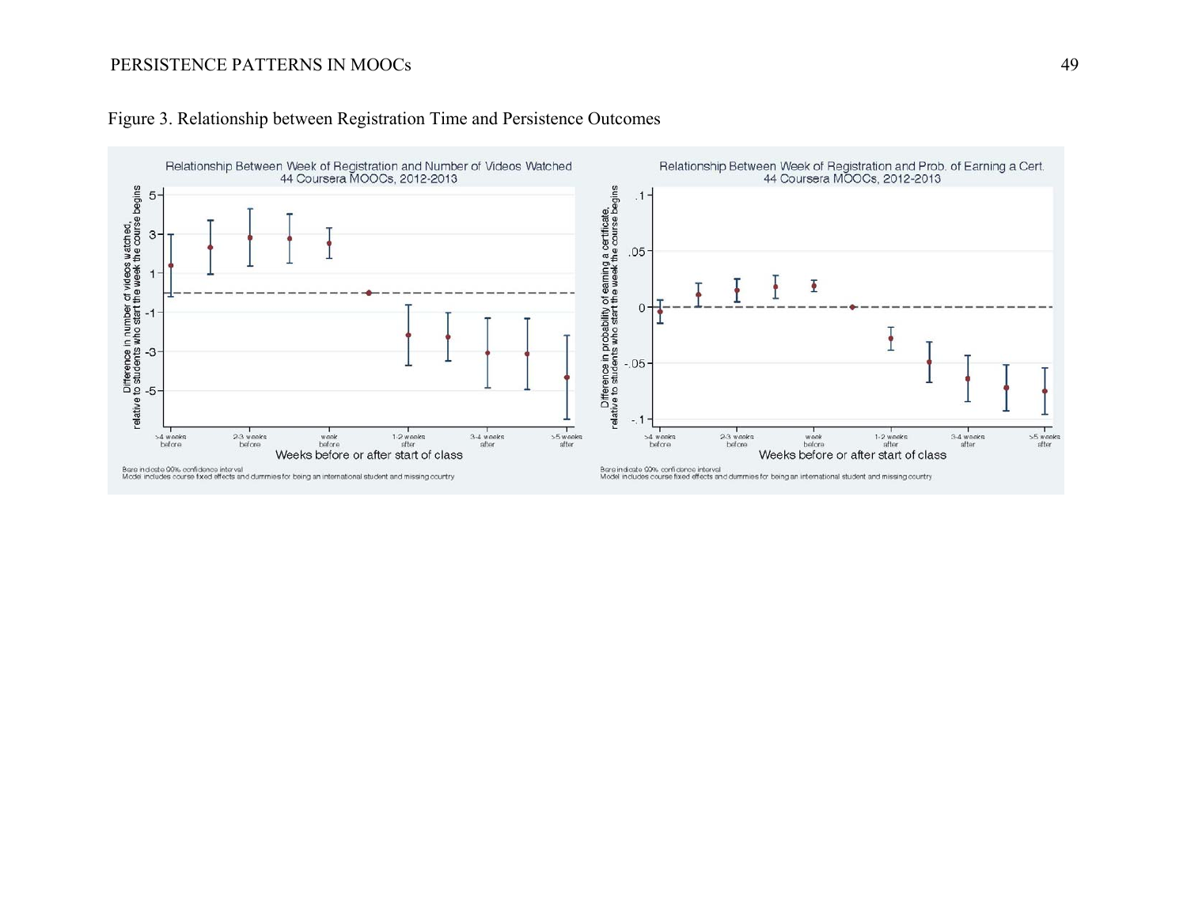Figure 3. Relationship between Registration Time and Persistence Outcomes

Relationship Between Week of Registration and Number of Videos Watched
44 Coursera MOOCs, 2012-2013

Bars indicate 90% confidence interval
Model includes course fixed effects and dummies for being an international student and missing country

Relationship Between Week of Registration and Prob. of Earning a Cert.
44 Coursera MOOCs, 2012-2013

Bars indicate 90% confidence interval
Model includes course fixed effects and dummies for being an international student and missing country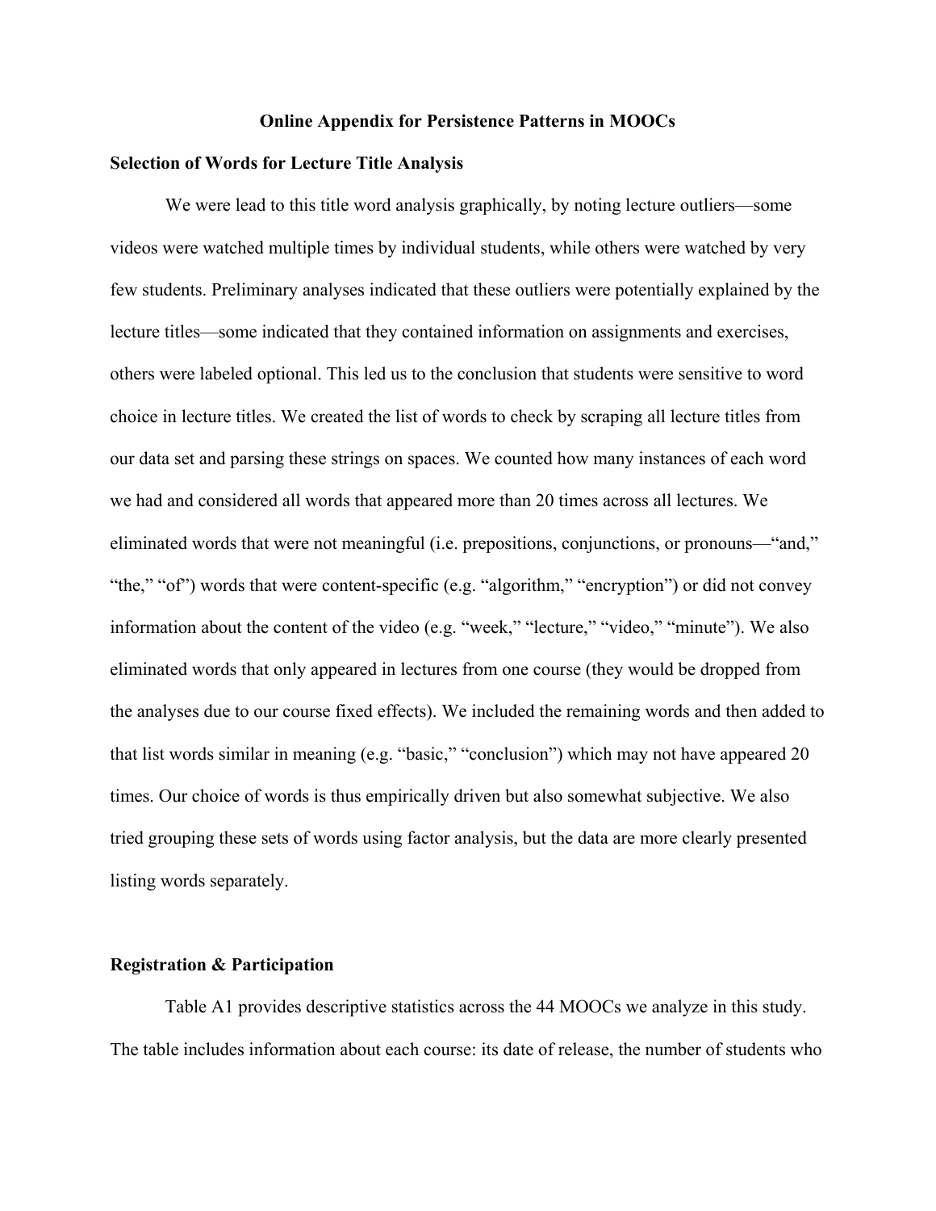**Online Appendix for Persistence Patterns in MOOCs**

**Selection of Words for Lecture Title Analysis**

We were lead to this title word analysis graphically, by noting lecture outliers—some videos were watched multiple times by individual students, while others were watched by very few students. Preliminary analyses indicated that these outliers were potentially explained by the lecture titles—some indicated that they contained information on assignments and exercises, others were labeled optional. This led us to the conclusion that students were sensitive to word choice in lecture titles. We created the list of words to check by scraping all lecture titles from our data set and parsing these strings on spaces. We counted how many instances of each word we had and considered all words that appeared more than 20 times across all lectures. We eliminated words that were not meaningful (i.e. prepositions, conjunctions, or pronouns—"and," "the," "of") words that were content-specific (e.g. "algorithm," "encryption") or did not convey information about the content of the video (e.g. "week," "lecture," "video," "minute"). We also eliminated words that only appeared in lectures from one course (they would be dropped from the analyses due to our course fixed effects). We included the remaining words and then added to that list words similar in meaning (e.g. "basic," "conclusion") which may not have appeared 20 times. Our choice of words is thus empirically driven but also somewhat subjective. We also tried grouping these sets of words using factor analysis, but the data are more clearly presented listing words separately.

**Registration & Participation**

Table A1 provides descriptive statistics across the 44 MOOCs we analyze in this study. The table includes information about each course: its date of release, the number of students who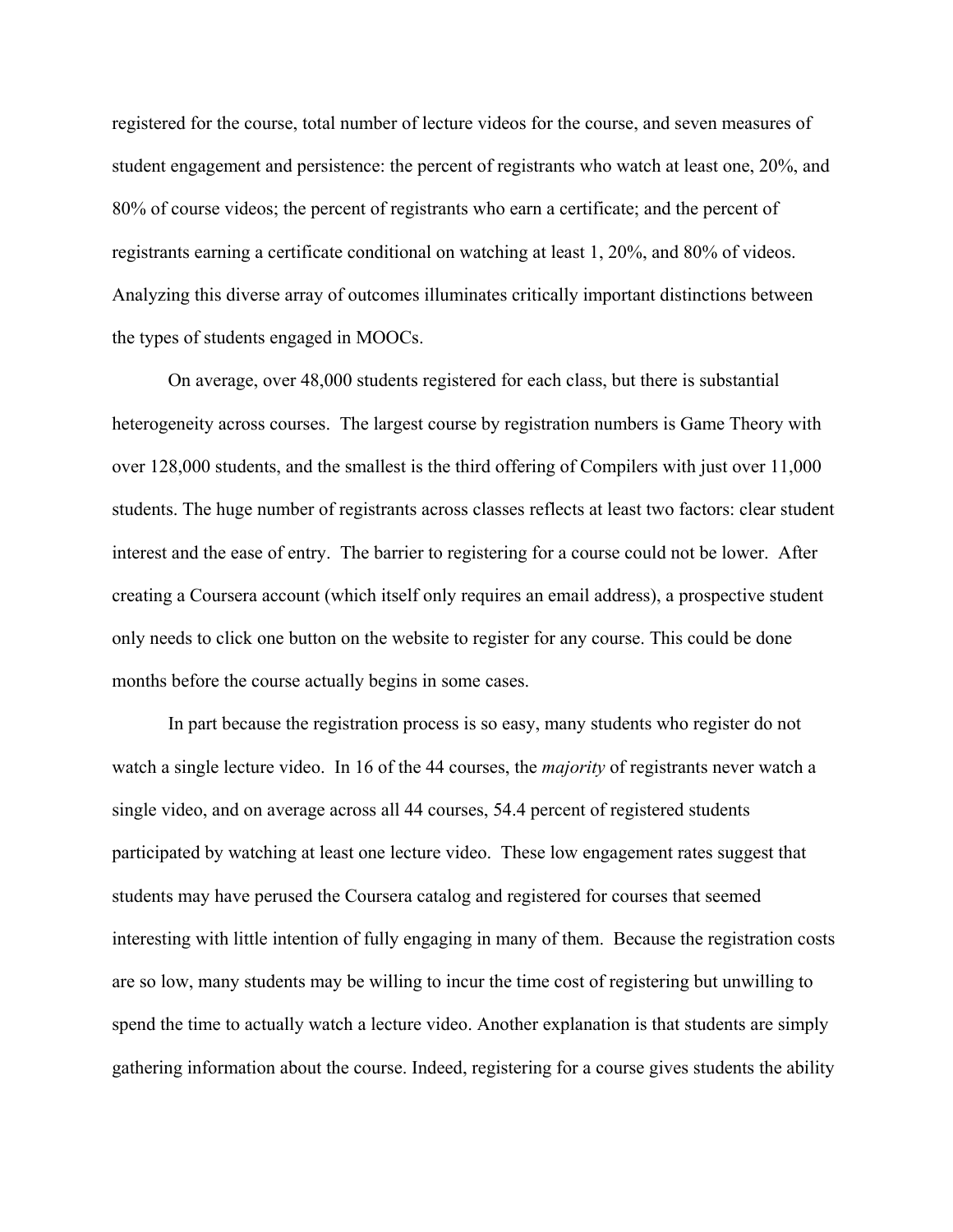registered for the course, total number of lecture videos for the course, and seven measures of student engagement and persistence: the percent of registrants who watch at least one, 20%, and 80% of course videos; the percent of registrants who earn a certificate; and the percent of registrants earning a certificate conditional on watching at least 1, 20%, and 80% of videos. Analyzing this diverse array of outcomes illuminates critically important distinctions between the types of students engaged in MOOCs.

On average, over 48,000 students registered for each class, but there is substantial heterogeneity across courses. The largest course by registration numbers is Game Theory with over 128,000 students, and the smallest is the third offering of Compilers with just over 11,000 students. The huge number of registrants across classes reflects at least two factors: clear student interest and the ease of entry. The barrier to registering for a course could not be lower. After creating a Coursera account (which itself only requires an email address), a prospective student only needs to click one button on the website to register for any course. This could be done months before the course actually begins in some cases.

In part because the registration process is so easy, many students who register do not watch a single lecture video. In 16 of the 44 courses, the *majority* of registrants never watch a single video, and on average across all 44 courses, 54.4 percent of registered students participated by watching at least one lecture video. These low engagement rates suggest that students may have perused the Coursera catalog and registered for courses that seemed interesting with little intention of fully engaging in many of them. Because the registration costs are so low, many students may be willing to incur the time cost of registering but unwilling to spend the time to actually watch a lecture video. Another explanation is that students are simply gathering information about the course. Indeed, registering for a course gives students the ability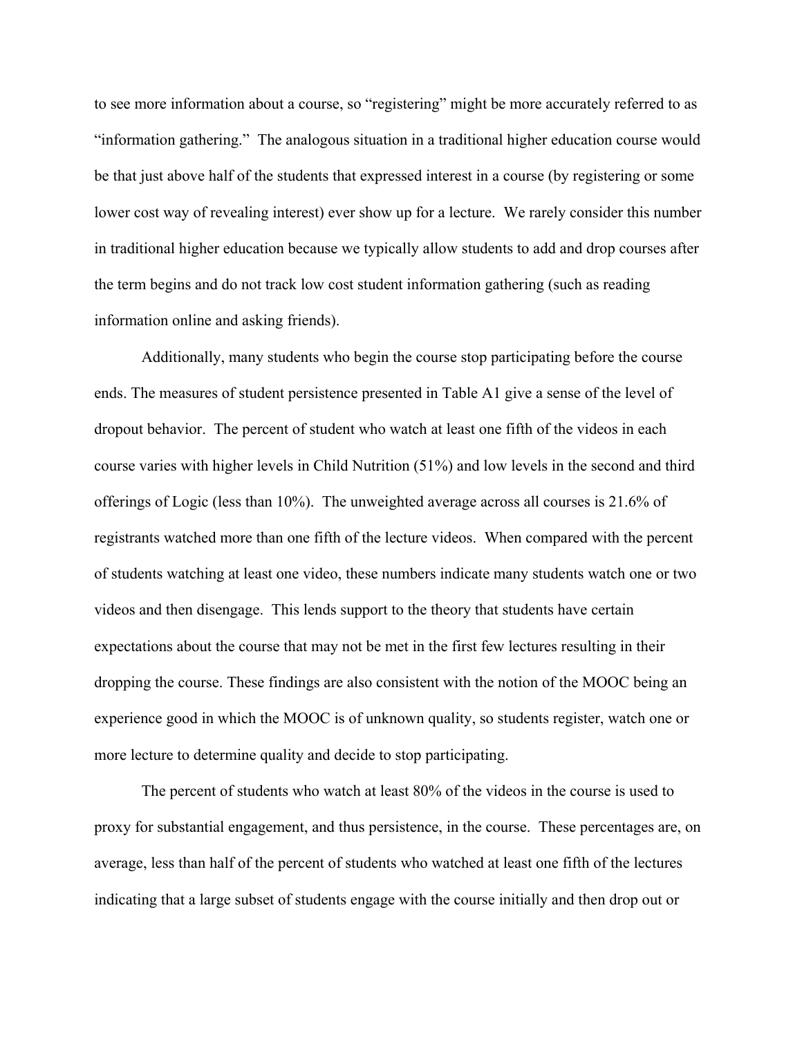to see more information about a course, so "registering" might be more accurately referred to as "information gathering." The analogous situation in a traditional higher education course would be that just above half of the students that expressed interest in a course (by registering or some lower cost way of revealing interest) ever show up for a lecture. We rarely consider this number in traditional higher education because we typically allow students to add and drop courses after the term begins and do not track low cost student information gathering (such as reading information online and asking friends).

Additionally, many students who begin the course stop participating before the course ends. The measures of student persistence presented in Table A1 give a sense of the level of dropout behavior. The percent of student who watch at least one fifth of the videos in each course varies with higher levels in Child Nutrition (51%) and low levels in the second and third offerings of Logic (less than 10%). The unweighted average across all courses is 21.6% of registrants watched more than one fifth of the lecture videos. When compared with the percent of students watching at least one video, these numbers indicate many students watch one or two videos and then disengage. This lends support to the theory that students have certain expectations about the course that may not be met in the first few lectures resulting in their dropping the course. These findings are also consistent with the notion of the MOOC being an experience good in which the MOOC is of unknown quality, so students register, watch one or more lecture to determine quality and decide to stop participating.

The percent of students who watch at least 80% of the videos in the course is used to proxy for substantial engagement, and thus persistence, in the course. These percentages are, on average, less than half of the percent of students who watched at least one fifth of the lectures indicating that a large subset of students engage with the course initially and then drop out or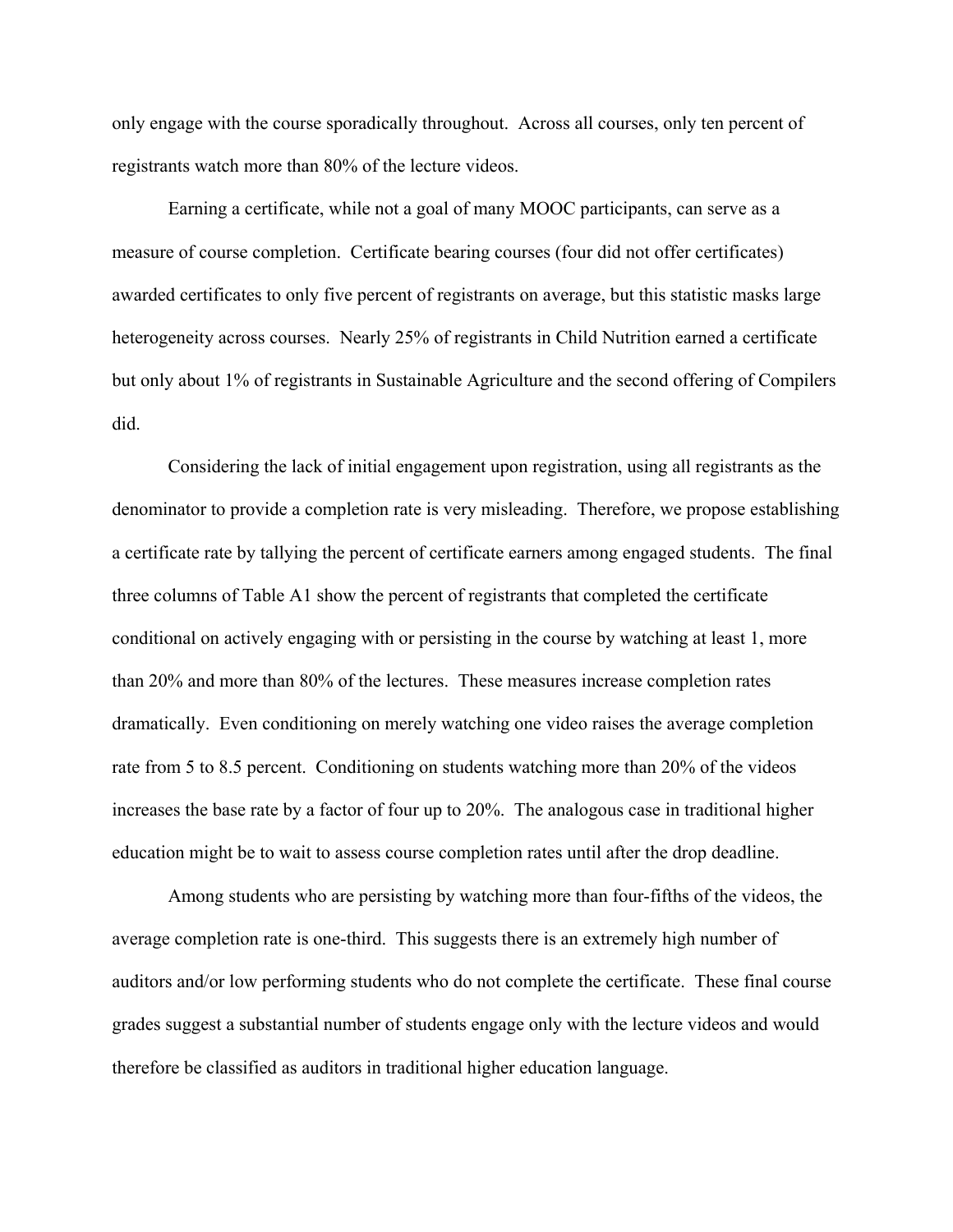only engage with the course sporadically throughout. Across all courses, only ten percent of registrants watch more than 80% of the lecture videos.

Earning a certificate, while not a goal of many MOOC participants, can serve as a measure of course completion. Certificate bearing courses (four did not offer certificates) awarded certificates to only five percent of registrants on average, but this statistic masks large heterogeneity across courses. Nearly 25% of registrants in Child Nutrition earned a certificate but only about 1% of registrants in Sustainable Agriculture and the second offering of Compilers did.

Considering the lack of initial engagement upon registration, using all registrants as the denominator to provide a completion rate is very misleading. Therefore, we propose establishing a certificate rate by tallying the percent of certificate earners among engaged students. The final three columns of Table A1 show the percent of registrants that completed the certificate conditional on actively engaging with or persisting in the course by watching at least 1, more than 20% and more than 80% of the lectures. These measures increase completion rates dramatically. Even conditioning on merely watching one video raises the average completion rate from 5 to 8.5 percent. Conditioning on students watching more than 20% of the videos increases the base rate by a factor of four up to 20%. The analogous case in traditional higher education might be to wait to assess course completion rates until after the drop deadline.

Among students who are persisting by watching more than four-fifths of the videos, the average completion rate is one-third. This suggests there is an extremely high number of auditors and/or low performing students who do not complete the certificate. These final course grades suggest a substantial number of students engage only with the lecture videos and would therefore be classified as auditors in traditional higher education language.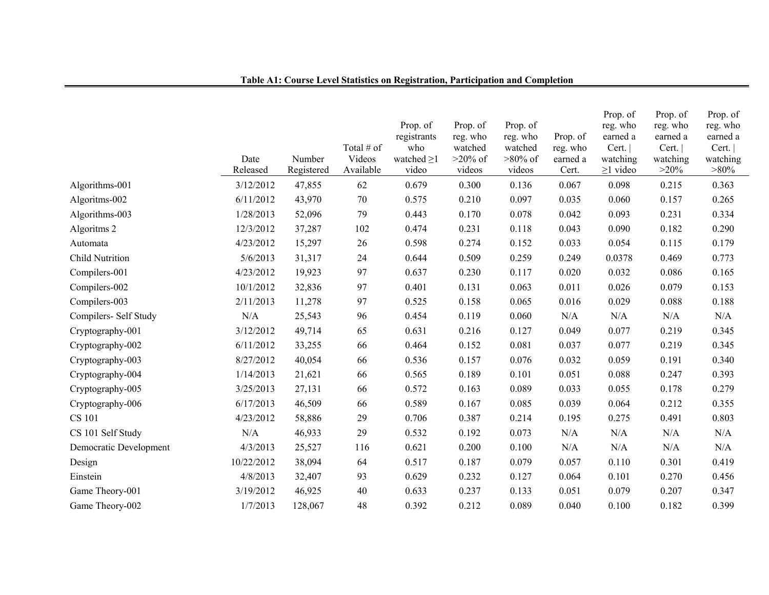**Table A1: Course Level Statistics on Registration, Participation and Completion**

| | Date Released | Number Registered | Total # of Videos Available | Prop. of registrants who watched ≥1 video | Prop. of reg. who watched >20% of videos | Prop. of reg. who watched >80% of videos | Prop. of reg. who earned a Cert. | Prop. of reg. who earned a Cert. \| watching ≥1 video | Prop. of reg. who earned a Cert. \| watching >20% | Prop. of reg. who earned a Cert. \| watching >80% |
|---|---|---|---|---|---|---|---|---|---|---|
| Algorithms-001 | 3/12/2012 | 47,855 | 62 | 0.679 | 0.300 | 0.136 | 0.067 | 0.098 | 0.215 | 0.363 |
| Algoritms-002 | 6/11/2012 | 43,970 | 70 | 0.575 | 0.210 | 0.097 | 0.035 | 0.060 | 0.157 | 0.265 |
| Algorithms-003 | 1/28/2013 | 52,096 | 79 | 0.443 | 0.170 | 0.078 | 0.042 | 0.093 | 0.231 | 0.334 |
| Algoritms 2 | 12/3/2012 | 37,287 | 102 | 0.474 | 0.231 | 0.118 | 0.043 | 0.090 | 0.182 | 0.290 |
| Automata | 4/23/2012 | 15,297 | 26 | 0.598 | 0.274 | 0.152 | 0.033 | 0.054 | 0.115 | 0.179 |
| Child Nutrition | 5/6/2013 | 31,317 | 24 | 0.644 | 0.509 | 0.259 | 0.249 | 0.0378 | 0.469 | 0.773 |
| Compilers-001 | 4/23/2012 | 19,923 | 97 | 0.637 | 0.230 | 0.117 | 0.020 | 0.032 | 0.086 | 0.165 |
| Compilers-002 | 10/1/2012 | 32,836 | 97 | 0.401 | 0.131 | 0.063 | 0.011 | 0.026 | 0.079 | 0.153 |
| Compilers-003 | 2/11/2013 | 11,278 | 97 | 0.525 | 0.158 | 0.065 | 0.016 | 0.029 | 0.088 | 0.188 |
| Compilers- Self Study | N/A | 25,543 | 96 | 0.454 | 0.119 | 0.060 | N/A | N/A | N/A | N/A |
| Cryptography-001 | 3/12/2012 | 49,714 | 65 | 0.631 | 0.216 | 0.127 | 0.049 | 0.077 | 0.219 | 0.345 |
| Cryptography-002 | 6/11/2012 | 33,255 | 66 | 0.464 | 0.152 | 0.081 | 0.037 | 0.077 | 0.219 | 0.345 |
| Cryptography-003 | 8/27/2012 | 40,054 | 66 | 0.536 | 0.157 | 0.076 | 0.032 | 0.059 | 0.191 | 0.340 |
| Cryptography-004 | 1/14/2013 | 21,621 | 66 | 0.565 | 0.189 | 0.101 | 0.051 | 0.088 | 0.247 | 0.393 |
| Cryptography-005 | 3/25/2013 | 27,131 | 66 | 0.572 | 0.163 | 0.089 | 0.033 | 0.055 | 0.178 | 0.279 |
| Cryptography-006 | 6/17/2013 | 46,509 | 66 | 0.589 | 0.167 | 0.085 | 0.039 | 0.064 | 0.212 | 0.355 |
| CS 101 | 4/23/2012 | 58,886 | 29 | 0.706 | 0.387 | 0.214 | 0.195 | 0.275 | 0.491 | 0.803 |
| CS 101 Self Study | N/A | 46,933 | 29 | 0.532 | 0.192 | 0.073 | N/A | N/A | N/A | N/A |
| Democratic Development | 4/3/2013 | 25,527 | 116 | 0.621 | 0.200 | 0.100 | N/A | N/A | N/A | N/A |
| Design | 10/22/2012 | 38,094 | 64 | 0.517 | 0.187 | 0.079 | 0.057 | 0.110 | 0.301 | 0.419 |
| Einstein | 4/8/2013 | 32,407 | 93 | 0.629 | 0.232 | 0.127 | 0.064 | 0.101 | 0.270 | 0.456 |
| Game Theory-001 | 3/19/2012 | 46,925 | 40 | 0.633 | 0.237 | 0.133 | 0.051 | 0.079 | 0.207 | 0.347 |
| Game Theory-002 | 1/7/2013 | 128,067 | 48 | 0.392 | 0.212 | 0.089 | 0.040 | 0.100 | 0.182 | 0.399 |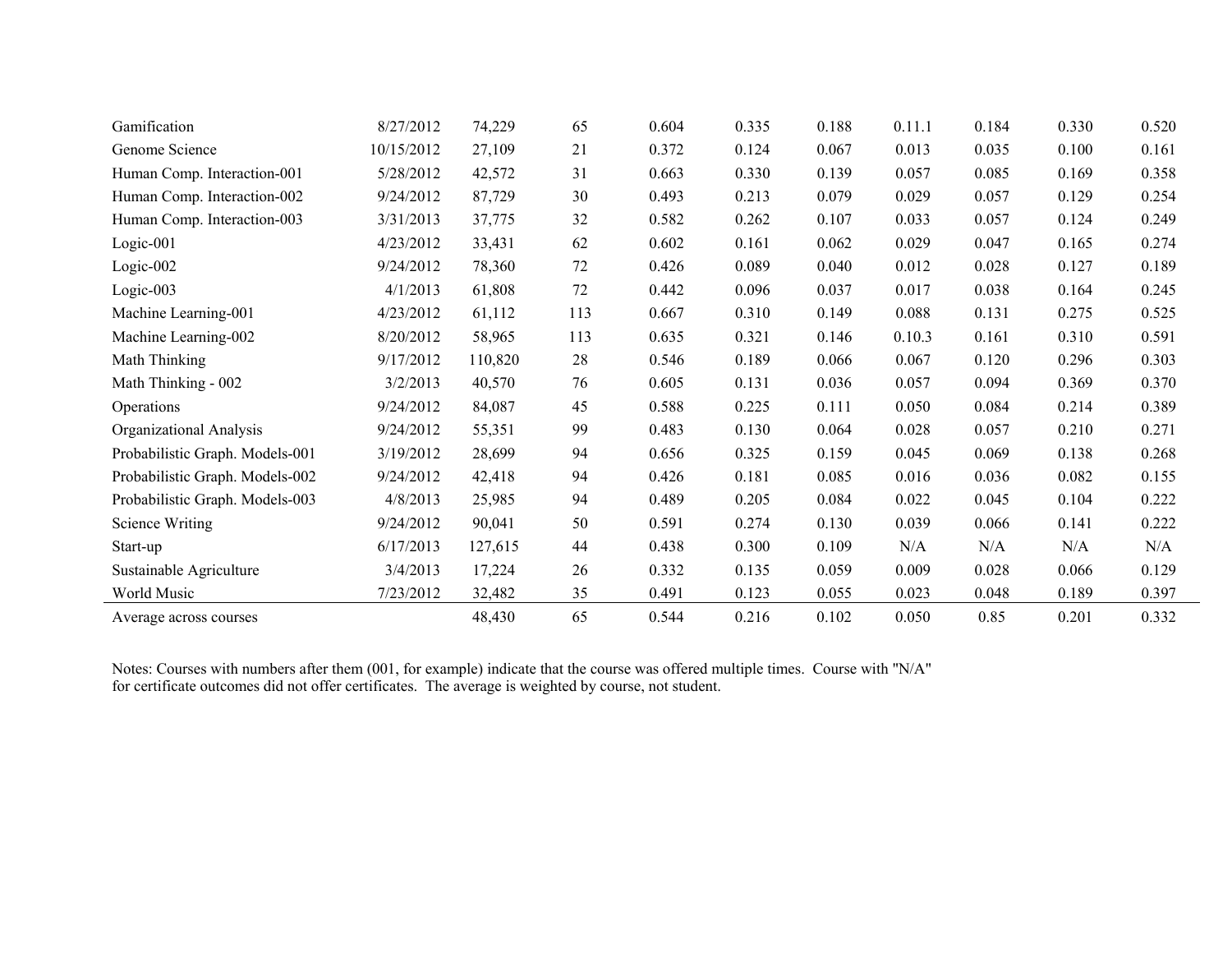| | | | | | | | | | | |
|---|---|---|---|---|---|---|---|---|---|---|
| Gamification | 8/27/2012 | 74,229 | 65 | 0.604 | 0.335 | 0.188 | 0.11.1 | 0.184 | 0.330 | 0.520 |
| Genome Science | 10/15/2012 | 27,109 | 21 | 0.372 | 0.124 | 0.067 | 0.013 | 0.035 | 0.100 | 0.161 |
| Human Comp. Interaction-001 | 5/28/2012 | 42,572 | 31 | 0.663 | 0.330 | 0.139 | 0.057 | 0.085 | 0.169 | 0.358 |
| Human Comp. Interaction-002 | 9/24/2012 | 87,729 | 30 | 0.493 | 0.213 | 0.079 | 0.029 | 0.057 | 0.129 | 0.254 |
| Human Comp. Interaction-003 | 3/31/2013 | 37,775 | 32 | 0.582 | 0.262 | 0.107 | 0.033 | 0.057 | 0.124 | 0.249 |
| Logic-001 | 4/23/2012 | 33,431 | 62 | 0.602 | 0.161 | 0.062 | 0.029 | 0.047 | 0.165 | 0.274 |
| Logic-002 | 9/24/2012 | 78,360 | 72 | 0.426 | 0.089 | 0.040 | 0.012 | 0.028 | 0.127 | 0.189 |
| Logic-003 | 4/1/2013 | 61,808 | 72 | 0.442 | 0.096 | 0.037 | 0.017 | 0.038 | 0.164 | 0.245 |
| Machine Learning-001 | 4/23/2012 | 61,112 | 113 | 0.667 | 0.310 | 0.149 | 0.088 | 0.131 | 0.275 | 0.525 |
| Machine Learning-002 | 8/20/2012 | 58,965 | 113 | 0.635 | 0.321 | 0.146 | 0.10.3 | 0.161 | 0.310 | 0.591 |
| Math Thinking | 9/17/2012 | 110,820 | 28 | 0.546 | 0.189 | 0.066 | 0.067 | 0.120 | 0.296 | 0.303 |
| Math Thinking - 002 | 3/2/2013 | 40,570 | 76 | 0.605 | 0.131 | 0.036 | 0.057 | 0.094 | 0.369 | 0.370 |
| Operations | 9/24/2012 | 84,087 | 45 | 0.588 | 0.225 | 0.111 | 0.050 | 0.084 | 0.214 | 0.389 |
| Organizational Analysis | 9/24/2012 | 55,351 | 99 | 0.483 | 0.130 | 0.064 | 0.028 | 0.057 | 0.210 | 0.271 |
| Probabilistic Graph. Models-001 | 3/19/2012 | 28,699 | 94 | 0.656 | 0.325 | 0.159 | 0.045 | 0.069 | 0.138 | 0.268 |
| Probabilistic Graph. Models-002 | 9/24/2012 | 42,418 | 94 | 0.426 | 0.181 | 0.085 | 0.016 | 0.036 | 0.082 | 0.155 |
| Probabilistic Graph. Models-003 | 4/8/2013 | 25,985 | 94 | 0.489 | 0.205 | 0.084 | 0.022 | 0.045 | 0.104 | 0.222 |
| Science Writing | 9/24/2012 | 90,041 | 50 | 0.591 | 0.274 | 0.130 | 0.039 | 0.066 | 0.141 | 0.222 |
| Start-up | 6/17/2013 | 127,615 | 44 | 0.438 | 0.300 | 0.109 | N/A | N/A | N/A | N/A |
| Sustainable Agriculture | 3/4/2013 | 17,224 | 26 | 0.332 | 0.135 | 0.059 | 0.009 | 0.028 | 0.066 | 0.129 |
| World Music | 7/23/2012 | 32,482 | 35 | 0.491 | 0.123 | 0.055 | 0.023 | 0.048 | 0.189 | 0.397 |
| Average across courses | | 48,430 | 65 | 0.544 | 0.216 | 0.102 | 0.050 | 0.85 | 0.201 | 0.332 |

Notes: Courses with numbers after them (001, for example) indicate that the course was offered multiple times. Course with "N/A" for certificate outcomes did not offer certificates. The average is weighted by course, not student.